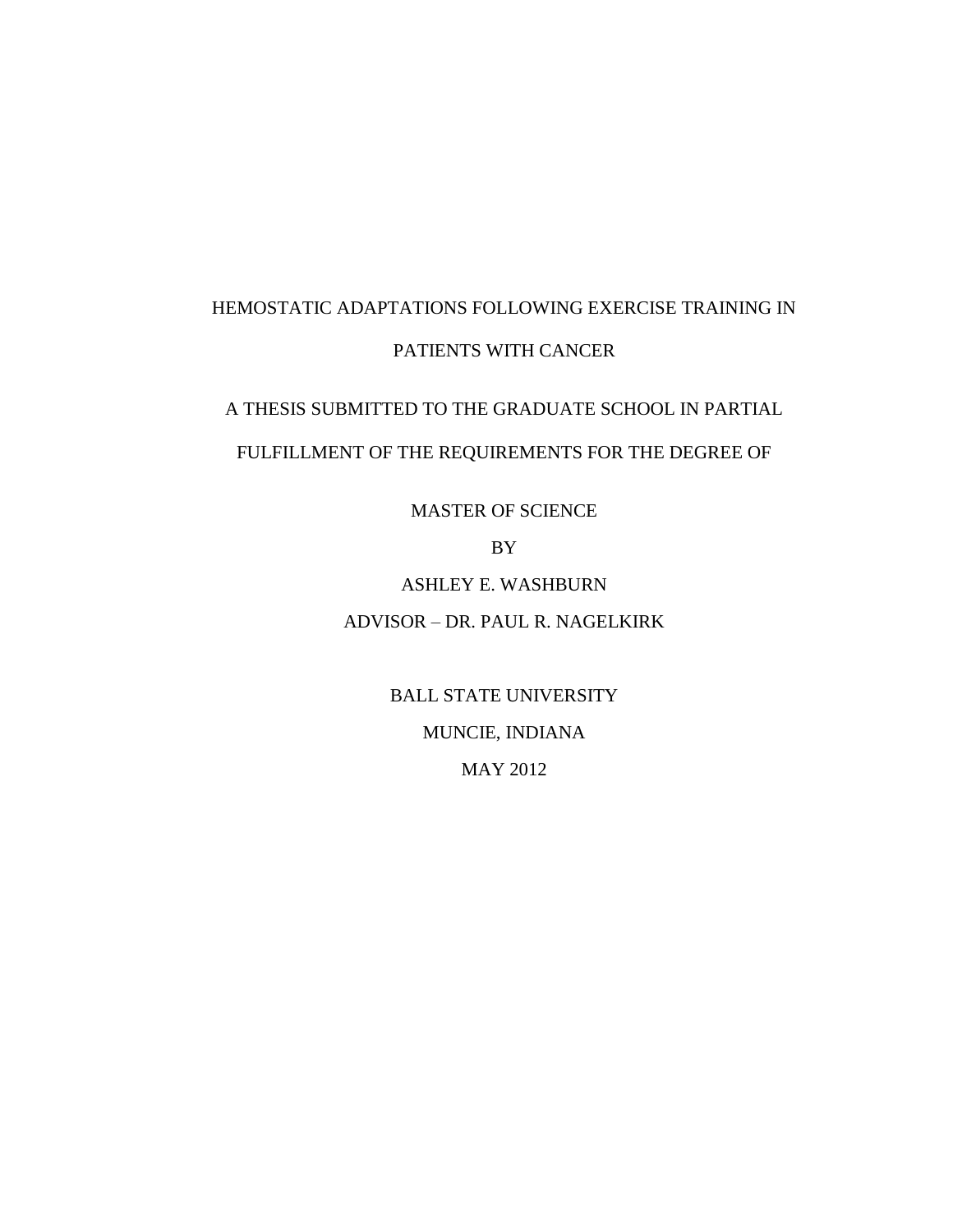# HEMOSTATIC ADAPTATIONS FOLLOWING EXERCISE TRAINING IN PATIENTS WITH CANCER

A THESIS SUBMITTED TO THE GRADUATE SCHOOL IN PARTIAL FULFILLMENT OF THE REQUIREMENTS FOR THE DEGREE OF

MASTER OF SCIENCE

BY

ASHLEY E. WASHBURN

ADVISOR – DR. PAUL R. NAGELKIRK

BALL STATE UNIVERSITY

MUNCIE, INDIANA

MAY 2012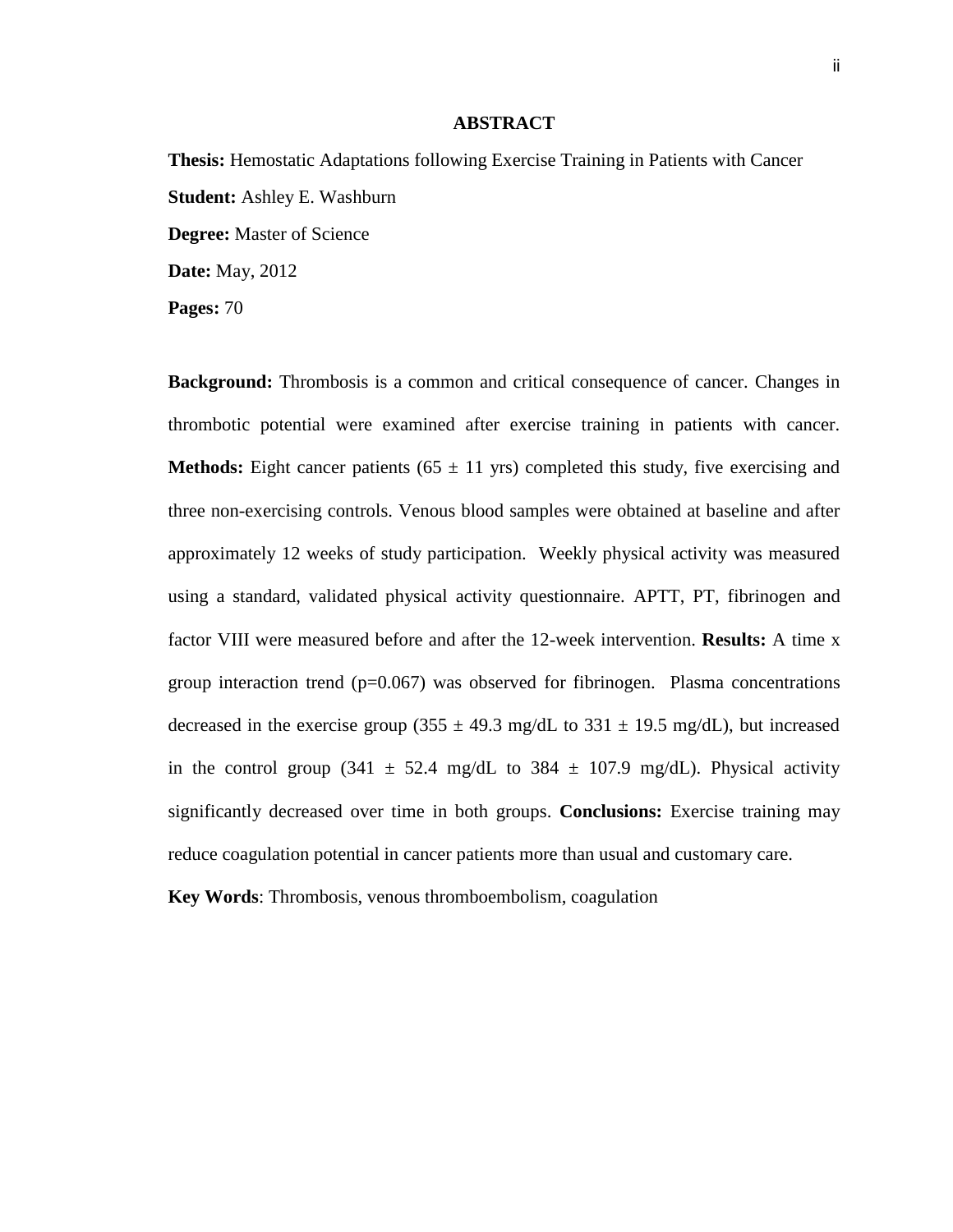# ABSTRACT

**Thesis:** Hemostatic Adaptations following Exercise Training in Patients with Cancer

**Student:** Ashley E. Washburn

**Degree:** Master of Science

**Date:** May, 2012

**Pages:** 70

**Background:** Thrombosis is a common and critical consequence of cancer. Changes in thrombotic potential were examined after exercise training in patients with cancer. **Methods:** Eight cancer patients (65 ± 11 yrs) completed this study, five exercising and three non-exercising controls. Venous blood samples were obtained at baseline and after approximately 12 weeks of study participation. Weekly physical activity was measured using a standard, validated physical activity questionnaire. APTT, PT, fibrinogen and factor VIII were measured before and after the 12-week intervention. **Results:** A time x group interaction trend ($p=0.067$) was observed for fibrinogen. Plasma concentrations decreased in the exercise group (355 ± 49.3 mg/dL to 331 ± 19.5 mg/dL), but increased in the control group (341 ± 52.4 mg/dL to 384 ± 107.9 mg/dL). Physical activity significantly decreased over time in both groups. **Conclusions:** Exercise training may reduce coagulation potential in cancer patients more than usual and customary care.

**Key Words**: Thrombosis, venous thromboembolism, coagulation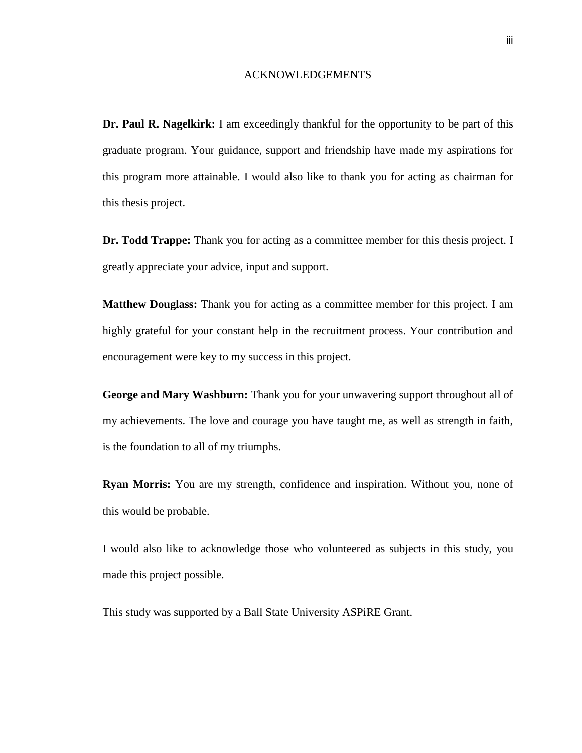# ACKNOWLEDGEMENTS

**Dr. Paul R. Nagelkirk:** I am exceedingly thankful for the opportunity to be part of this graduate program. Your guidance, support and friendship have made my aspirations for this program more attainable. I would also like to thank you for acting as chairman for this thesis project.

**Dr. Todd Trappe:** Thank you for acting as a committee member for this thesis project. I greatly appreciate your advice, input and support.

**Matthew Douglass:** Thank you for acting as a committee member for this project. I am highly grateful for your constant help in the recruitment process. Your contribution and encouragement were key to my success in this project.

**George and Mary Washburn:** Thank you for your unwavering support throughout all of my achievements. The love and courage you have taught me, as well as strength in faith, is the foundation to all of my triumphs.

**Ryan Morris:** You are my strength, confidence and inspiration. Without you, none of this would be probable.

I would also like to acknowledge those who volunteered as subjects in this study, you made this project possible.

This study was supported by a Ball State University ASPiRE Grant.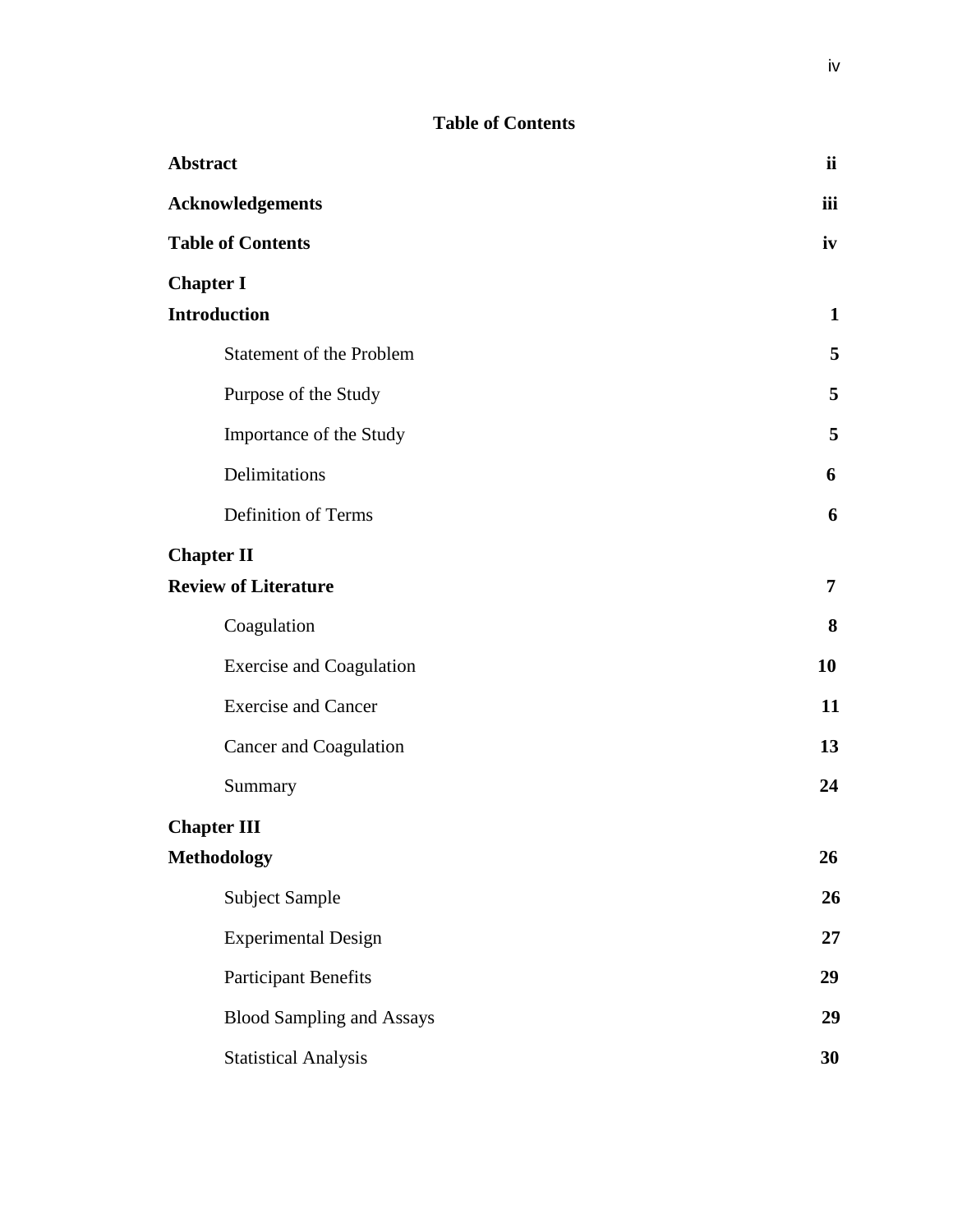# Table of Contents

**Abstract** **ii**

**Acknowledgements** **iii**

**Table of Contents** **iv**

**Chapter I**

**Introduction** **1**

- Statement of the Problem **5**
- Purpose of the Study **5**
- Importance of the Study **5**
- Delimitations **6**
- Definition of Terms **6**

**Chapter II**

**Review of Literature** **7**

- Coagulation **8**
- Exercise and Coagulation **10**
- Exercise and Cancer **11**
- Cancer and Coagulation **13**
- Summary **24**

**Chapter III**

**Methodology** **26**

- Subject Sample **26**
- Experimental Design **27**
- Participant Benefits **29**
- Blood Sampling and Assays **29**
- Statistical Analysis **30**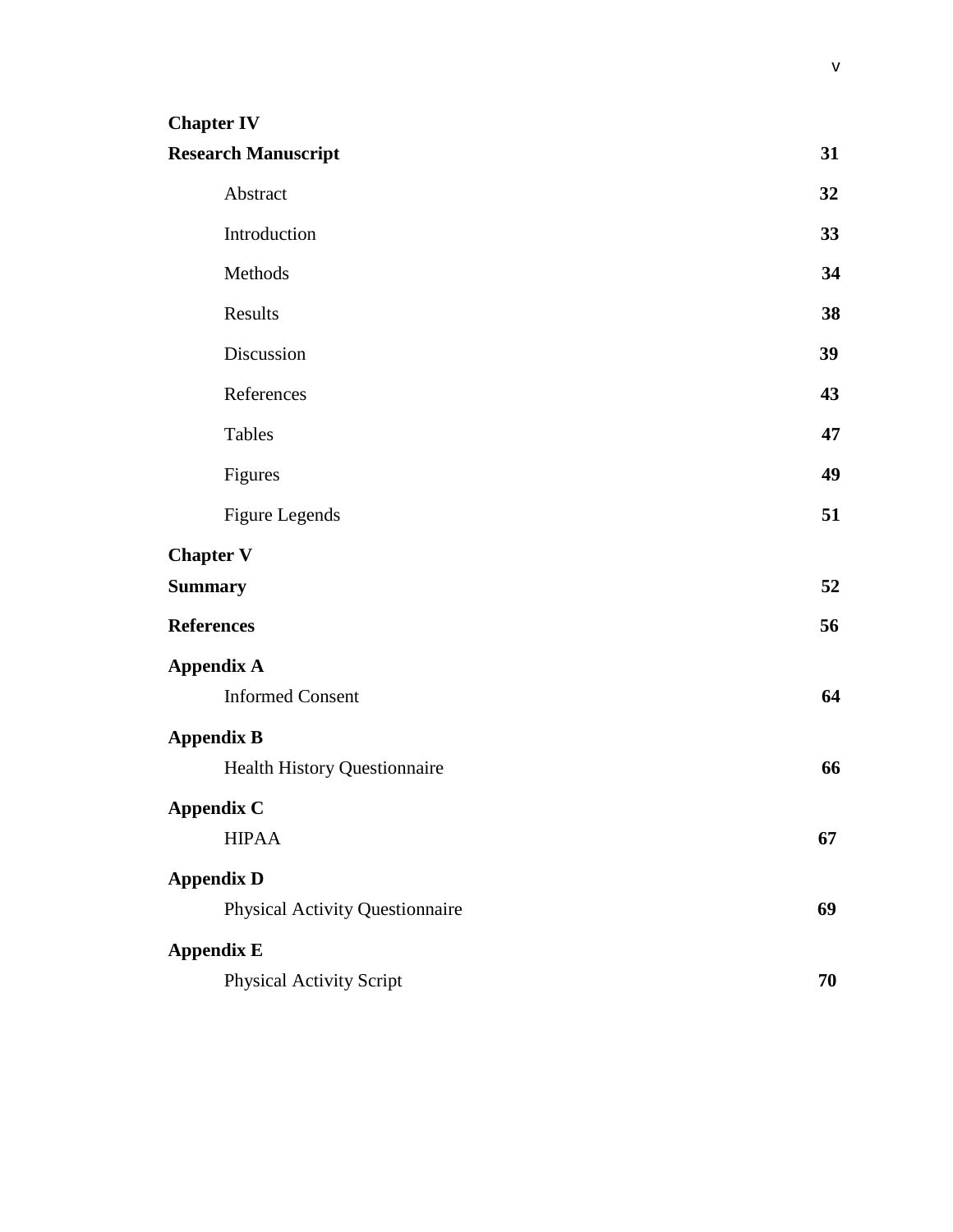**Chapter IV**

| | |
|---|---|
| **Research Manuscript** | **31** |
| Abstract | **32** |
| Introduction | **33** |
| Methods | **34** |
| Results | **38** |
| Discussion | **39** |
| References | **43** |
| Tables | **47** |
| Figures | **49** |
| Figure Legends | **51** |

**Chapter V**

| | |
|---|---|
| **Summary** | **52** |
| **References** | **56** |

**Appendix A**

| | |
|---|---|
| Informed Consent | **64** |

**Appendix B**

| | |
|---|---|
| Health History Questionnaire | **66** |

**Appendix C**

| | |
|---|---|
| HIPAA | **67** |

**Appendix D**

| | |
|---|---|
| Physical Activity Questionnaire | **69** |

**Appendix E**

| | |
|---|---|
| Physical Activity Script | **70** |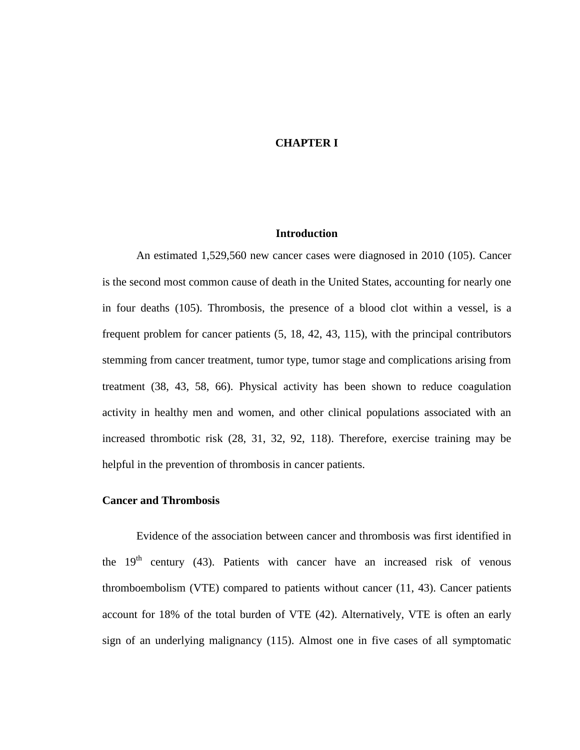# CHAPTER I

## Introduction

An estimated 1,529,560 new cancer cases were diagnosed in 2010 (105). Cancer is the second most common cause of death in the United States, accounting for nearly one in four deaths (105). Thrombosis, the presence of a blood clot within a vessel, is a frequent problem for cancer patients (5, 18, 42, 43, 115), with the principal contributors stemming from cancer treatment, tumor type, tumor stage and complications arising from treatment (38, 43, 58, 66). Physical activity has been shown to reduce coagulation activity in healthy men and women, and other clinical populations associated with an increased thrombotic risk (28, 31, 32, 92, 118). Therefore, exercise training may be helpful in the prevention of thrombosis in cancer patients.

### Cancer and Thrombosis

Evidence of the association between cancer and thrombosis was first identified in the 19th century (43). Patients with cancer have an increased risk of venous thromboembolism (VTE) compared to patients without cancer (11, 43). Cancer patients account for 18% of the total burden of VTE (42). Alternatively, VTE is often an early sign of an underlying malignancy (115). Almost one in five cases of all symptomatic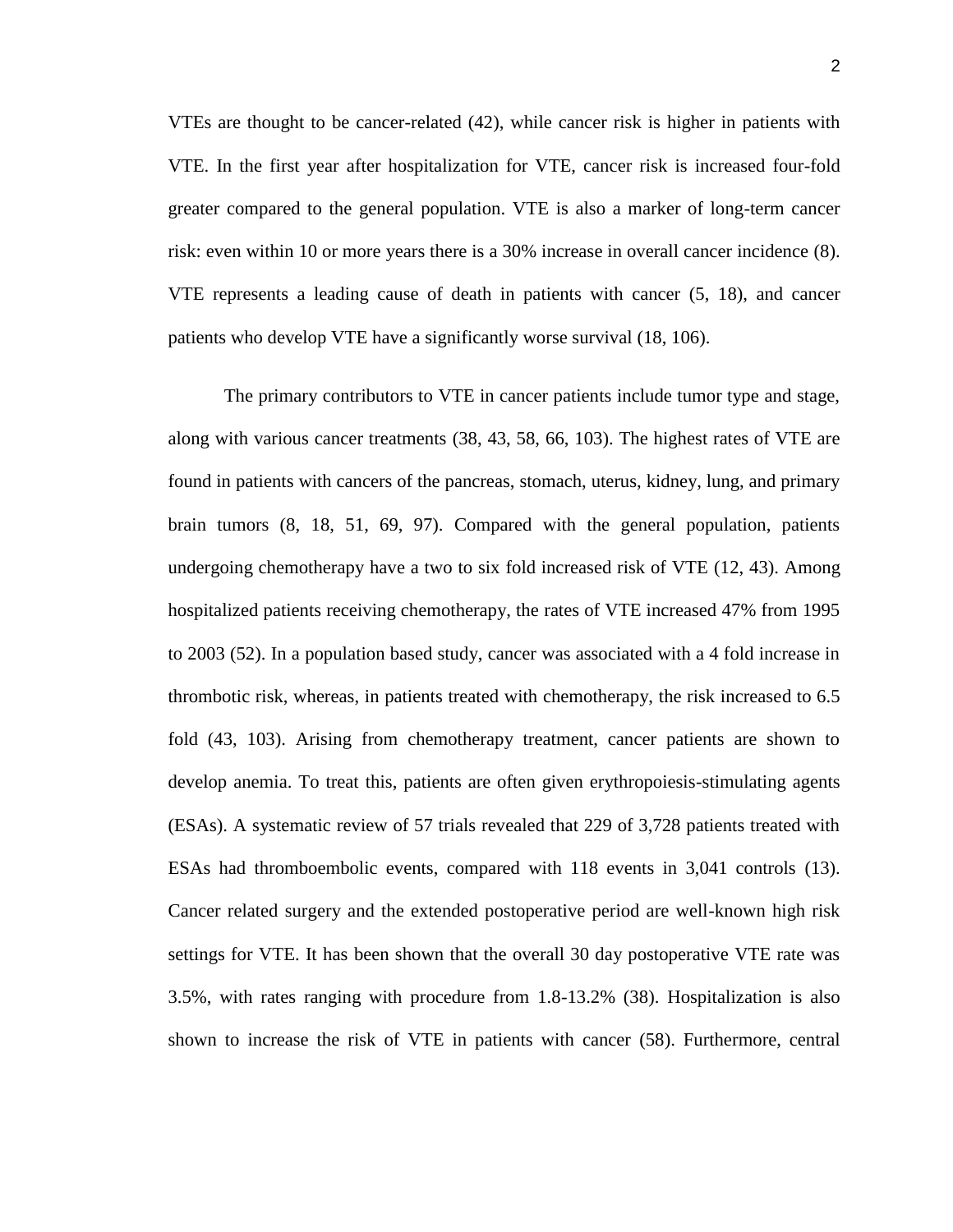VTEs are thought to be cancer-related (42), while cancer risk is higher in patients with VTE. In the first year after hospitalization for VTE, cancer risk is increased four-fold greater compared to the general population. VTE is also a marker of long-term cancer risk: even within 10 or more years there is a 30% increase in overall cancer incidence (8). VTE represents a leading cause of death in patients with cancer (5, 18), and cancer patients who develop VTE have a significantly worse survival (18, 106).

The primary contributors to VTE in cancer patients include tumor type and stage, along with various cancer treatments (38, 43, 58, 66, 103). The highest rates of VTE are found in patients with cancers of the pancreas, stomach, uterus, kidney, lung, and primary brain tumors (8, 18, 51, 69, 97). Compared with the general population, patients undergoing chemotherapy have a two to six fold increased risk of VTE (12, 43). Among hospitalized patients receiving chemotherapy, the rates of VTE increased 47% from 1995 to 2003 (52). In a population based study, cancer was associated with a 4 fold increase in thrombotic risk, whereas, in patients treated with chemotherapy, the risk increased to 6.5 fold (43, 103). Arising from chemotherapy treatment, cancer patients are shown to develop anemia. To treat this, patients are often given erythropoiesis-stimulating agents (ESAs). A systematic review of 57 trials revealed that 229 of 3,728 patients treated with ESAs had thromboembolic events, compared with 118 events in 3,041 controls (13). Cancer related surgery and the extended postoperative period are well-known high risk settings for VTE. It has been shown that the overall 30 day postoperative VTE rate was 3.5%, with rates ranging with procedure from 1.8-13.2% (38). Hospitalization is also shown to increase the risk of VTE in patients with cancer (58). Furthermore, central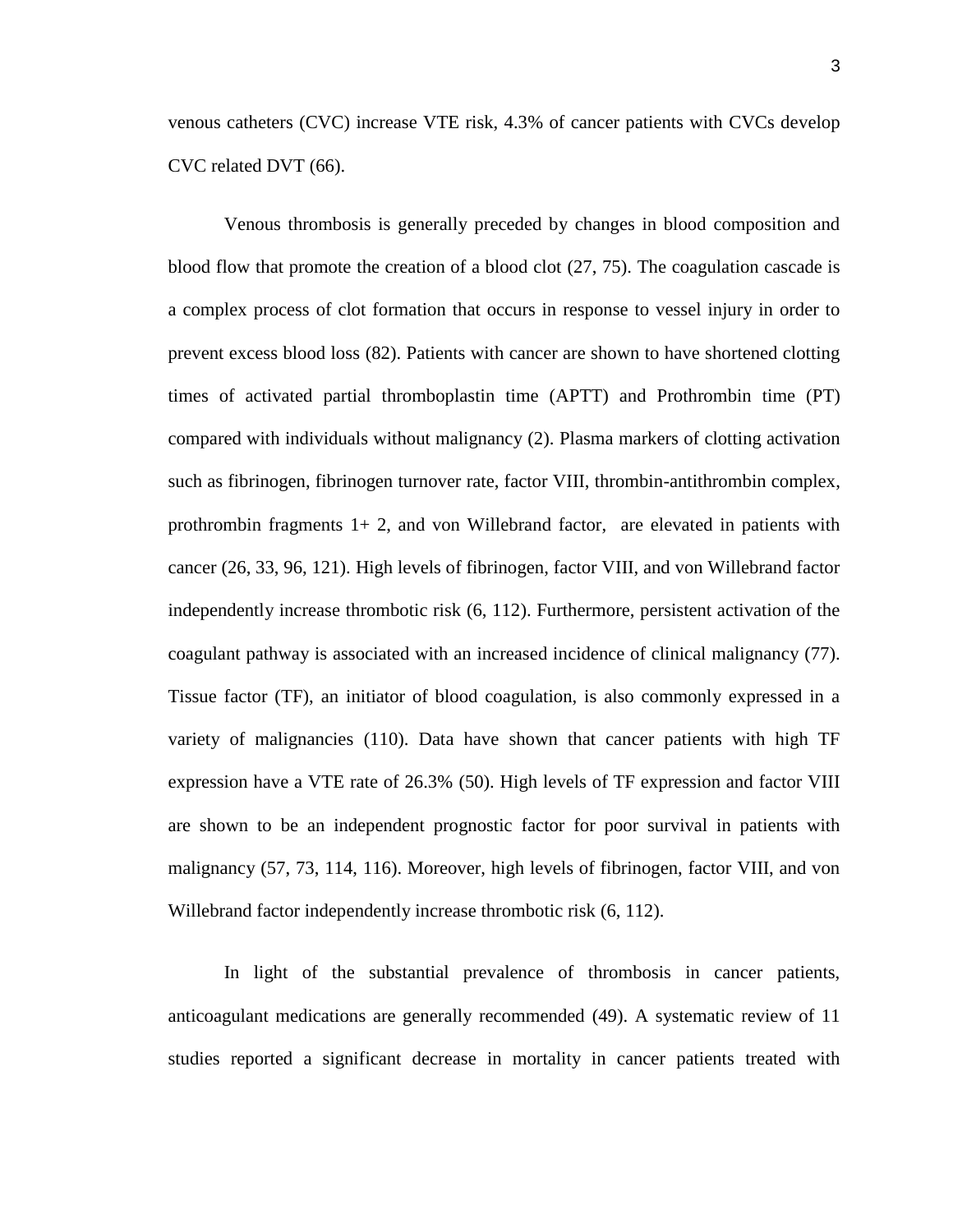venous catheters (CVC) increase VTE risk, 4.3% of cancer patients with CVCs develop CVC related DVT (66).

Venous thrombosis is generally preceded by changes in blood composition and blood flow that promote the creation of a blood clot (27, 75). The coagulation cascade is a complex process of clot formation that occurs in response to vessel injury in order to prevent excess blood loss (82). Patients with cancer are shown to have shortened clotting times of activated partial thromboplastin time (APTT) and Prothrombin time (PT) compared with individuals without malignancy (2). Plasma markers of clotting activation such as fibrinogen, fibrinogen turnover rate, factor VIII, thrombin-antithrombin complex, prothrombin fragments 1+ 2, and von Willebrand factor, are elevated in patients with cancer (26, 33, 96, 121). High levels of fibrinogen, factor VIII, and von Willebrand factor independently increase thrombotic risk (6, 112). Furthermore, persistent activation of the coagulant pathway is associated with an increased incidence of clinical malignancy (77). Tissue factor (TF), an initiator of blood coagulation, is also commonly expressed in a variety of malignancies (110). Data have shown that cancer patients with high TF expression have a VTE rate of 26.3% (50). High levels of TF expression and factor VIII are shown to be an independent prognostic factor for poor survival in patients with malignancy (57, 73, 114, 116). Moreover, high levels of fibrinogen, factor VIII, and von Willebrand factor independently increase thrombotic risk (6, 112).

In light of the substantial prevalence of thrombosis in cancer patients, anticoagulant medications are generally recommended (49). A systematic review of 11 studies reported a significant decrease in mortality in cancer patients treated with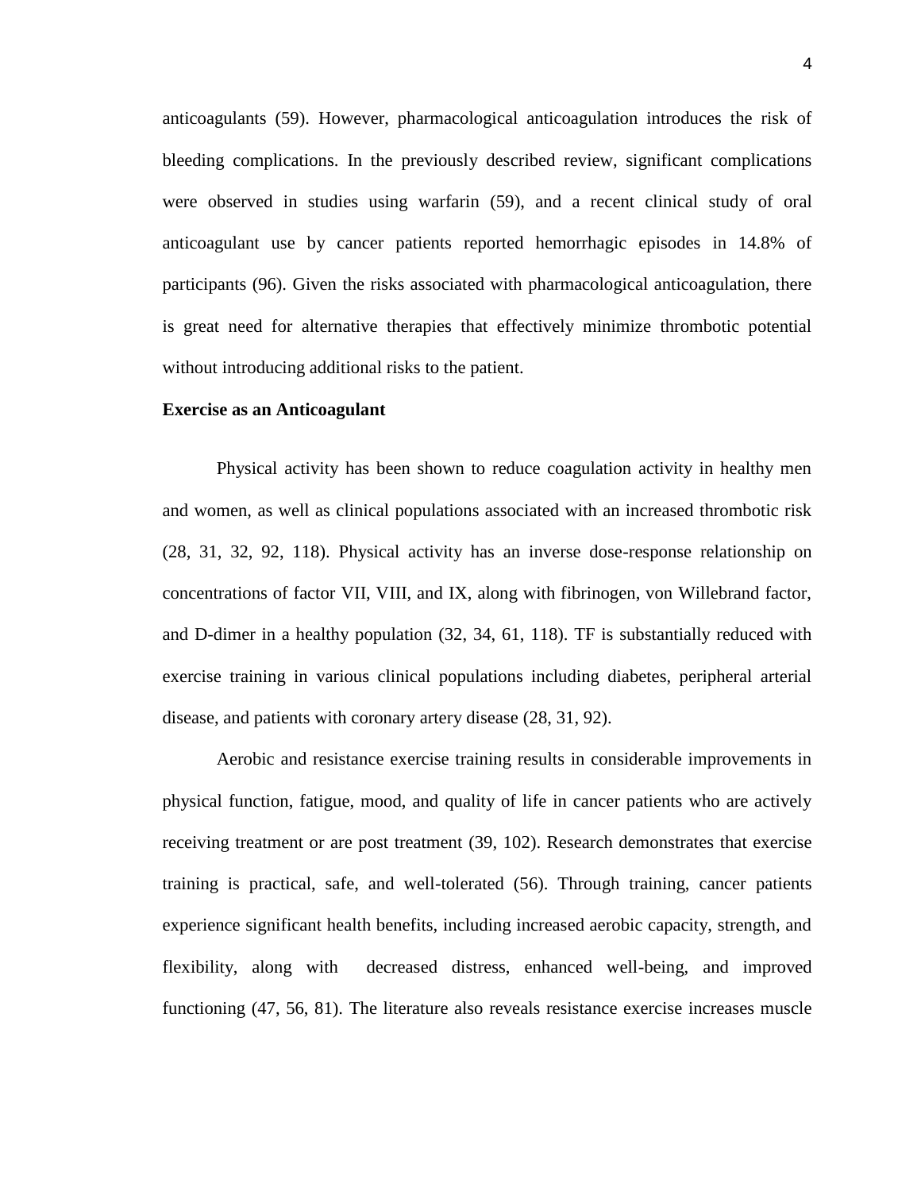anticoagulants (59). However, pharmacological anticoagulation introduces the risk of bleeding complications. In the previously described review, significant complications were observed in studies using warfarin (59), and a recent clinical study of oral anticoagulant use by cancer patients reported hemorrhagic episodes in 14.8% of participants (96). Given the risks associated with pharmacological anticoagulation, there is great need for alternative therapies that effectively minimize thrombotic potential without introducing additional risks to the patient.

**Exercise as an Anticoagulant**

Physical activity has been shown to reduce coagulation activity in healthy men and women, as well as clinical populations associated with an increased thrombotic risk (28, 31, 32, 92, 118). Physical activity has an inverse dose-response relationship on concentrations of factor VII, VIII, and IX, along with fibrinogen, von Willebrand factor, and D-dimer in a healthy population (32, 34, 61, 118). TF is substantially reduced with exercise training in various clinical populations including diabetes, peripheral arterial disease, and patients with coronary artery disease (28, 31, 92).

Aerobic and resistance exercise training results in considerable improvements in physical function, fatigue, mood, and quality of life in cancer patients who are actively receiving treatment or are post treatment (39, 102). Research demonstrates that exercise training is practical, safe, and well-tolerated (56). Through training, cancer patients experience significant health benefits, including increased aerobic capacity, strength, and flexibility, along with decreased distress, enhanced well-being, and improved functioning (47, 56, 81). The literature also reveals resistance exercise increases muscle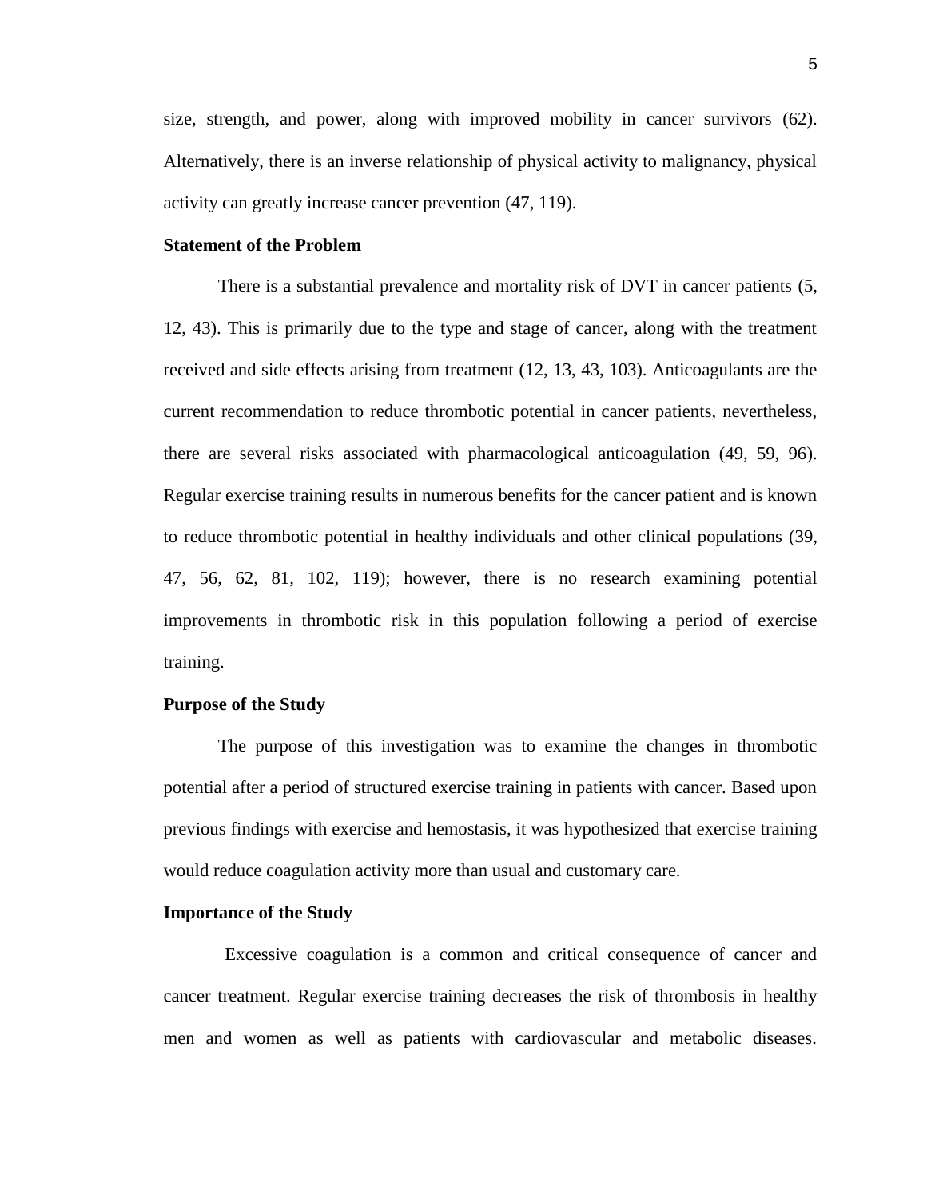size, strength, and power, along with improved mobility in cancer survivors (62). Alternatively, there is an inverse relationship of physical activity to malignancy, physical activity can greatly increase cancer prevention (47, 119).

**Statement of the Problem**

There is a substantial prevalence and mortality risk of DVT in cancer patients (5, 12, 43). This is primarily due to the type and stage of cancer, along with the treatment received and side effects arising from treatment (12, 13, 43, 103). Anticoagulants are the current recommendation to reduce thrombotic potential in cancer patients, nevertheless, there are several risks associated with pharmacological anticoagulation (49, 59, 96). Regular exercise training results in numerous benefits for the cancer patient and is known to reduce thrombotic potential in healthy individuals and other clinical populations (39, 47, 56, 62, 81, 102, 119); however, there is no research examining potential improvements in thrombotic risk in this population following a period of exercise training.

**Purpose of the Study**

The purpose of this investigation was to examine the changes in thrombotic potential after a period of structured exercise training in patients with cancer. Based upon previous findings with exercise and hemostasis, it was hypothesized that exercise training would reduce coagulation activity more than usual and customary care.

**Importance of the Study**

Excessive coagulation is a common and critical consequence of cancer and cancer treatment. Regular exercise training decreases the risk of thrombosis in healthy men and women as well as patients with cardiovascular and metabolic diseases.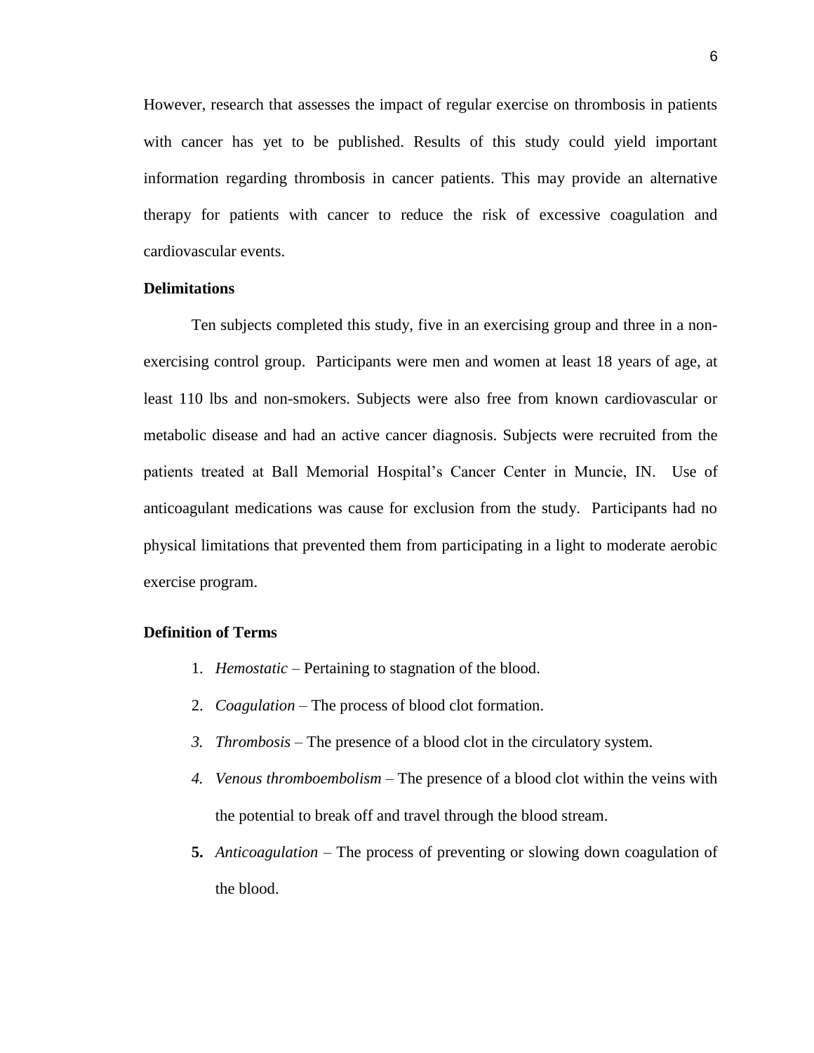However, research that assesses the impact of regular exercise on thrombosis in patients with cancer has yet to be published. Results of this study could yield important information regarding thrombosis in cancer patients. This may provide an alternative therapy for patients with cancer to reduce the risk of excessive coagulation and cardiovascular events.

### Delimitations

Ten subjects completed this study, five in an exercising group and three in a non-exercising control group. Participants were men and women at least 18 years of age, at least 110 lbs and non-smokers. Subjects were also free from known cardiovascular or metabolic disease and had an active cancer diagnosis. Subjects were recruited from the patients treated at Ball Memorial Hospital's Cancer Center in Muncie, IN. Use of anticoagulant medications was cause for exclusion from the study. Participants had no physical limitations that prevented them from participating in a light to moderate aerobic exercise program.

### Definition of Terms

1. *Hemostatic* – Pertaining to stagnation of the blood.
2. *Coagulation* – The process of blood clot formation.
3. *Thrombosis* – The presence of a blood clot in the circulatory system.
4. *Venous thromboembolism* – The presence of a blood clot within the veins with the potential to break off and travel through the blood stream.
5. *Anticoagulation* – The process of preventing or slowing down coagulation of the blood.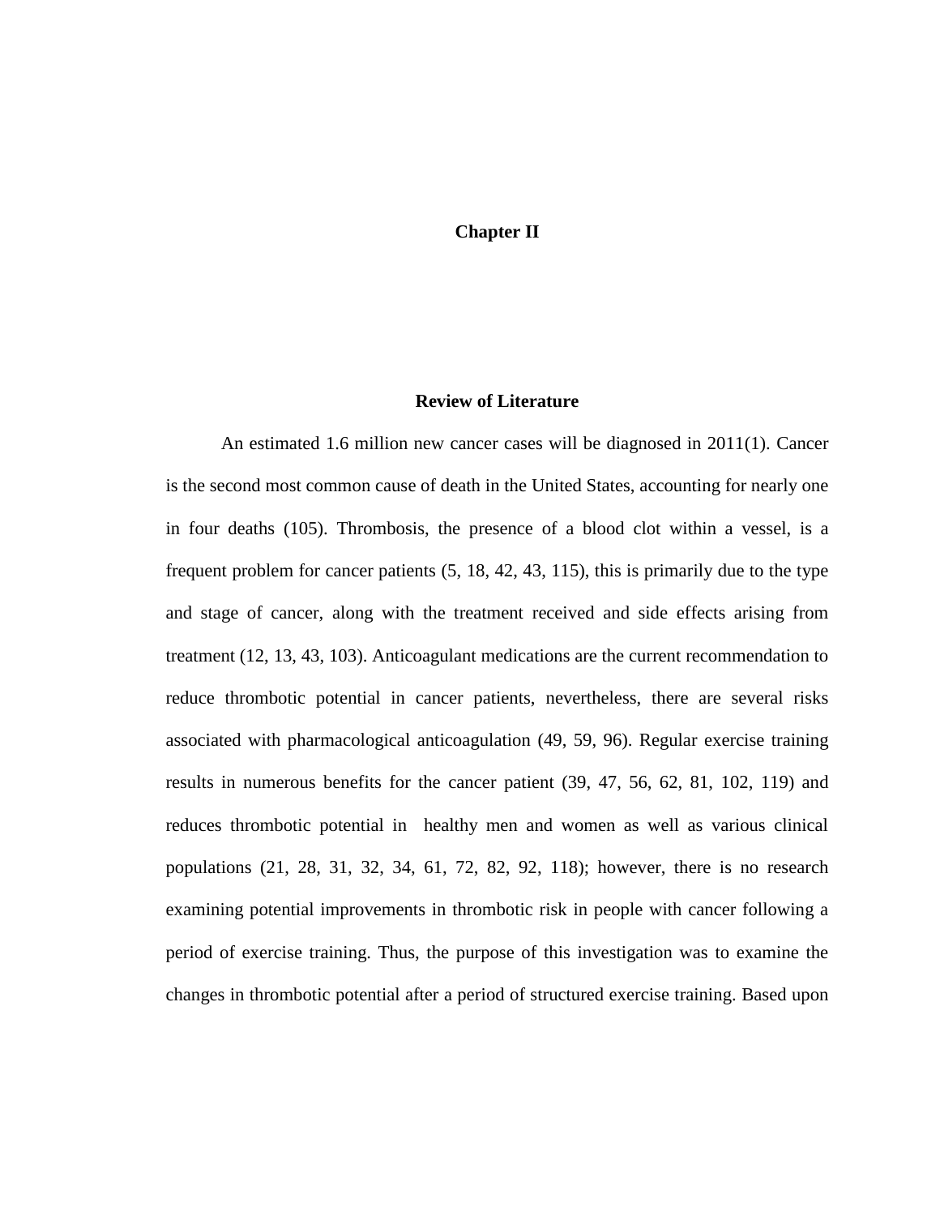# Chapter II

## Review of Literature

An estimated 1.6 million new cancer cases will be diagnosed in 2011(1). Cancer is the second most common cause of death in the United States, accounting for nearly one in four deaths (105). Thrombosis, the presence of a blood clot within a vessel, is a frequent problem for cancer patients (5, 18, 42, 43, 115), this is primarily due to the type and stage of cancer, along with the treatment received and side effects arising from treatment (12, 13, 43, 103). Anticoagulant medications are the current recommendation to reduce thrombotic potential in cancer patients, nevertheless, there are several risks associated with pharmacological anticoagulation (49, 59, 96). Regular exercise training results in numerous benefits for the cancer patient (39, 47, 56, 62, 81, 102, 119) and reduces thrombotic potential in healthy men and women as well as various clinical populations (21, 28, 31, 32, 34, 61, 72, 82, 92, 118); however, there is no research examining potential improvements in thrombotic risk in people with cancer following a period of exercise training. Thus, the purpose of this investigation was to examine the changes in thrombotic potential after a period of structured exercise training. Based upon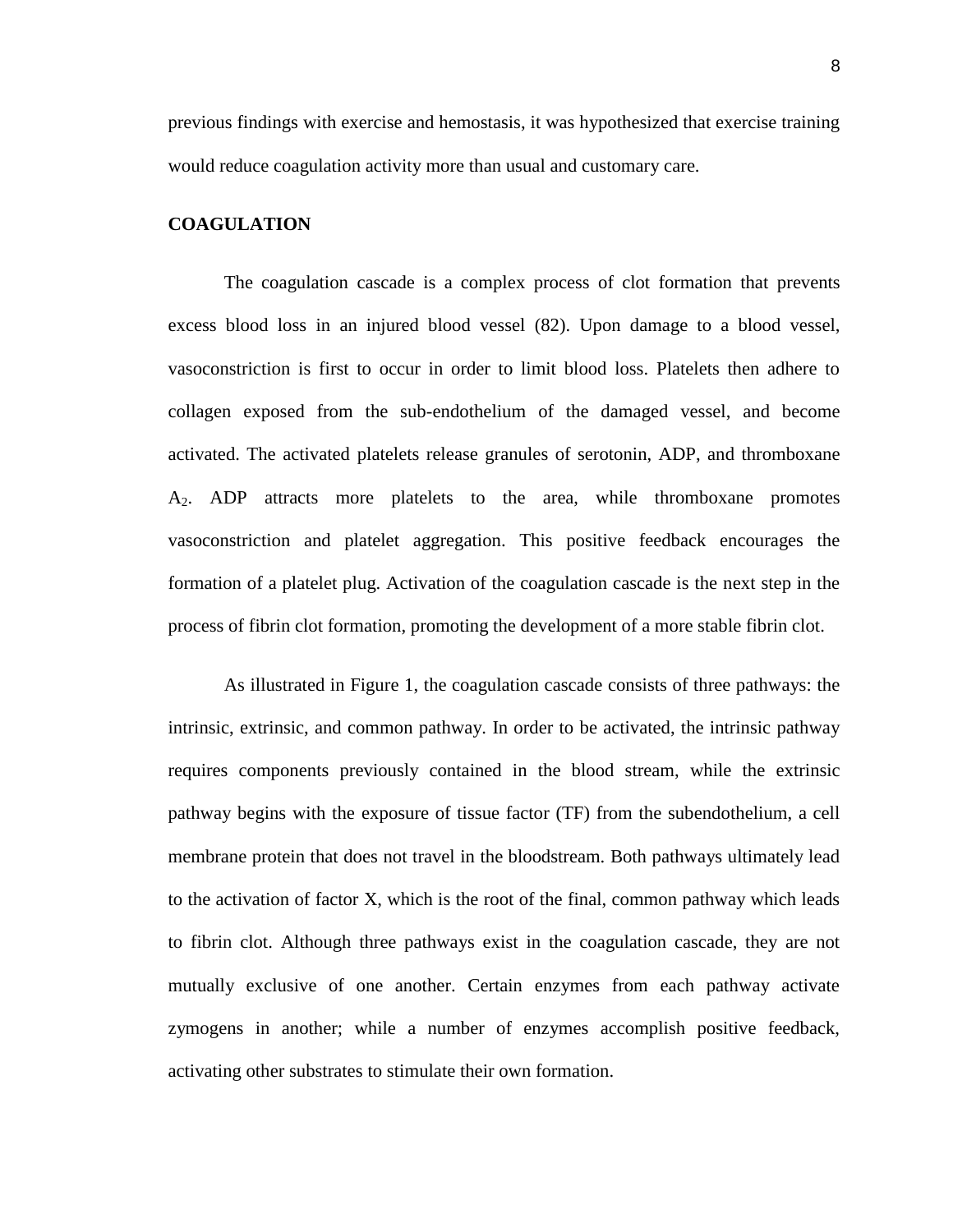previous findings with exercise and hemostasis, it was hypothesized that exercise training would reduce coagulation activity more than usual and customary care.

## COAGULATION

The coagulation cascade is a complex process of clot formation that prevents excess blood loss in an injured blood vessel (82). Upon damage to a blood vessel, vasoconstriction is first to occur in order to limit blood loss. Platelets then adhere to collagen exposed from the sub-endothelium of the damaged vessel, and become activated. The activated platelets release granules of serotonin, ADP, and thromboxane $A_2$. ADP attracts more platelets to the area, while thromboxane promotes vasoconstriction and platelet aggregation. This positive feedback encourages the formation of a platelet plug. Activation of the coagulation cascade is the next step in the process of fibrin clot formation, promoting the development of a more stable fibrin clot.

As illustrated in Figure 1, the coagulation cascade consists of three pathways: the intrinsic, extrinsic, and common pathway. In order to be activated, the intrinsic pathway requires components previously contained in the blood stream, while the extrinsic pathway begins with the exposure of tissue factor (TF) from the subendothelium, a cell membrane protein that does not travel in the bloodstream. Both pathways ultimately lead to the activation of factor X, which is the root of the final, common pathway which leads to fibrin clot. Although three pathways exist in the coagulation cascade, they are not mutually exclusive of one another. Certain enzymes from each pathway activate zymogens in another; while a number of enzymes accomplish positive feedback, activating other substrates to stimulate their own formation.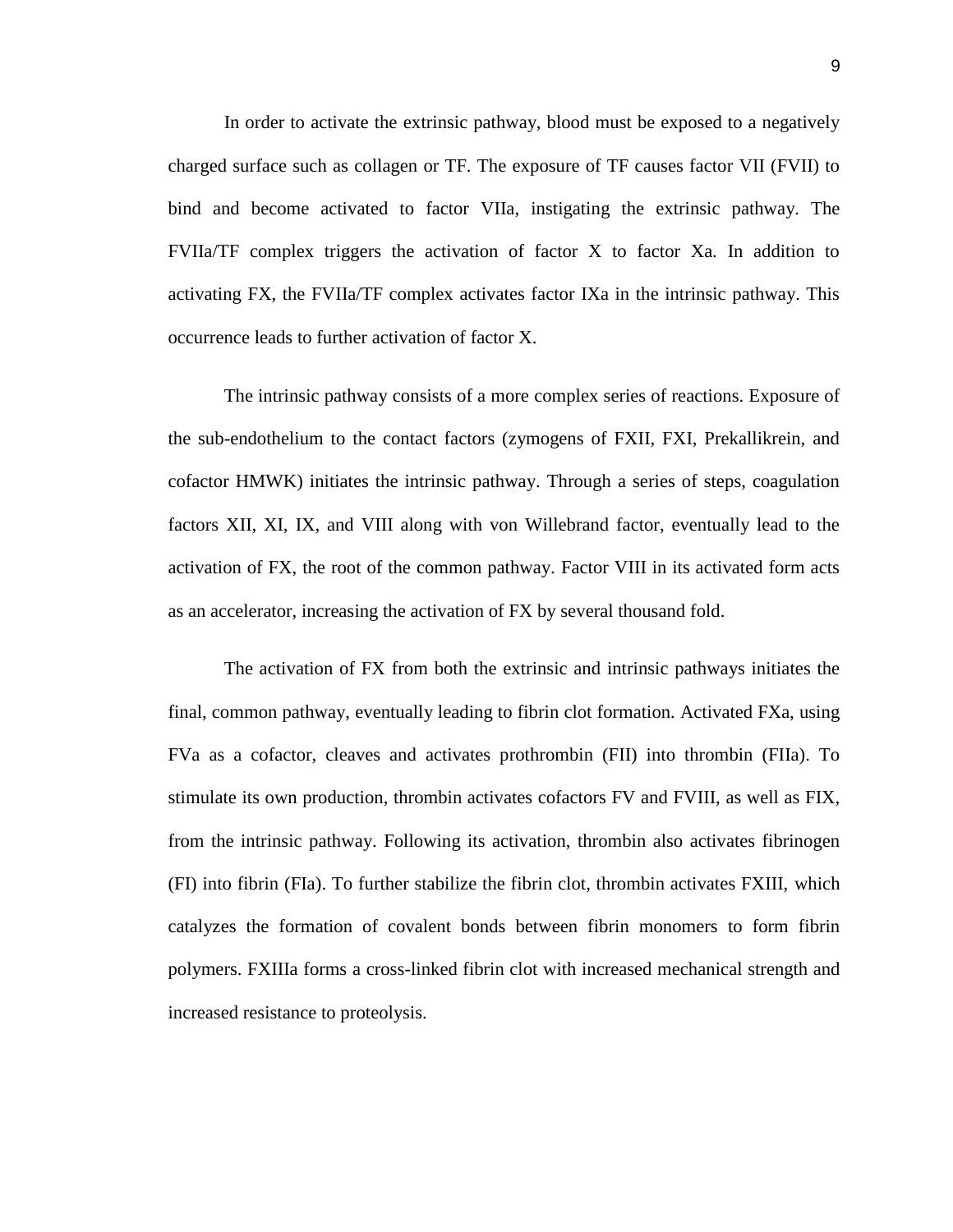In order to activate the extrinsic pathway, blood must be exposed to a negatively charged surface such as collagen or TF. The exposure of TF causes factor VII (FVII) to bind and become activated to factor VIIa, instigating the extrinsic pathway. The FVIIa/TF complex triggers the activation of factor X to factor Xa. In addition to activating FX, the FVIIa/TF complex activates factor IXa in the intrinsic pathway. This occurrence leads to further activation of factor X.

The intrinsic pathway consists of a more complex series of reactions. Exposure of the sub-endothelium to the contact factors (zymogens of FXII, FXI, Prekallikrein, and cofactor HMWK) initiates the intrinsic pathway. Through a series of steps, coagulation factors XII, XI, IX, and VIII along with von Willebrand factor, eventually lead to the activation of FX, the root of the common pathway. Factor VIII in its activated form acts as an accelerator, increasing the activation of FX by several thousand fold.

The activation of FX from both the extrinsic and intrinsic pathways initiates the final, common pathway, eventually leading to fibrin clot formation. Activated FXa, using FVa as a cofactor, cleaves and activates prothrombin (FII) into thrombin (FIIa). To stimulate its own production, thrombin activates cofactors FV and FVIII, as well as FIX, from the intrinsic pathway. Following its activation, thrombin also activates fibrinogen (FI) into fibrin (FIa). To further stabilize the fibrin clot, thrombin activates FXIII, which catalyzes the formation of covalent bonds between fibrin monomers to form fibrin polymers. FXIIIa forms a cross-linked fibrin clot with increased mechanical strength and increased resistance to proteolysis.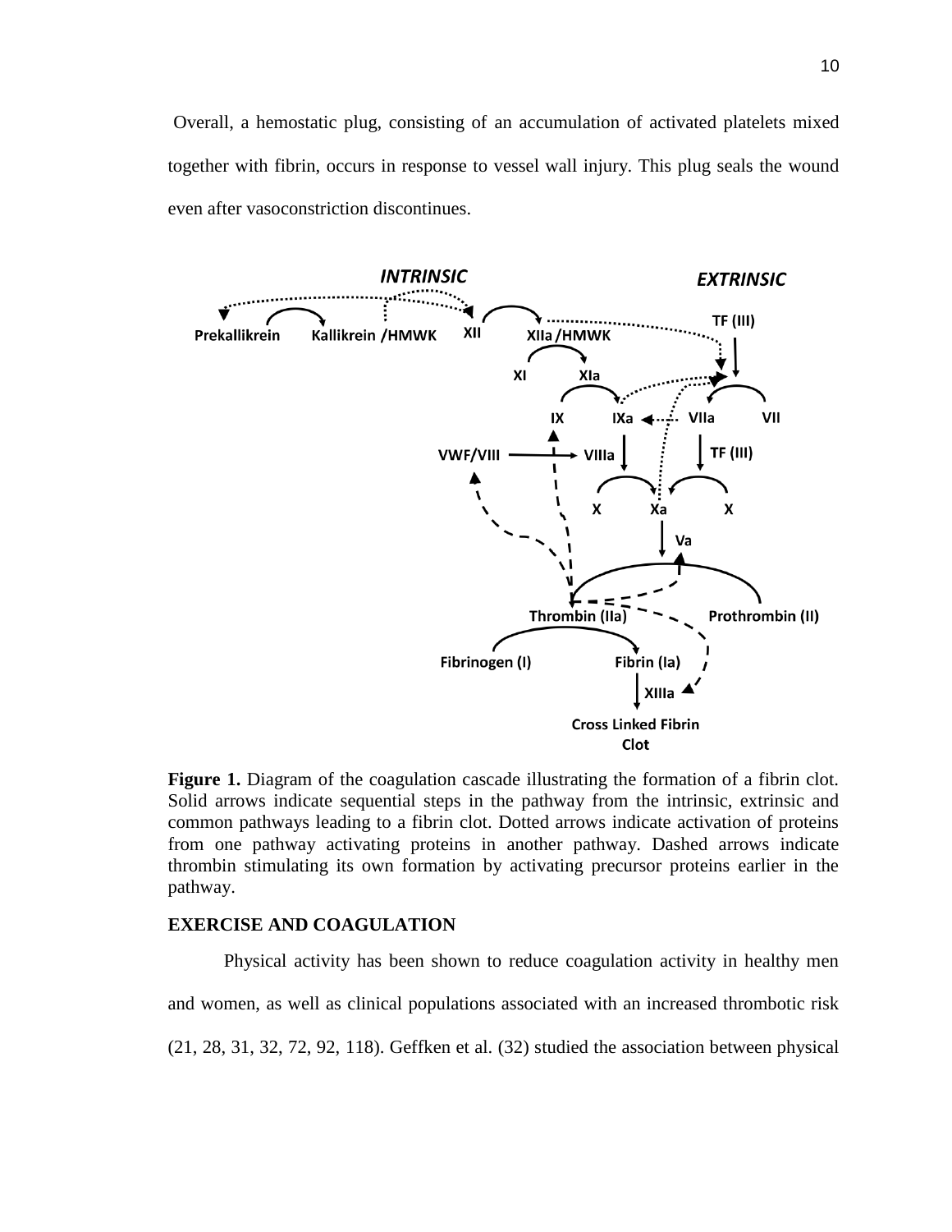Overall, a hemostatic plug, consisting of an accumulation of activated platelets mixed together with fibrin, occurs in response to vessel wall injury. This plug seals the wound even after vasoconstriction discontinues.

**Figure 1.** Diagram of the coagulation cascade illustrating the formation of a fibrin clot. Solid arrows indicate sequential steps in the pathway from the intrinsic, extrinsic and common pathways leading to a fibrin clot. Dotted arrows indicate activation of proteins from one pathway activating proteins in another pathway. Dashed arrows indicate thrombin stimulating its own formation by activating precursor proteins earlier in the pathway.

### EXERCISE AND COAGULATION

Physical activity has been shown to reduce coagulation activity in healthy men and women, as well as clinical populations associated with an increased thrombotic risk (21, 28, 31, 32, 72, 92, 118). Geffken et al. (32) studied the association between physical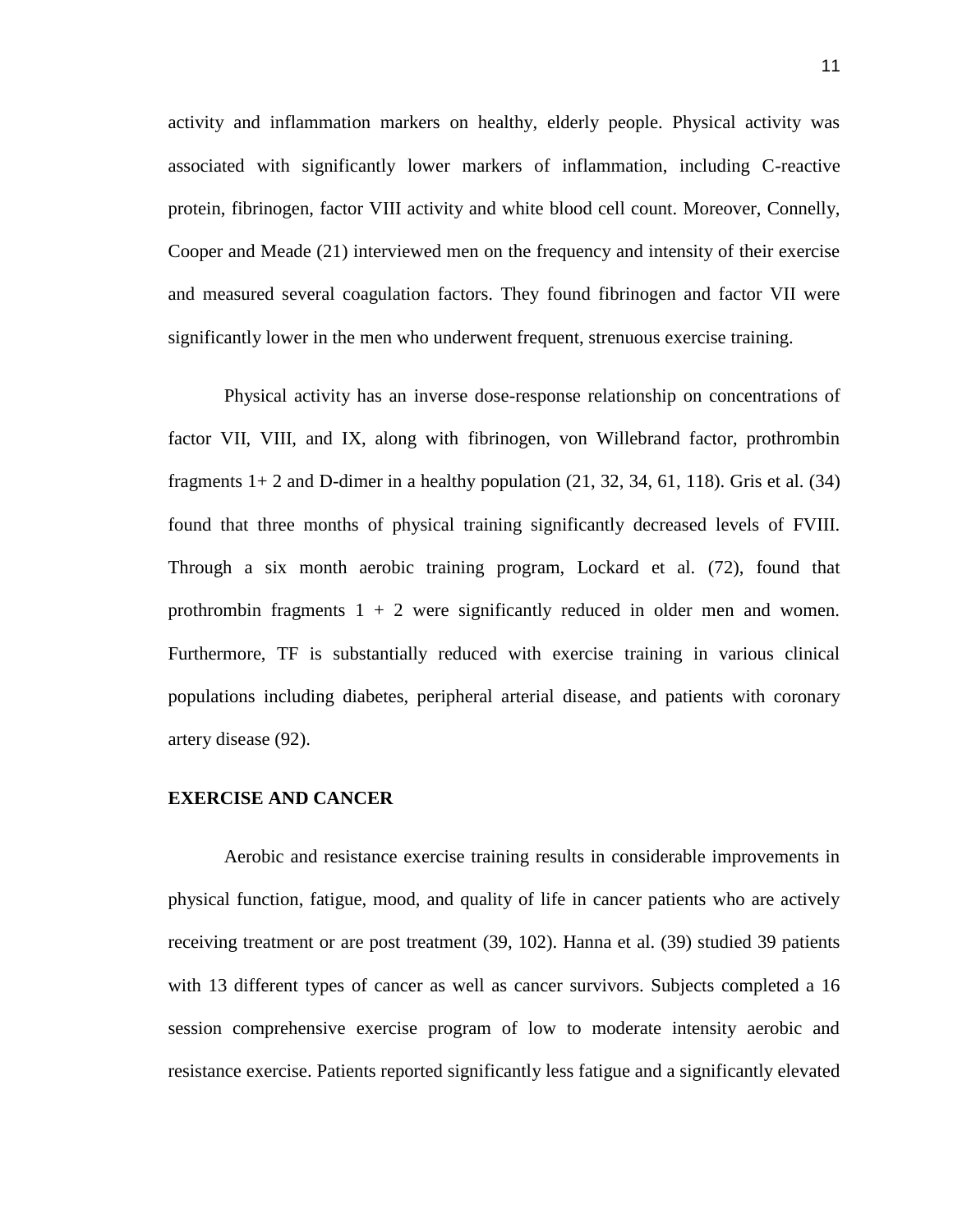activity and inflammation markers on healthy, elderly people. Physical activity was associated with significantly lower markers of inflammation, including C-reactive protein, fibrinogen, factor VIII activity and white blood cell count. Moreover, Connelly, Cooper and Meade (21) interviewed men on the frequency and intensity of their exercise and measured several coagulation factors. They found fibrinogen and factor VII were significantly lower in the men who underwent frequent, strenuous exercise training.

Physical activity has an inverse dose-response relationship on concentrations of factor VII, VIII, and IX, along with fibrinogen, von Willebrand factor, prothrombin fragments 1+ 2 and D-dimer in a healthy population (21, 32, 34, 61, 118). Gris et al. (34) found that three months of physical training significantly decreased levels of FVIII. Through a six month aerobic training program, Lockard et al. (72), found that prothrombin fragments 1 + 2 were significantly reduced in older men and women. Furthermore, TF is substantially reduced with exercise training in various clinical populations including diabetes, peripheral arterial disease, and patients with coronary artery disease (92).

## EXERCISE AND CANCER

Aerobic and resistance exercise training results in considerable improvements in physical function, fatigue, mood, and quality of life in cancer patients who are actively receiving treatment or are post treatment (39, 102). Hanna et al. (39) studied 39 patients with 13 different types of cancer as well as cancer survivors. Subjects completed a 16 session comprehensive exercise program of low to moderate intensity aerobic and resistance exercise. Patients reported significantly less fatigue and a significantly elevated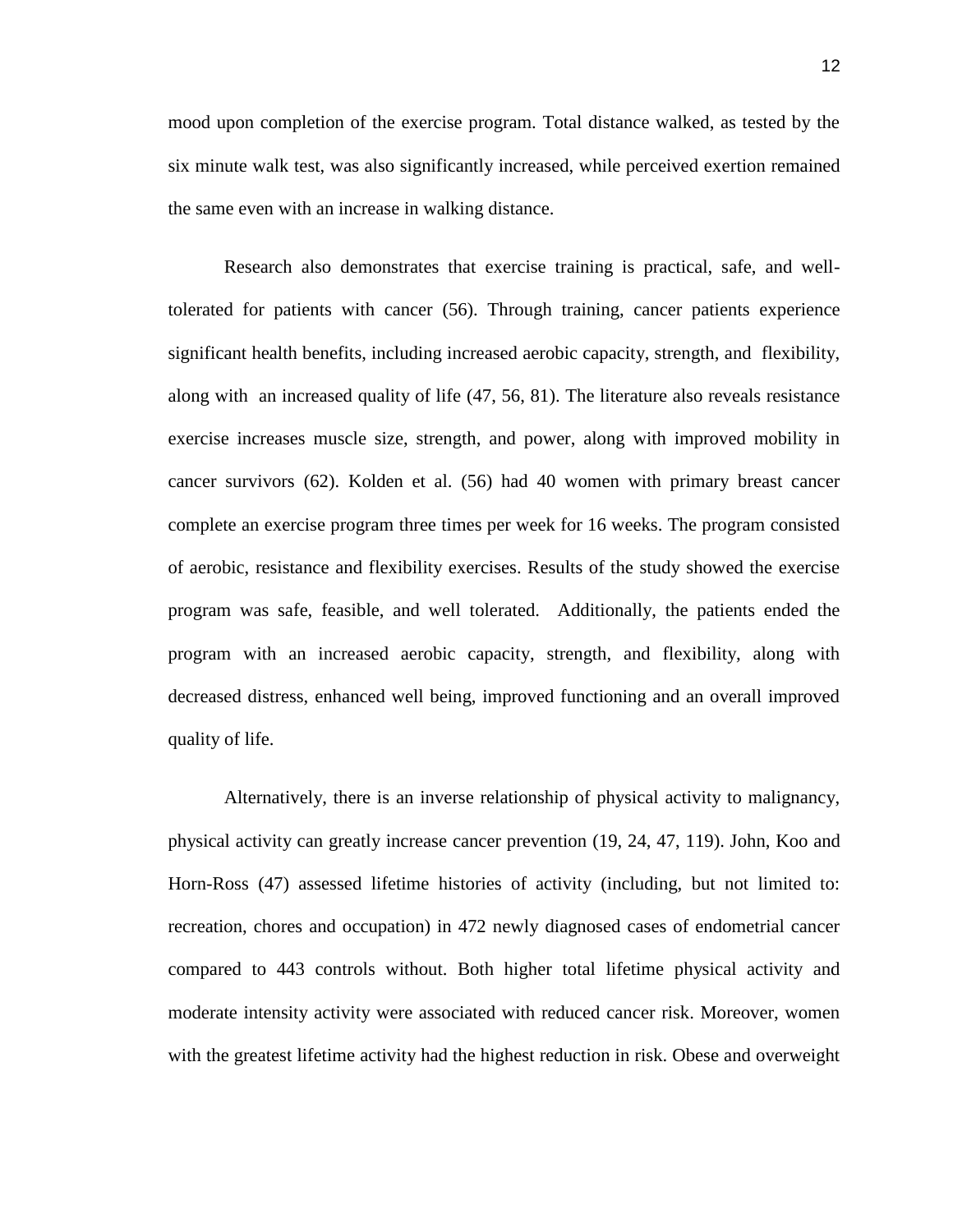mood upon completion of the exercise program. Total distance walked, as tested by the six minute walk test, was also significantly increased, while perceived exertion remained the same even with an increase in walking distance.

Research also demonstrates that exercise training is practical, safe, and well-tolerated for patients with cancer (56). Through training, cancer patients experience significant health benefits, including increased aerobic capacity, strength, and flexibility, along with an increased quality of life (47, 56, 81). The literature also reveals resistance exercise increases muscle size, strength, and power, along with improved mobility in cancer survivors (62). Kolden et al. (56) had 40 women with primary breast cancer complete an exercise program three times per week for 16 weeks. The program consisted of aerobic, resistance and flexibility exercises. Results of the study showed the exercise program was safe, feasible, and well tolerated. Additionally, the patients ended the program with an increased aerobic capacity, strength, and flexibility, along with decreased distress, enhanced well being, improved functioning and an overall improved quality of life.

Alternatively, there is an inverse relationship of physical activity to malignancy, physical activity can greatly increase cancer prevention (19, 24, 47, 119). John, Koo and Horn-Ross (47) assessed lifetime histories of activity (including, but not limited to: recreation, chores and occupation) in 472 newly diagnosed cases of endometrial cancer compared to 443 controls without. Both higher total lifetime physical activity and moderate intensity activity were associated with reduced cancer risk. Moreover, women with the greatest lifetime activity had the highest reduction in risk. Obese and overweight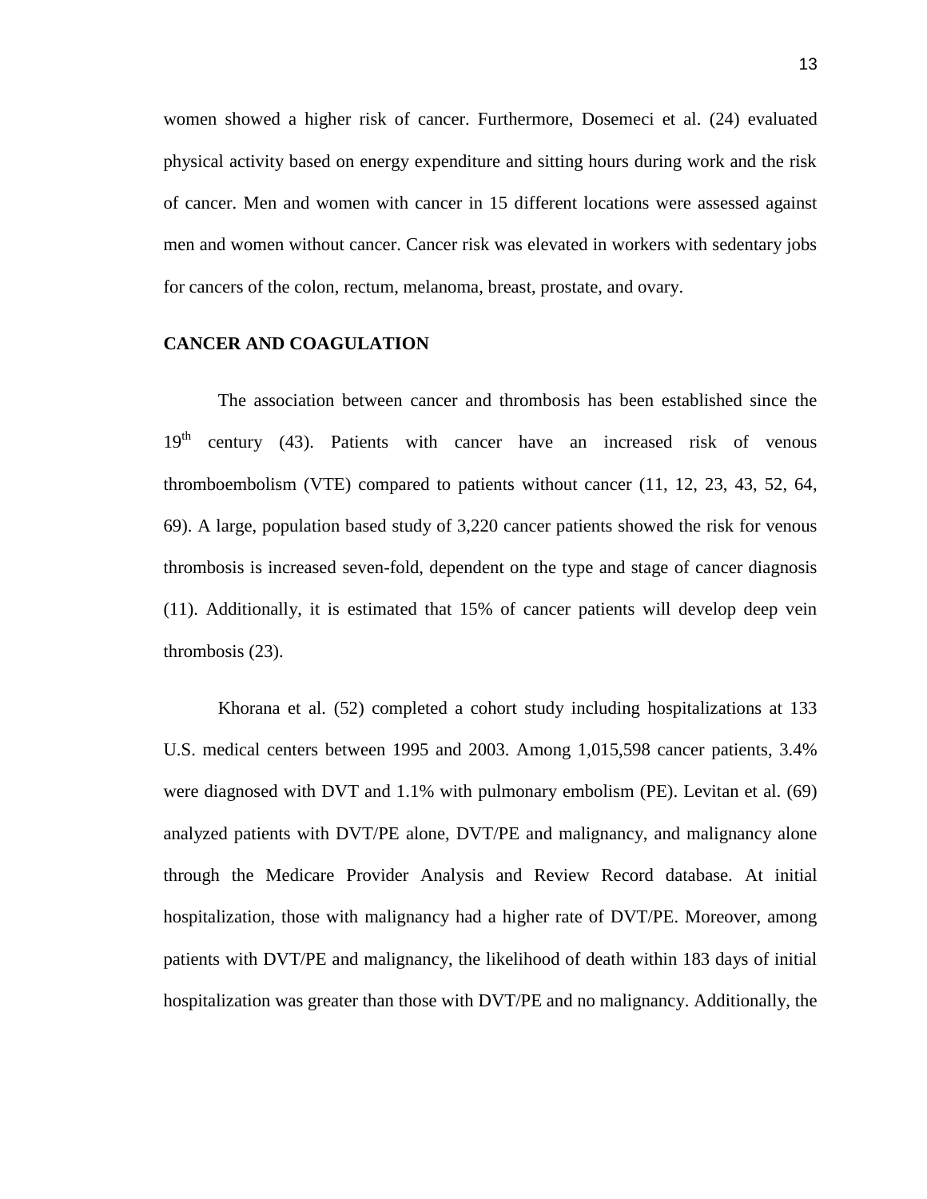women showed a higher risk of cancer. Furthermore, Dosemeci et al. (24) evaluated physical activity based on energy expenditure and sitting hours during work and the risk of cancer. Men and women with cancer in 15 different locations were assessed against men and women without cancer. Cancer risk was elevated in workers with sedentary jobs for cancers of the colon, rectum, melanoma, breast, prostate, and ovary.

## CANCER AND COAGULATION

The association between cancer and thrombosis has been established since the 19th century (43). Patients with cancer have an increased risk of venous thromboembolism (VTE) compared to patients without cancer (11, 12, 23, 43, 52, 64, 69). A large, population based study of 3,220 cancer patients showed the risk for venous thrombosis is increased seven-fold, dependent on the type and stage of cancer diagnosis (11). Additionally, it is estimated that 15% of cancer patients will develop deep vein thrombosis (23).

Khorana et al. (52) completed a cohort study including hospitalizations at 133 U.S. medical centers between 1995 and 2003. Among 1,015,598 cancer patients, 3.4% were diagnosed with DVT and 1.1% with pulmonary embolism (PE). Levitan et al. (69) analyzed patients with DVT/PE alone, DVT/PE and malignancy, and malignancy alone through the Medicare Provider Analysis and Review Record database. At initial hospitalization, those with malignancy had a higher rate of DVT/PE. Moreover, among patients with DVT/PE and malignancy, the likelihood of death within 183 days of initial hospitalization was greater than those with DVT/PE and no malignancy. Additionally, the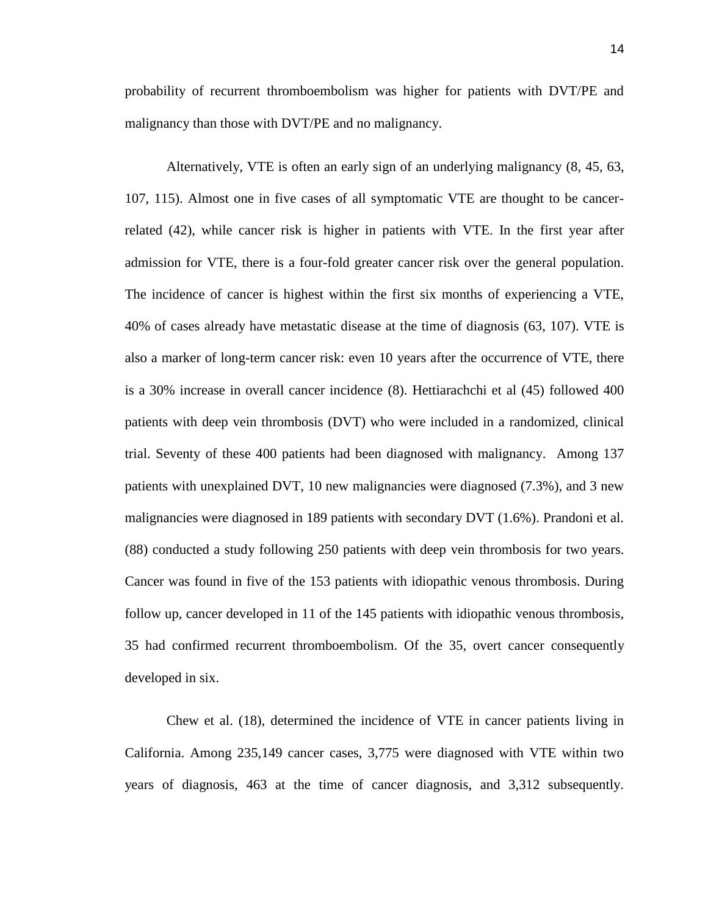probability of recurrent thromboembolism was higher for patients with DVT/PE and malignancy than those with DVT/PE and no malignancy.

Alternatively, VTE is often an early sign of an underlying malignancy (8, 45, 63, 107, 115). Almost one in five cases of all symptomatic VTE are thought to be cancer-related (42), while cancer risk is higher in patients with VTE. In the first year after admission for VTE, there is a four-fold greater cancer risk over the general population. The incidence of cancer is highest within the first six months of experiencing a VTE, 40% of cases already have metastatic disease at the time of diagnosis (63, 107). VTE is also a marker of long-term cancer risk: even 10 years after the occurrence of VTE, there is a 30% increase in overall cancer incidence (8). Hettiarachchi et al (45) followed 400 patients with deep vein thrombosis (DVT) who were included in a randomized, clinical trial. Seventy of these 400 patients had been diagnosed with malignancy. Among 137 patients with unexplained DVT, 10 new malignancies were diagnosed (7.3%), and 3 new malignancies were diagnosed in 189 patients with secondary DVT (1.6%). Prandoni et al. (88) conducted a study following 250 patients with deep vein thrombosis for two years. Cancer was found in five of the 153 patients with idiopathic venous thrombosis. During follow up, cancer developed in 11 of the 145 patients with idiopathic venous thrombosis, 35 had confirmed recurrent thromboembolism. Of the 35, overt cancer consequently developed in six.

Chew et al. (18), determined the incidence of VTE in cancer patients living in California. Among 235,149 cancer cases, 3,775 were diagnosed with VTE within two years of diagnosis, 463 at the time of cancer diagnosis, and 3,312 subsequently.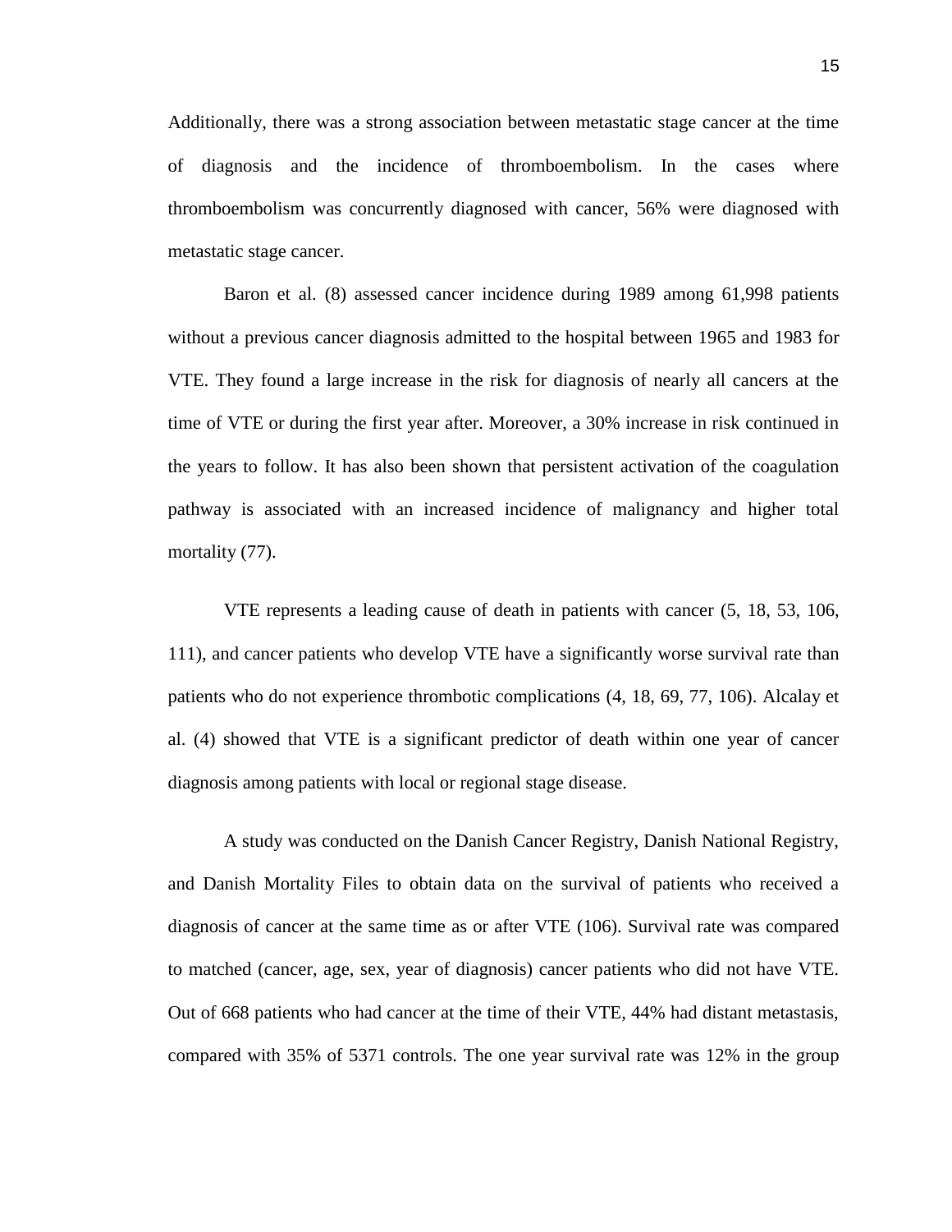Additionally, there was a strong association between metastatic stage cancer at the time of diagnosis and the incidence of thromboembolism. In the cases where thromboembolism was concurrently diagnosed with cancer, 56% were diagnosed with metastatic stage cancer.

Baron et al. (8) assessed cancer incidence during 1989 among 61,998 patients without a previous cancer diagnosis admitted to the hospital between 1965 and 1983 for VTE. They found a large increase in the risk for diagnosis of nearly all cancers at the time of VTE or during the first year after. Moreover, a 30% increase in risk continued in the years to follow. It has also been shown that persistent activation of the coagulation pathway is associated with an increased incidence of malignancy and higher total mortality (77).

VTE represents a leading cause of death in patients with cancer (5, 18, 53, 106, 111), and cancer patients who develop VTE have a significantly worse survival rate than patients who do not experience thrombotic complications (4, 18, 69, 77, 106). Alcalay et al. (4) showed that VTE is a significant predictor of death within one year of cancer diagnosis among patients with local or regional stage disease.

A study was conducted on the Danish Cancer Registry, Danish National Registry, and Danish Mortality Files to obtain data on the survival of patients who received a diagnosis of cancer at the same time as or after VTE (106). Survival rate was compared to matched (cancer, age, sex, year of diagnosis) cancer patients who did not have VTE. Out of 668 patients who had cancer at the time of their VTE, 44% had distant metastasis, compared with 35% of 5371 controls. The one year survival rate was 12% in the group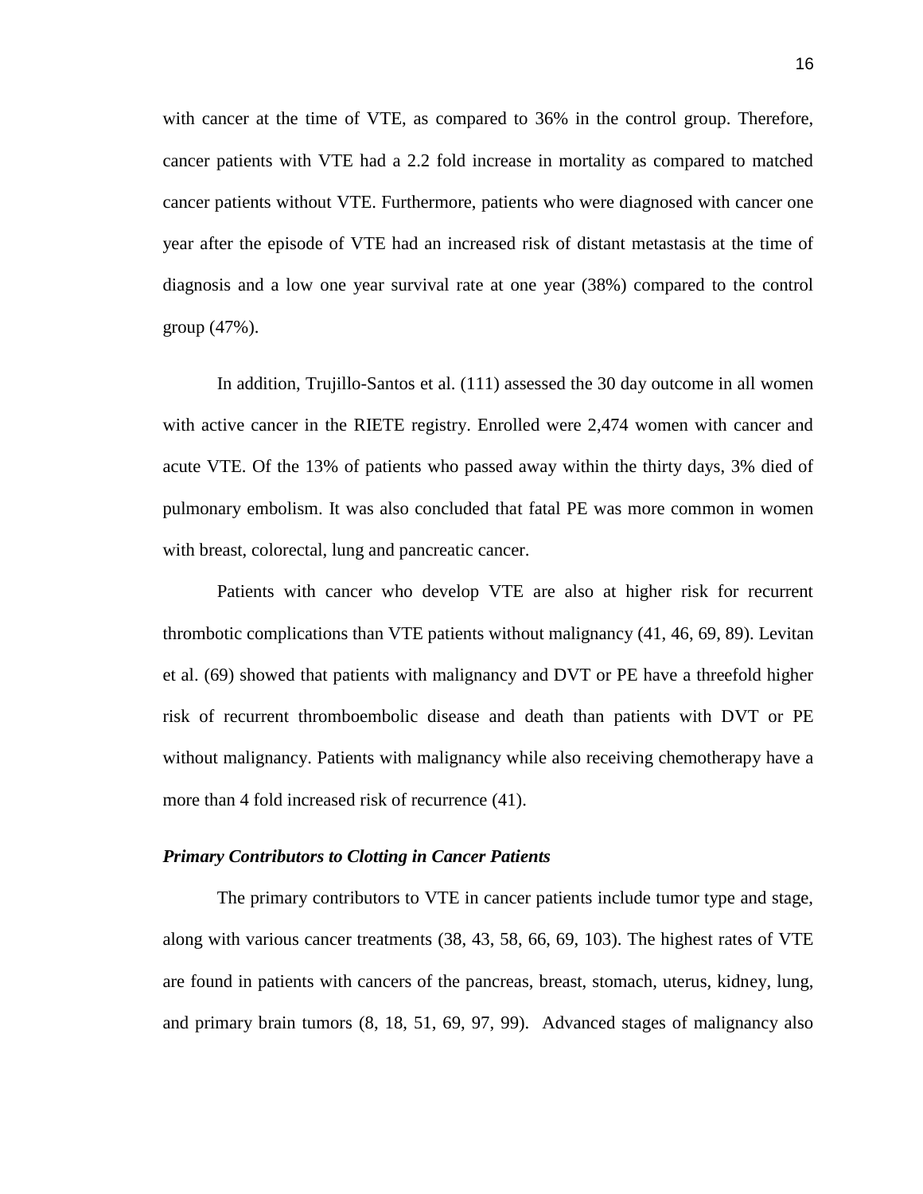with cancer at the time of VTE, as compared to 36% in the control group. Therefore, cancer patients with VTE had a 2.2 fold increase in mortality as compared to matched cancer patients without VTE. Furthermore, patients who were diagnosed with cancer one year after the episode of VTE had an increased risk of distant metastasis at the time of diagnosis and a low one year survival rate at one year (38%) compared to the control group (47%).

In addition, Trujillo-Santos et al. (111) assessed the 30 day outcome in all women with active cancer in the RIETE registry. Enrolled were 2,474 women with cancer and acute VTE. Of the 13% of patients who passed away within the thirty days, 3% died of pulmonary embolism. It was also concluded that fatal PE was more common in women with breast, colorectal, lung and pancreatic cancer.

Patients with cancer who develop VTE are also at higher risk for recurrent thrombotic complications than VTE patients without malignancy (41, 46, 69, 89). Levitan et al. (69) showed that patients with malignancy and DVT or PE have a threefold higher risk of recurrent thromboembolic disease and death than patients with DVT or PE without malignancy. Patients with malignancy while also receiving chemotherapy have a more than 4 fold increased risk of recurrence (41).

### *Primary Contributors to Clotting in Cancer Patients*

The primary contributors to VTE in cancer patients include tumor type and stage, along with various cancer treatments (38, 43, 58, 66, 69, 103). The highest rates of VTE are found in patients with cancers of the pancreas, breast, stomach, uterus, kidney, lung, and primary brain tumors (8, 18, 51, 69, 97, 99). Advanced stages of malignancy also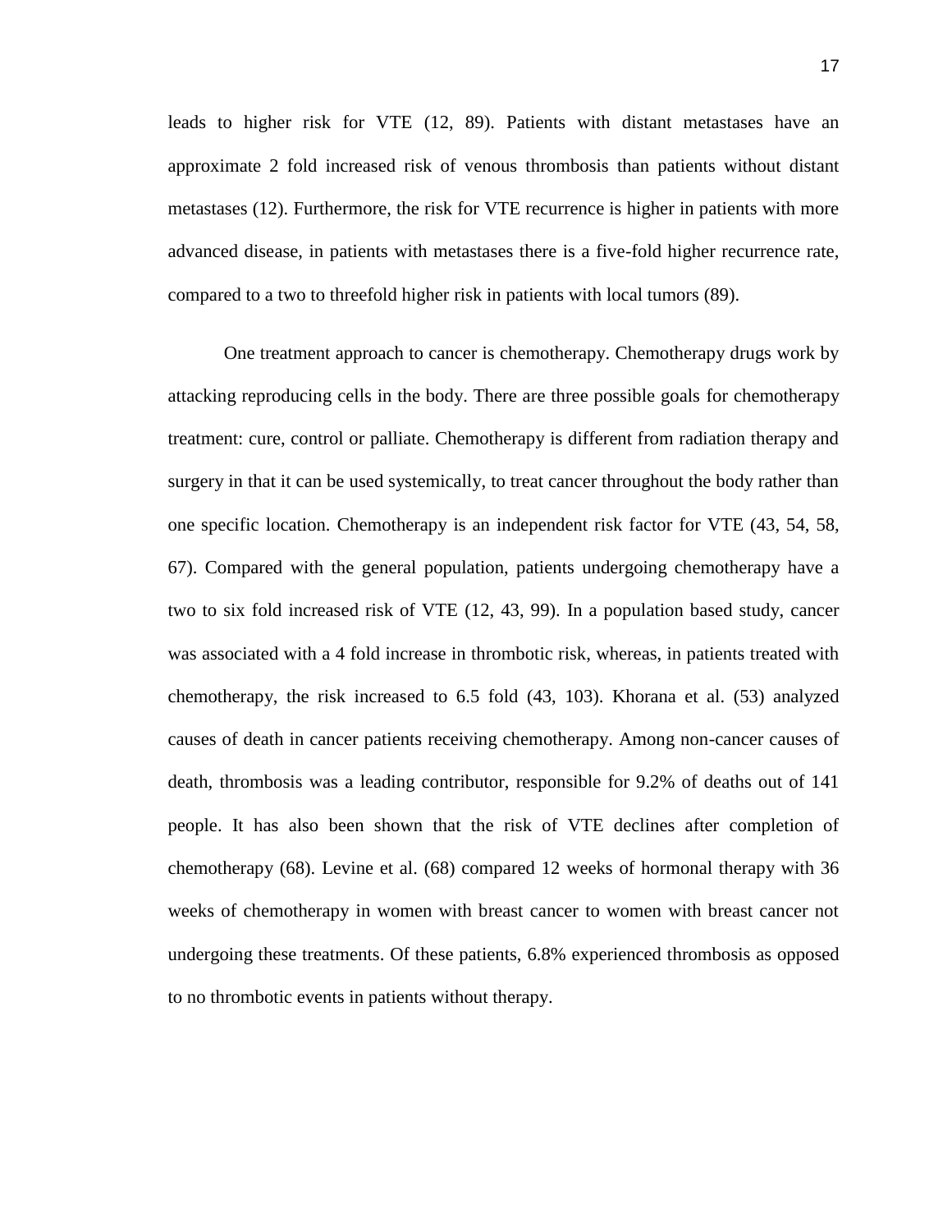leads to higher risk for VTE (12, 89). Patients with distant metastases have an approximate 2 fold increased risk of venous thrombosis than patients without distant metastases (12). Furthermore, the risk for VTE recurrence is higher in patients with more advanced disease, in patients with metastases there is a five-fold higher recurrence rate, compared to a two to threefold higher risk in patients with local tumors (89).

One treatment approach to cancer is chemotherapy. Chemotherapy drugs work by attacking reproducing cells in the body. There are three possible goals for chemotherapy treatment: cure, control or palliate. Chemotherapy is different from radiation therapy and surgery in that it can be used systemically, to treat cancer throughout the body rather than one specific location. Chemotherapy is an independent risk factor for VTE (43, 54, 58, 67). Compared with the general population, patients undergoing chemotherapy have a two to six fold increased risk of VTE (12, 43, 99). In a population based study, cancer was associated with a 4 fold increase in thrombotic risk, whereas, in patients treated with chemotherapy, the risk increased to 6.5 fold (43, 103). Khorana et al. (53) analyzed causes of death in cancer patients receiving chemotherapy. Among non-cancer causes of death, thrombosis was a leading contributor, responsible for 9.2% of deaths out of 141 people. It has also been shown that the risk of VTE declines after completion of chemotherapy (68). Levine et al. (68) compared 12 weeks of hormonal therapy with 36 weeks of chemotherapy in women with breast cancer to women with breast cancer not undergoing these treatments. Of these patients, 6.8% experienced thrombosis as opposed to no thrombotic events in patients without therapy.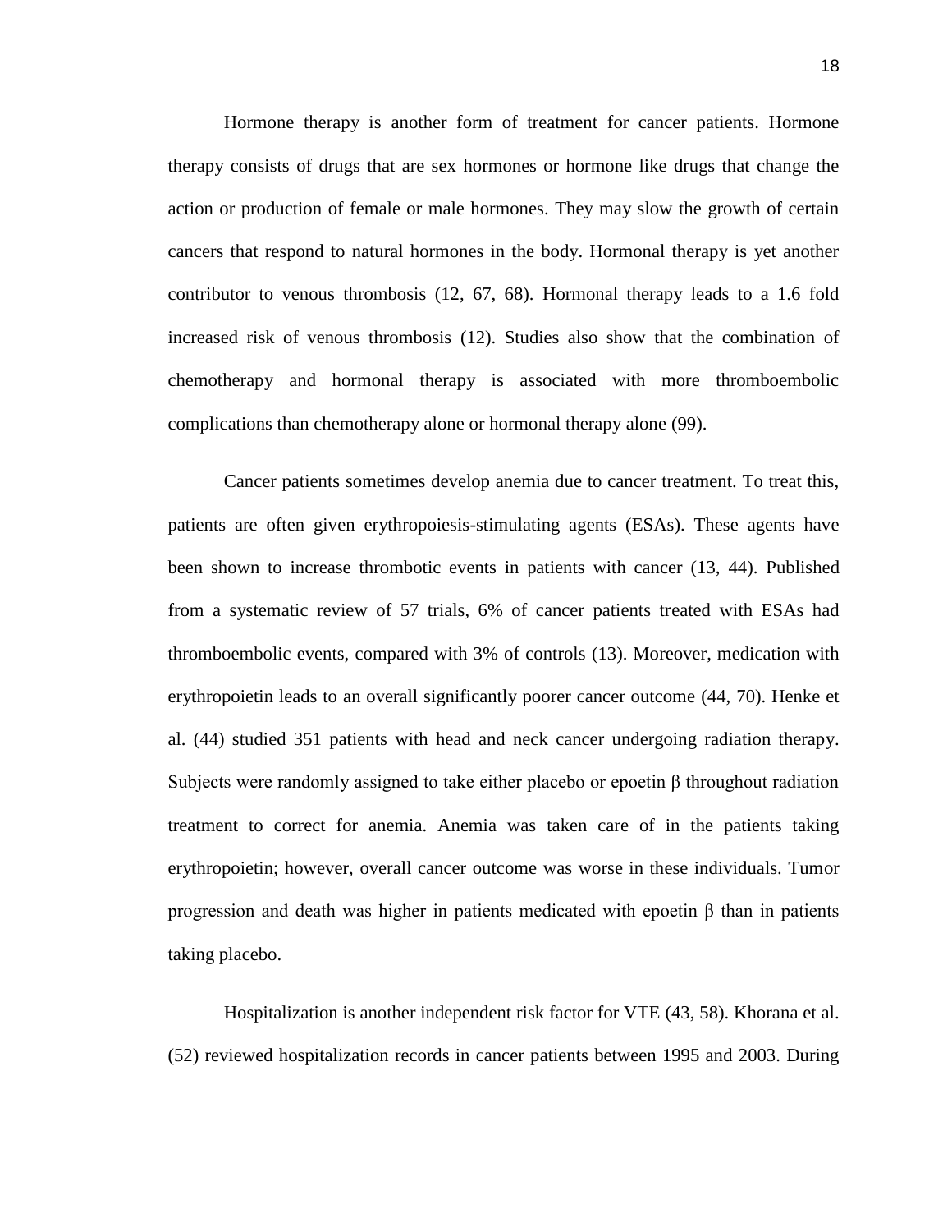Hormone therapy is another form of treatment for cancer patients. Hormone therapy consists of drugs that are sex hormones or hormone like drugs that change the action or production of female or male hormones. They may slow the growth of certain cancers that respond to natural hormones in the body. Hormonal therapy is yet another contributor to venous thrombosis (12, 67, 68). Hormonal therapy leads to a 1.6 fold increased risk of venous thrombosis (12). Studies also show that the combination of chemotherapy and hormonal therapy is associated with more thromboembolic complications than chemotherapy alone or hormonal therapy alone (99).

Cancer patients sometimes develop anemia due to cancer treatment. To treat this, patients are often given erythropoiesis-stimulating agents (ESAs). These agents have been shown to increase thrombotic events in patients with cancer (13, 44). Published from a systematic review of 57 trials, 6% of cancer patients treated with ESAs had thromboembolic events, compared with 3% of controls (13). Moreover, medication with erythropoietin leads to an overall significantly poorer cancer outcome (44, 70). Henke et al. (44) studied 351 patients with head and neck cancer undergoing radiation therapy. Subjects were randomly assigned to take either placebo or epoetin β throughout radiation treatment to correct for anemia. Anemia was taken care of in the patients taking erythropoietin; however, overall cancer outcome was worse in these individuals. Tumor progression and death was higher in patients medicated with epoetin β than in patients taking placebo.

Hospitalization is another independent risk factor for VTE (43, 58). Khorana et al. (52) reviewed hospitalization records in cancer patients between 1995 and 2003. During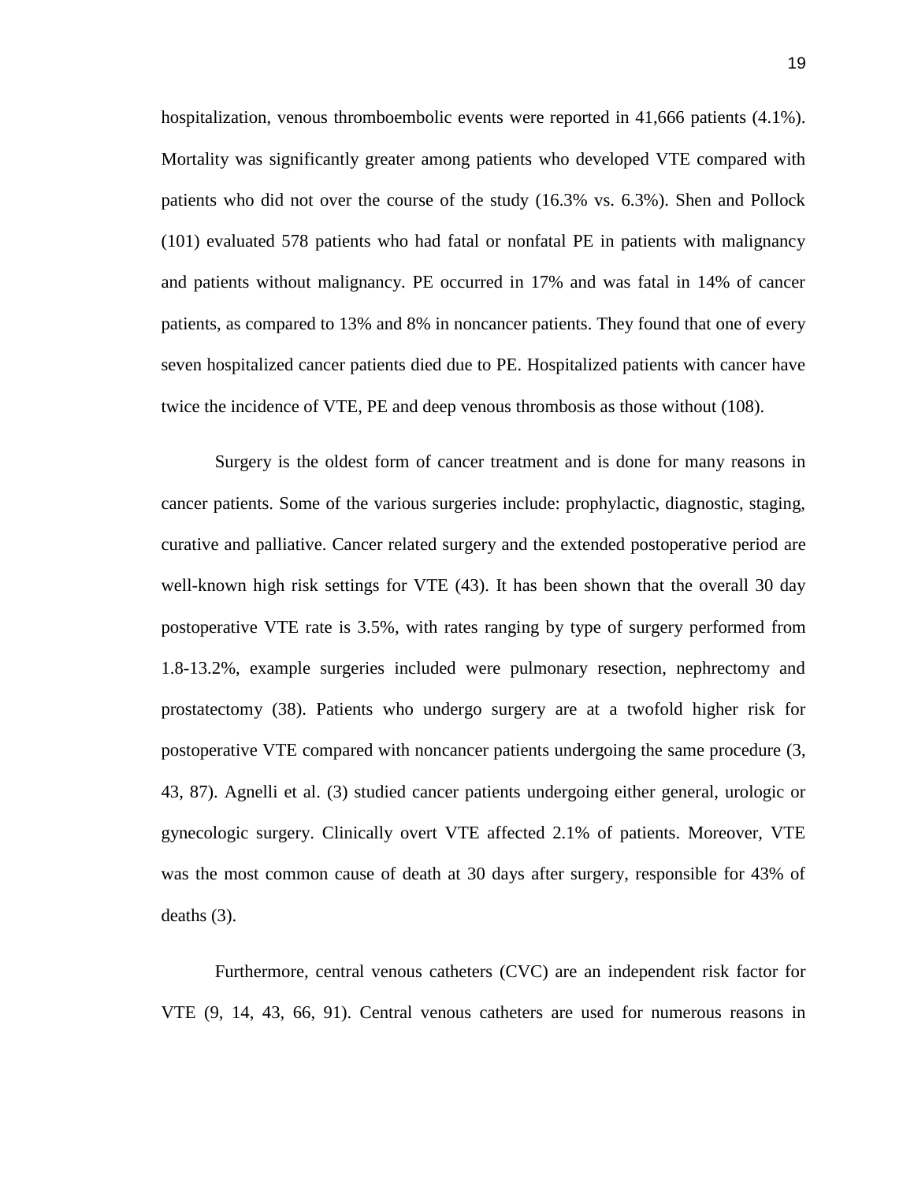hospitalization, venous thromboembolic events were reported in 41,666 patients (4.1%). Mortality was significantly greater among patients who developed VTE compared with patients who did not over the course of the study (16.3% vs. 6.3%). Shen and Pollock (101) evaluated 578 patients who had fatal or nonfatal PE in patients with malignancy and patients without malignancy. PE occurred in 17% and was fatal in 14% of cancer patients, as compared to 13% and 8% in noncancer patients. They found that one of every seven hospitalized cancer patients died due to PE. Hospitalized patients with cancer have twice the incidence of VTE, PE and deep venous thrombosis as those without (108).

Surgery is the oldest form of cancer treatment and is done for many reasons in cancer patients. Some of the various surgeries include: prophylactic, diagnostic, staging, curative and palliative. Cancer related surgery and the extended postoperative period are well-known high risk settings for VTE (43). It has been shown that the overall 30 day postoperative VTE rate is 3.5%, with rates ranging by type of surgery performed from 1.8-13.2%, example surgeries included were pulmonary resection, nephrectomy and prostatectomy (38). Patients who undergo surgery are at a twofold higher risk for postoperative VTE compared with noncancer patients undergoing the same procedure (3, 43, 87). Agnelli et al. (3) studied cancer patients undergoing either general, urologic or gynecologic surgery. Clinically overt VTE affected 2.1% of patients. Moreover, VTE was the most common cause of death at 30 days after surgery, responsible for 43% of deaths (3).

Furthermore, central venous catheters (CVC) are an independent risk factor for VTE (9, 14, 43, 66, 91). Central venous catheters are used for numerous reasons in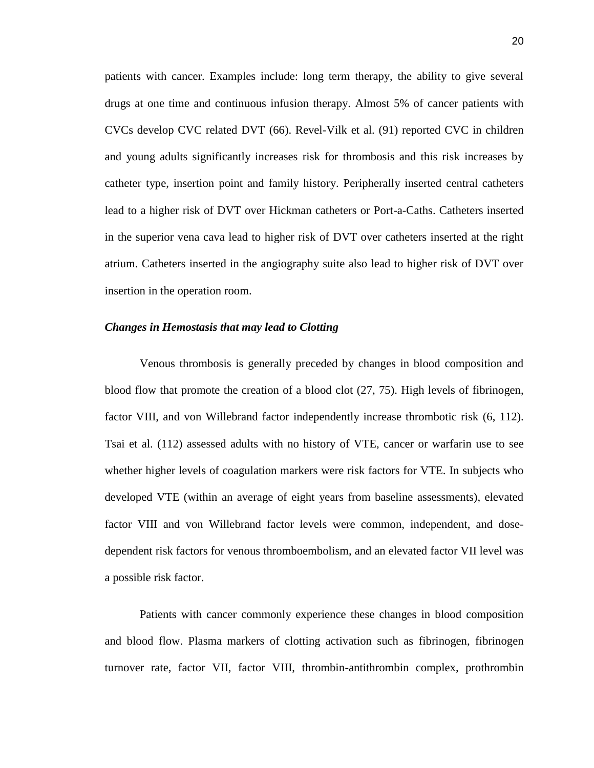patients with cancer. Examples include: long term therapy, the ability to give several drugs at one time and continuous infusion therapy. Almost 5% of cancer patients with CVCs develop CVC related DVT (66). Revel-Vilk et al. (91) reported CVC in children and young adults significantly increases risk for thrombosis and this risk increases by catheter type, insertion point and family history. Peripherally inserted central catheters lead to a higher risk of DVT over Hickman catheters or Port-a-Caths. Catheters inserted in the superior vena cava lead to higher risk of DVT over catheters inserted at the right atrium. Catheters inserted in the angiography suite also lead to higher risk of DVT over insertion in the operation room.

### *Changes in Hemostasis that may lead to Clotting*

Venous thrombosis is generally preceded by changes in blood composition and blood flow that promote the creation of a blood clot (27, 75). High levels of fibrinogen, factor VIII, and von Willebrand factor independently increase thrombotic risk (6, 112). Tsai et al. (112) assessed adults with no history of VTE, cancer or warfarin use to see whether higher levels of coagulation markers were risk factors for VTE. In subjects who developed VTE (within an average of eight years from baseline assessments), elevated factor VIII and von Willebrand factor levels were common, independent, and dose-dependent risk factors for venous thromboembolism, and an elevated factor VII level was a possible risk factor.

Patients with cancer commonly experience these changes in blood composition and blood flow. Plasma markers of clotting activation such as fibrinogen, fibrinogen turnover rate, factor VII, factor VIII, thrombin-antithrombin complex, prothrombin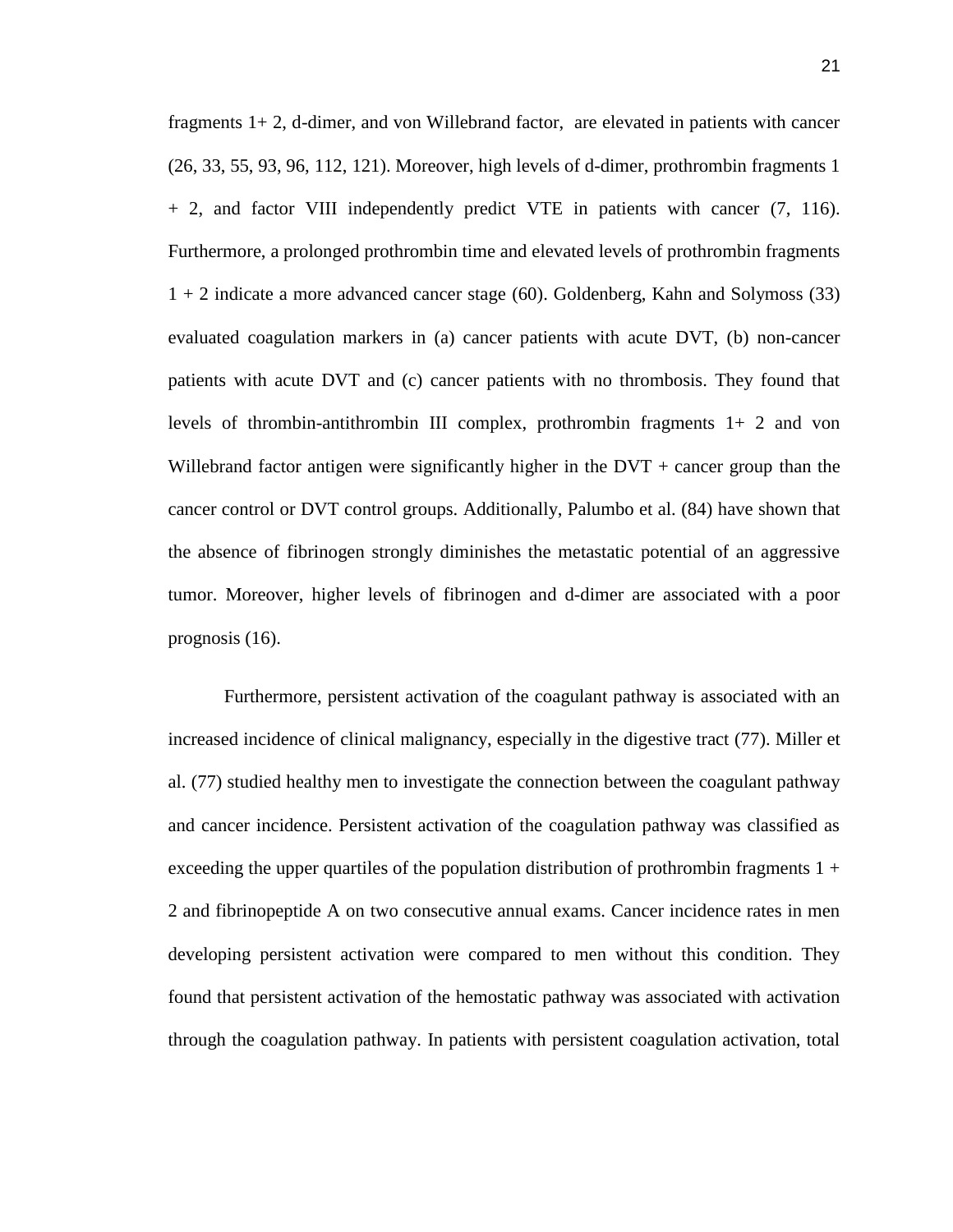fragments 1+ 2, d-dimer, and von Willebrand factor,  are elevated in patients with cancer (26, 33, 55, 93, 96, 112, 121). Moreover, high levels of d-dimer, prothrombin fragments 1 + 2, and factor VIII independently predict VTE in patients with cancer (7, 116). Furthermore, a prolonged prothrombin time and elevated levels of prothrombin fragments 1 + 2 indicate a more advanced cancer stage (60). Goldenberg, Kahn and Solymoss (33) evaluated coagulation markers in (a) cancer patients with acute DVT, (b) non-cancer patients with acute DVT and (c) cancer patients with no thrombosis. They found that levels of thrombin-antithrombin III complex, prothrombin fragments 1+ 2 and von Willebrand factor antigen were significantly higher in the DVT + cancer group than the cancer control or DVT control groups. Additionally, Palumbo et al. (84) have shown that the absence of fibrinogen strongly diminishes the metastatic potential of an aggressive tumor. Moreover, higher levels of fibrinogen and d-dimer are associated with a poor prognosis (16).

Furthermore, persistent activation of the coagulant pathway is associated with an increased incidence of clinical malignancy, especially in the digestive tract (77). Miller et al. (77) studied healthy men to investigate the connection between the coagulant pathway and cancer incidence. Persistent activation of the coagulation pathway was classified as exceeding the upper quartiles of the population distribution of prothrombin fragments 1 + 2 and fibrinopeptide A on two consecutive annual exams. Cancer incidence rates in men developing persistent activation were compared to men without this condition. They found that persistent activation of the hemostatic pathway was associated with activation through the coagulation pathway. In patients with persistent coagulation activation, total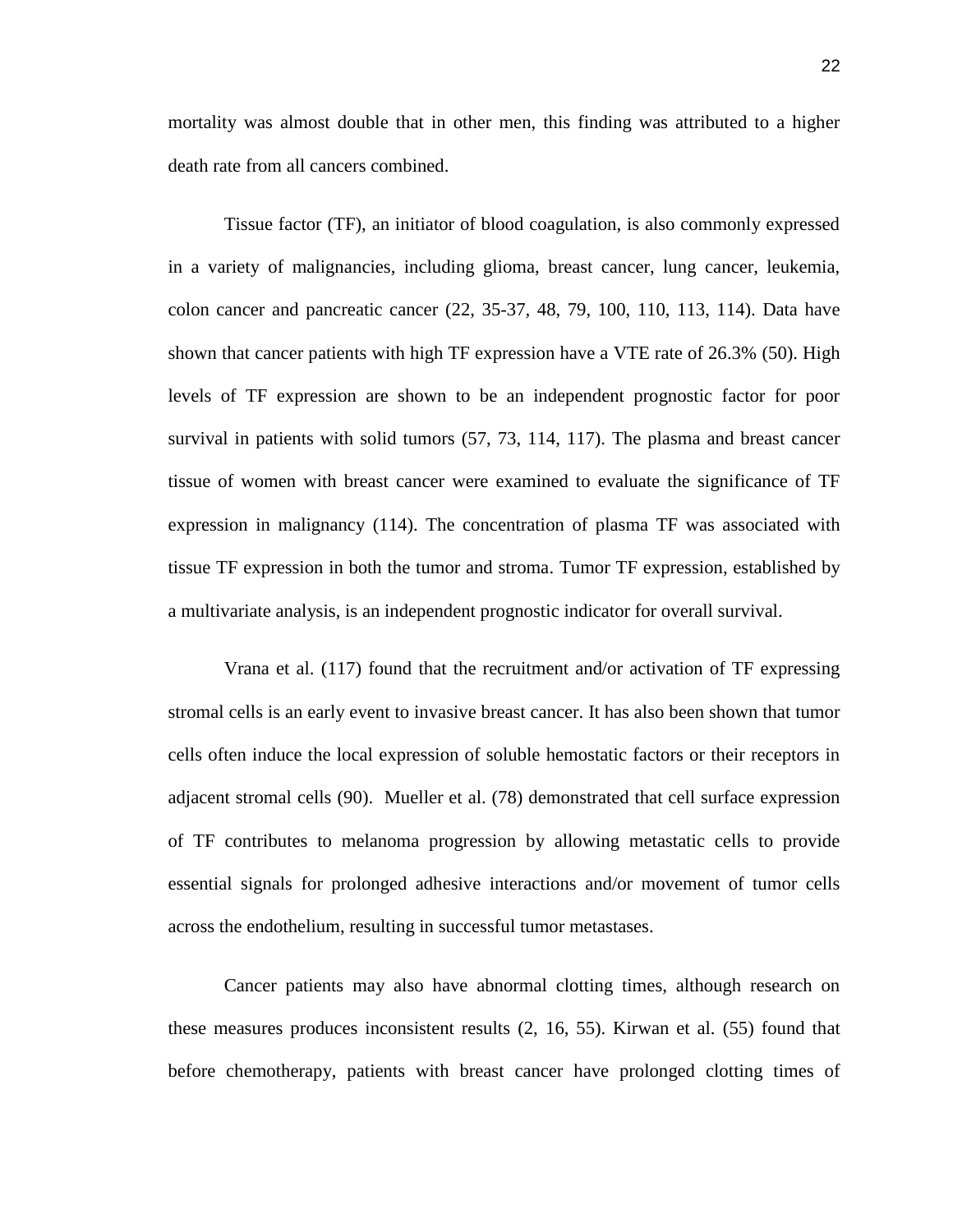mortality was almost double that in other men, this finding was attributed to a higher death rate from all cancers combined.

Tissue factor (TF), an initiator of blood coagulation, is also commonly expressed in a variety of malignancies, including glioma, breast cancer, lung cancer, leukemia, colon cancer and pancreatic cancer (22, 35-37, 48, 79, 100, 110, 113, 114). Data have shown that cancer patients with high TF expression have a VTE rate of 26.3% (50). High levels of TF expression are shown to be an independent prognostic factor for poor survival in patients with solid tumors (57, 73, 114, 117). The plasma and breast cancer tissue of women with breast cancer were examined to evaluate the significance of TF expression in malignancy (114). The concentration of plasma TF was associated with tissue TF expression in both the tumor and stroma. Tumor TF expression, established by a multivariate analysis, is an independent prognostic indicator for overall survival.

Vrana et al. (117) found that the recruitment and/or activation of TF expressing stromal cells is an early event to invasive breast cancer. It has also been shown that tumor cells often induce the local expression of soluble hemostatic factors or their receptors in adjacent stromal cells (90). Mueller et al. (78) demonstrated that cell surface expression of TF contributes to melanoma progression by allowing metastatic cells to provide essential signals for prolonged adhesive interactions and/or movement of tumor cells across the endothelium, resulting in successful tumor metastases.

Cancer patients may also have abnormal clotting times, although research on these measures produces inconsistent results (2, 16, 55). Kirwan et al. (55) found that before chemotherapy, patients with breast cancer have prolonged clotting times of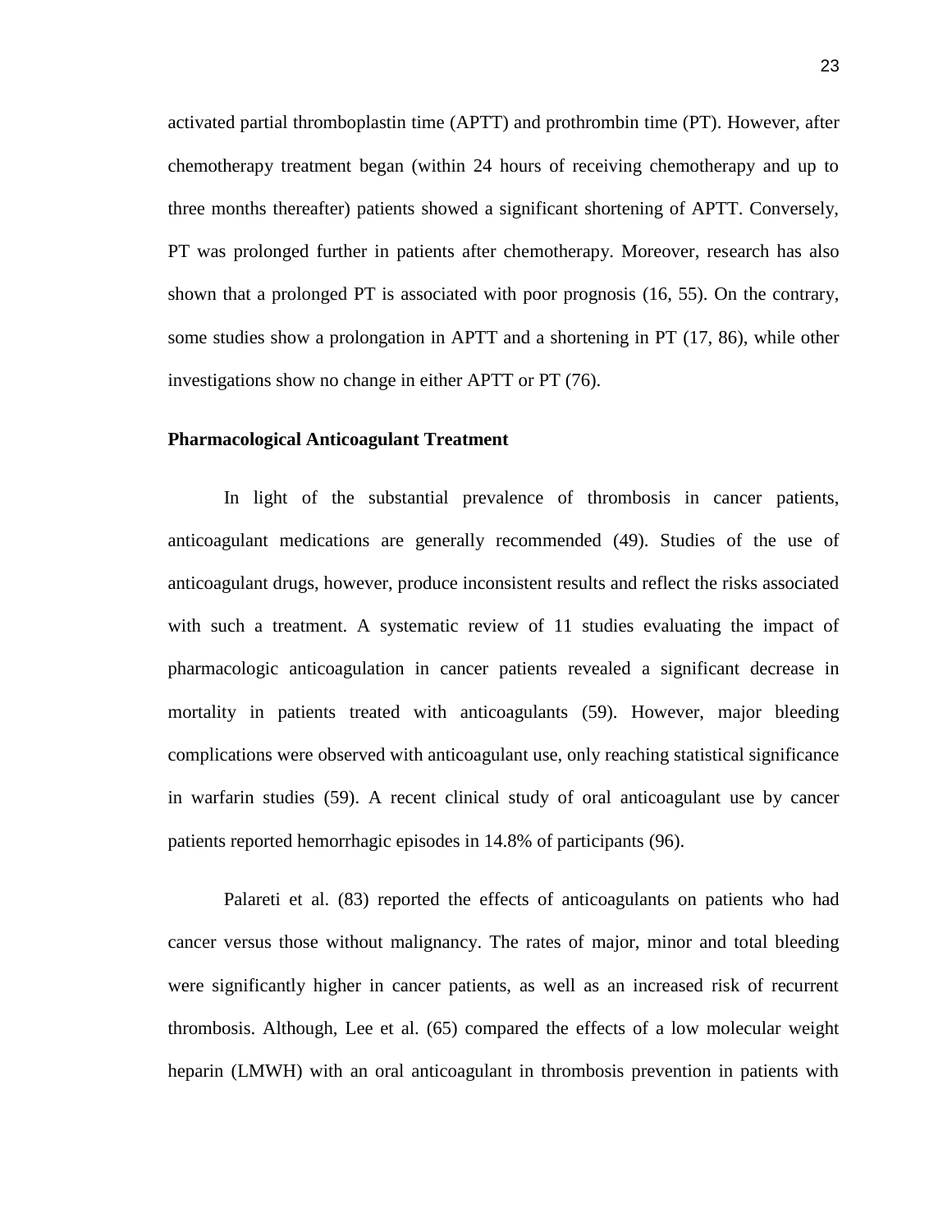activated partial thromboplastin time (APTT) and prothrombin time (PT). However, after chemotherapy treatment began (within 24 hours of receiving chemotherapy and up to three months thereafter) patients showed a significant shortening of APTT. Conversely, PT was prolonged further in patients after chemotherapy. Moreover, research has also shown that a prolonged PT is associated with poor prognosis (16, 55). On the contrary, some studies show a prolongation in APTT and a shortening in PT (17, 86), while other investigations show no change in either APTT or PT (76).

### Pharmacological Anticoagulant Treatment

In light of the substantial prevalence of thrombosis in cancer patients, anticoagulant medications are generally recommended (49). Studies of the use of anticoagulant drugs, however, produce inconsistent results and reflect the risks associated with such a treatment. A systematic review of 11 studies evaluating the impact of pharmacologic anticoagulation in cancer patients revealed a significant decrease in mortality in patients treated with anticoagulants (59). However, major bleeding complications were observed with anticoagulant use, only reaching statistical significance in warfarin studies (59). A recent clinical study of oral anticoagulant use by cancer patients reported hemorrhagic episodes in 14.8% of participants (96).

Palareti et al. (83) reported the effects of anticoagulants on patients who had cancer versus those without malignancy. The rates of major, minor and total bleeding were significantly higher in cancer patients, as well as an increased risk of recurrent thrombosis. Although, Lee et al. (65) compared the effects of a low molecular weight heparin (LMWH) with an oral anticoagulant in thrombosis prevention in patients with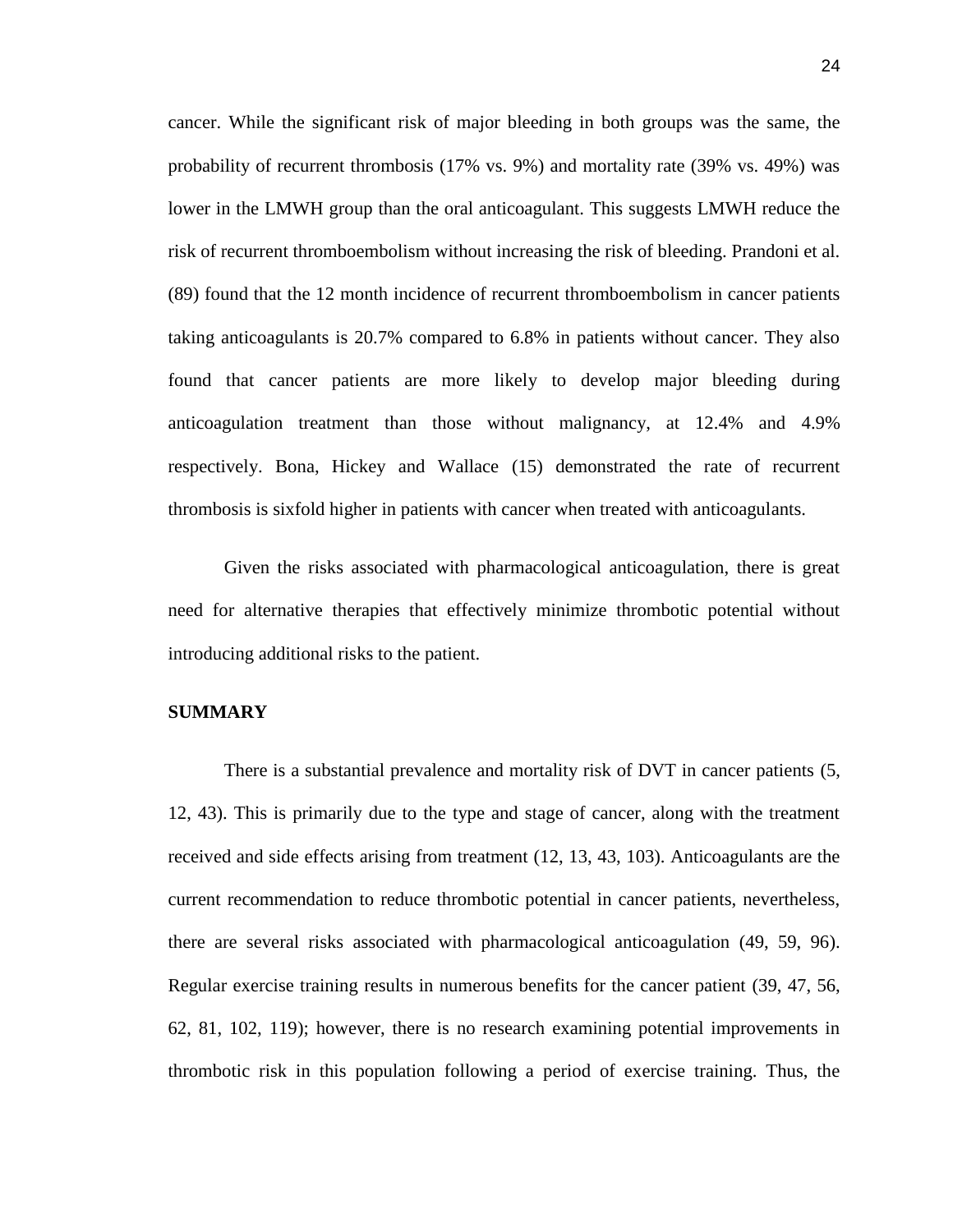cancer. While the significant risk of major bleeding in both groups was the same, the probability of recurrent thrombosis (17% vs. 9%) and mortality rate (39% vs. 49%) was lower in the LMWH group than the oral anticoagulant. This suggests LMWH reduce the risk of recurrent thromboembolism without increasing the risk of bleeding. Prandoni et al. (89) found that the 12 month incidence of recurrent thromboembolism in cancer patients taking anticoagulants is 20.7% compared to 6.8% in patients without cancer. They also found that cancer patients are more likely to develop major bleeding during anticoagulation treatment than those without malignancy, at 12.4% and 4.9% respectively. Bona, Hickey and Wallace (15) demonstrated the rate of recurrent thrombosis is sixfold higher in patients with cancer when treated with anticoagulants.

Given the risks associated with pharmacological anticoagulation, there is great need for alternative therapies that effectively minimize thrombotic potential without introducing additional risks to the patient.

**SUMMARY**

There is a substantial prevalence and mortality risk of DVT in cancer patients (5, 12, 43). This is primarily due to the type and stage of cancer, along with the treatment received and side effects arising from treatment (12, 13, 43, 103). Anticoagulants are the current recommendation to reduce thrombotic potential in cancer patients, nevertheless, there are several risks associated with pharmacological anticoagulation (49, 59, 96). Regular exercise training results in numerous benefits for the cancer patient (39, 47, 56, 62, 81, 102, 119); however, there is no research examining potential improvements in thrombotic risk in this population following a period of exercise training. Thus, the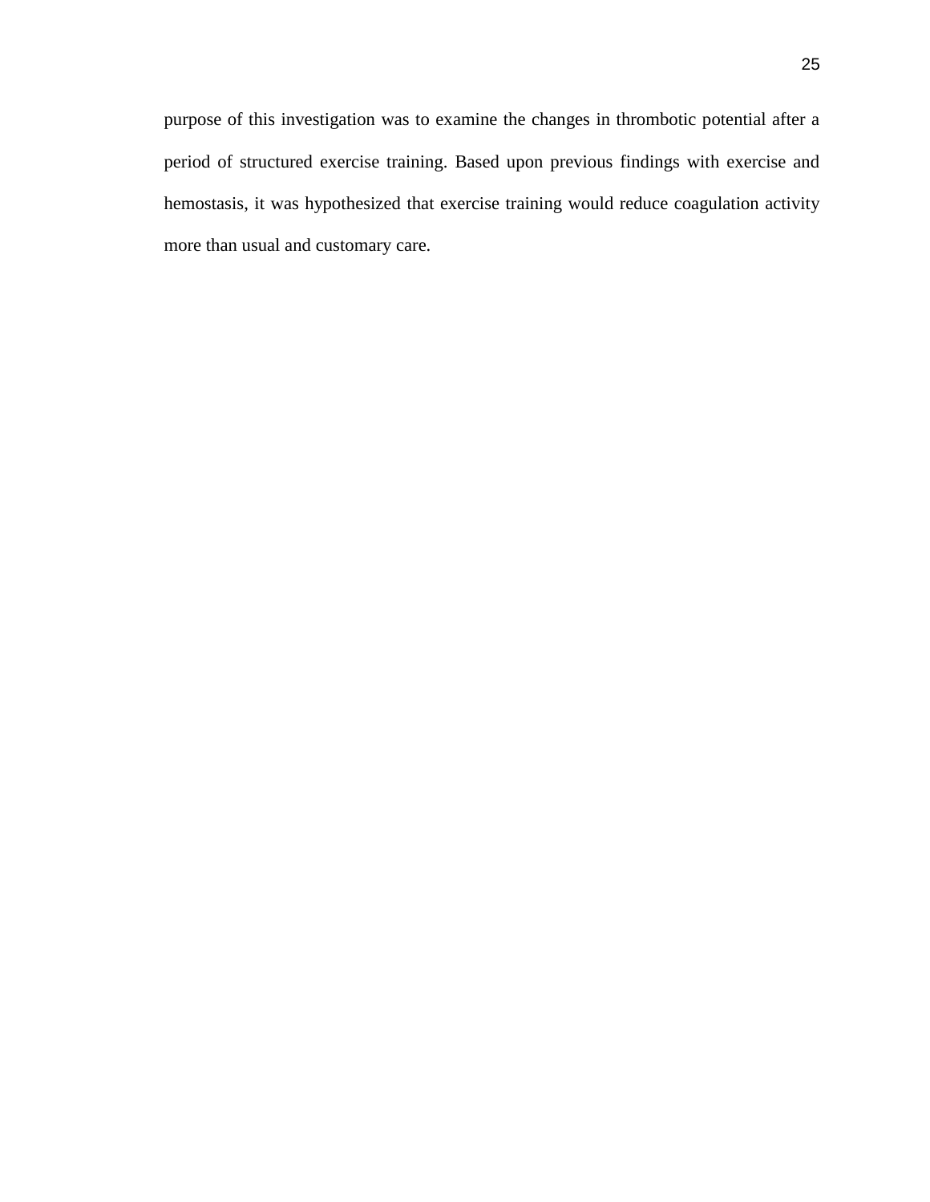purpose of this investigation was to examine the changes in thrombotic potential after a period of structured exercise training. Based upon previous findings with exercise and hemostasis, it was hypothesized that exercise training would reduce coagulation activity more than usual and customary care.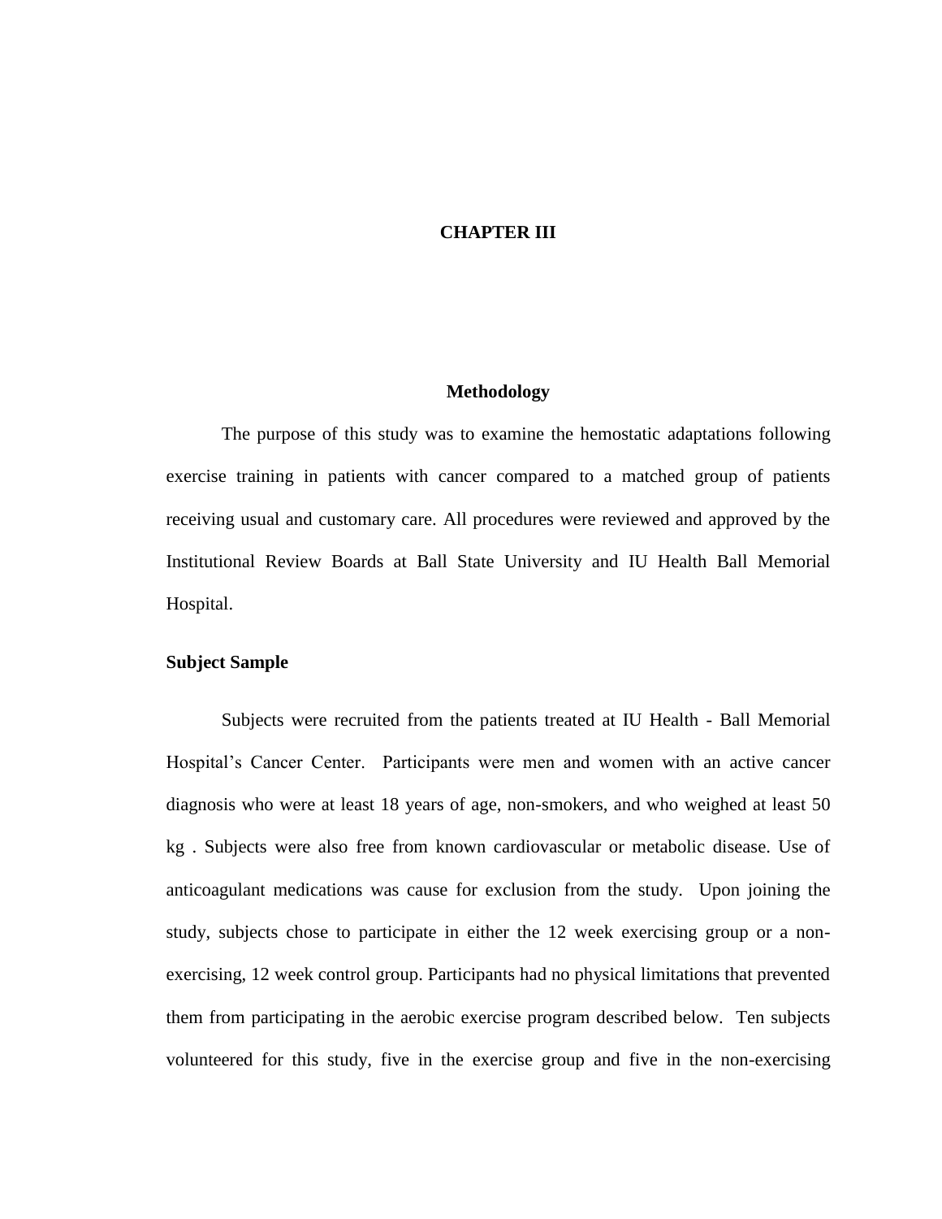# CHAPTER III

## Methodology

The purpose of this study was to examine the hemostatic adaptations following exercise training in patients with cancer compared to a matched group of patients receiving usual and customary care. All procedures were reviewed and approved by the Institutional Review Boards at Ball State University and IU Health Ball Memorial Hospital.

### Subject Sample

Subjects were recruited from the patients treated at IU Health - Ball Memorial Hospital's Cancer Center. Participants were men and women with an active cancer diagnosis who were at least 18 years of age, non-smokers, and who weighed at least 50 kg . Subjects were also free from known cardiovascular or metabolic disease. Use of anticoagulant medications was cause for exclusion from the study. Upon joining the study, subjects chose to participate in either the 12 week exercising group or a non-exercising, 12 week control group. Participants had no physical limitations that prevented them from participating in the aerobic exercise program described below. Ten subjects volunteered for this study, five in the exercise group and five in the non-exercising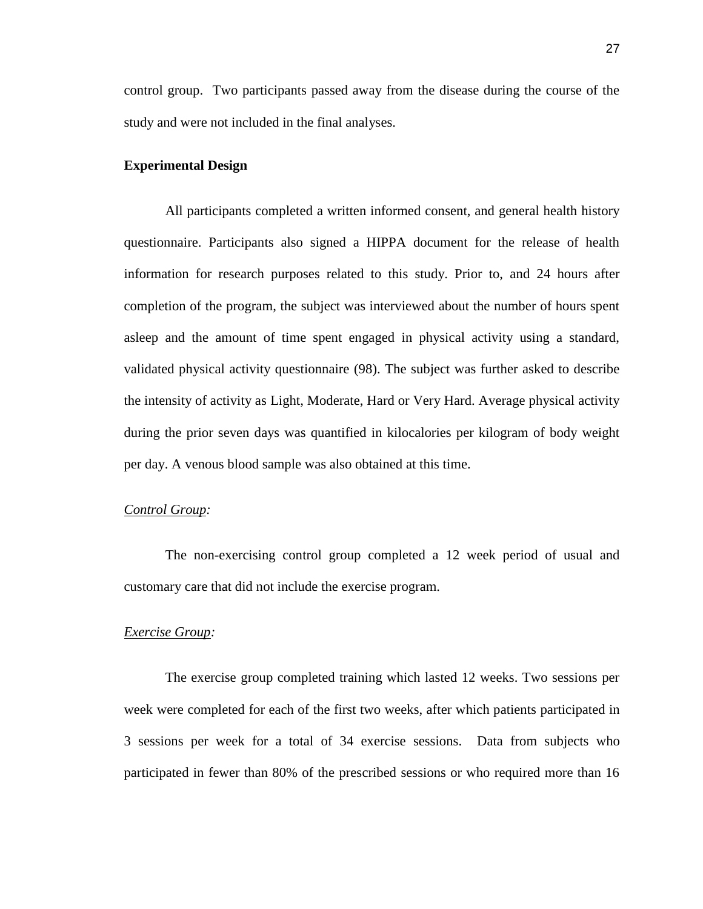control group. Two participants passed away from the disease during the course of the study and were not included in the final analyses.

**Experimental Design**

All participants completed a written informed consent, and general health history questionnaire. Participants also signed a HIPPA document for the release of health information for research purposes related to this study. Prior to, and 24 hours after completion of the program, the subject was interviewed about the number of hours spent asleep and the amount of time spent engaged in physical activity using a standard, validated physical activity questionnaire (98). The subject was further asked to describe the intensity of activity as Light, Moderate, Hard or Very Hard. Average physical activity during the prior seven days was quantified in kilocalories per kilogram of body weight per day. A venous blood sample was also obtained at this time.

*Control Group:*

The non-exercising control group completed a 12 week period of usual and customary care that did not include the exercise program.

*Exercise Group:*

The exercise group completed training which lasted 12 weeks. Two sessions per week were completed for each of the first two weeks, after which patients participated in 3 sessions per week for a total of 34 exercise sessions. Data from subjects who participated in fewer than 80% of the prescribed sessions or who required more than 16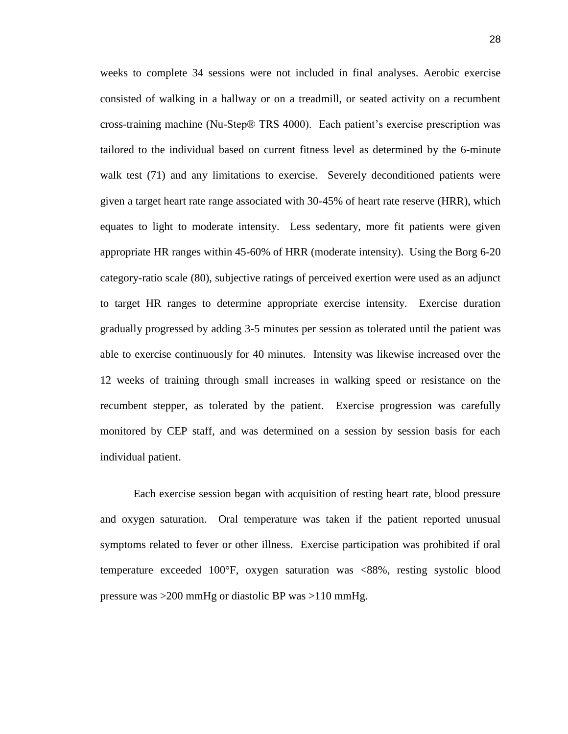weeks to complete 34 sessions were not included in final analyses. Aerobic exercise consisted of walking in a hallway or on a treadmill, or seated activity on a recumbent cross-training machine (Nu-Step® TRS 4000). Each patient's exercise prescription was tailored to the individual based on current fitness level as determined by the 6-minute walk test (71) and any limitations to exercise. Severely deconditioned patients were given a target heart rate range associated with 30-45% of heart rate reserve (HRR), which equates to light to moderate intensity. Less sedentary, more fit patients were given appropriate HR ranges within 45-60% of HRR (moderate intensity). Using the Borg 6-20 category-ratio scale (80), subjective ratings of perceived exertion were used as an adjunct to target HR ranges to determine appropriate exercise intensity. Exercise duration gradually progressed by adding 3-5 minutes per session as tolerated until the patient was able to exercise continuously for 40 minutes. Intensity was likewise increased over the 12 weeks of training through small increases in walking speed or resistance on the recumbent stepper, as tolerated by the patient. Exercise progression was carefully monitored by CEP staff, and was determined on a session by session basis for each individual patient.

Each exercise session began with acquisition of resting heart rate, blood pressure and oxygen saturation. Oral temperature was taken if the patient reported unusual symptoms related to fever or other illness. Exercise participation was prohibited if oral temperature exceeded 100°F, oxygen saturation was <88%, resting systolic blood pressure was >200 mmHg or diastolic BP was >110 mmHg.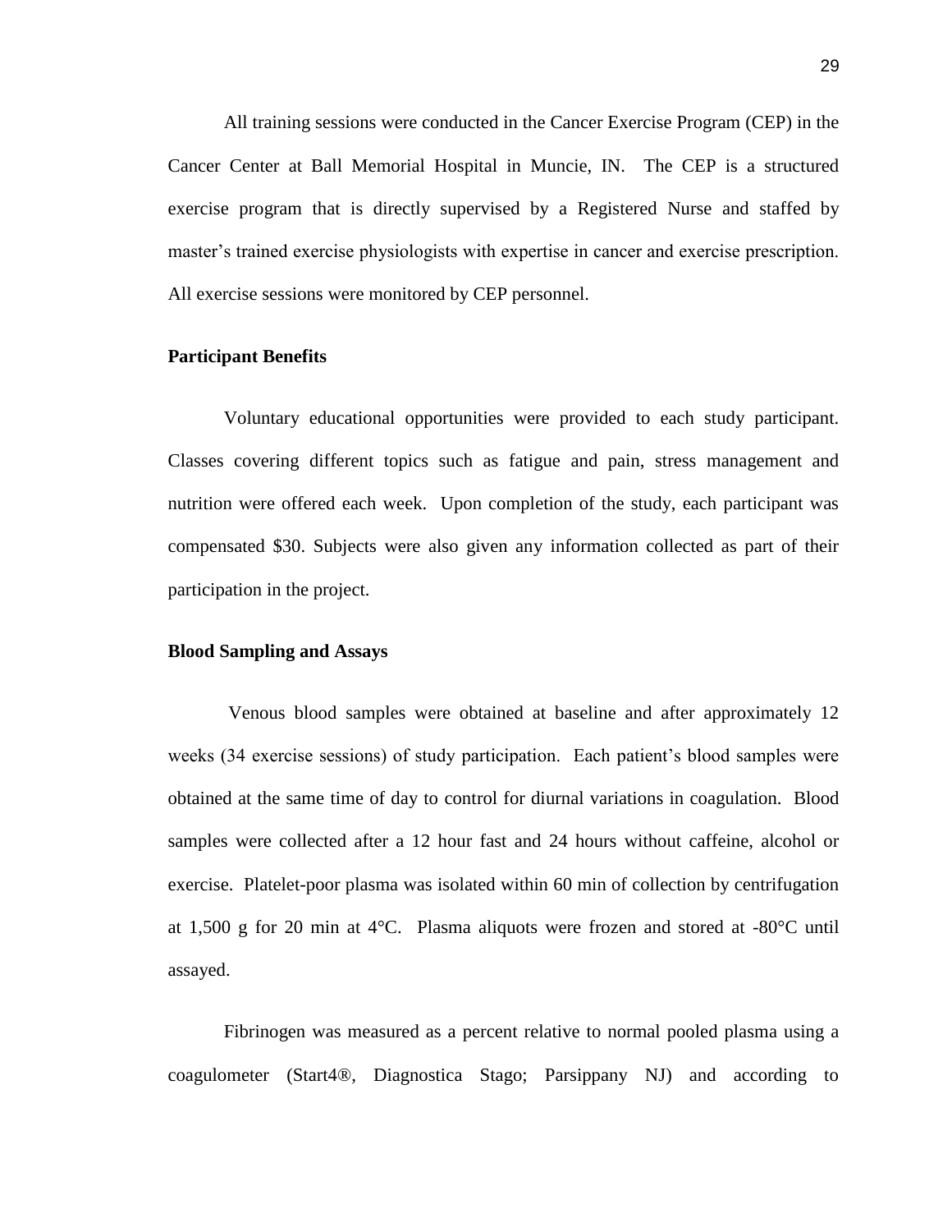All training sessions were conducted in the Cancer Exercise Program (CEP) in the Cancer Center at Ball Memorial Hospital in Muncie, IN. The CEP is a structured exercise program that is directly supervised by a Registered Nurse and staffed by master's trained exercise physiologists with expertise in cancer and exercise prescription. All exercise sessions were monitored by CEP personnel.

**Participant Benefits**

Voluntary educational opportunities were provided to each study participant. Classes covering different topics such as fatigue and pain, stress management and nutrition were offered each week. Upon completion of the study, each participant was compensated $30. Subjects were also given any information collected as part of their participation in the project.

**Blood Sampling and Assays**

Venous blood samples were obtained at baseline and after approximately 12 weeks (34 exercise sessions) of study participation. Each patient's blood samples were obtained at the same time of day to control for diurnal variations in coagulation. Blood samples were collected after a 12 hour fast and 24 hours without caffeine, alcohol or exercise. Platelet-poor plasma was isolated within 60 min of collection by centrifugation at 1,500 g for 20 min at 4°C. Plasma aliquots were frozen and stored at -80°C until assayed.

Fibrinogen was measured as a percent relative to normal pooled plasma using a coagulometer (Start4®, Diagnostica Stago; Parsippany NJ) and according to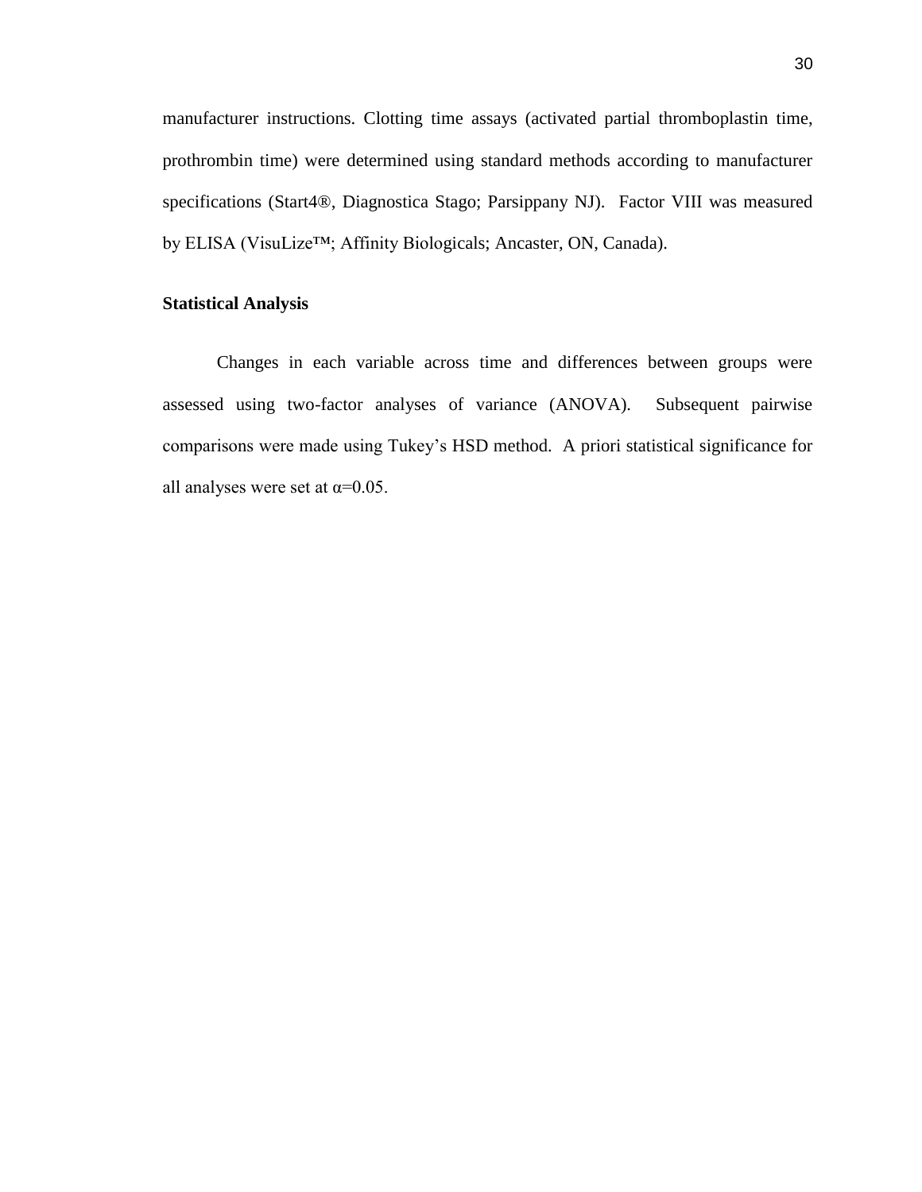manufacturer instructions. Clotting time assays (activated partial thromboplastin time, prothrombin time) were determined using standard methods according to manufacturer specifications (Start4®, Diagnostica Stago; Parsippany NJ). Factor VIII was measured by ELISA (VisuLize™; Affinity Biologicals; Ancaster, ON, Canada).

**Statistical Analysis**

Changes in each variable across time and differences between groups were assessed using two-factor analyses of variance (ANOVA). Subsequent pairwise comparisons were made using Tukey's HSD method. A priori statistical significance for all analyses were set at $\alpha=0.05$.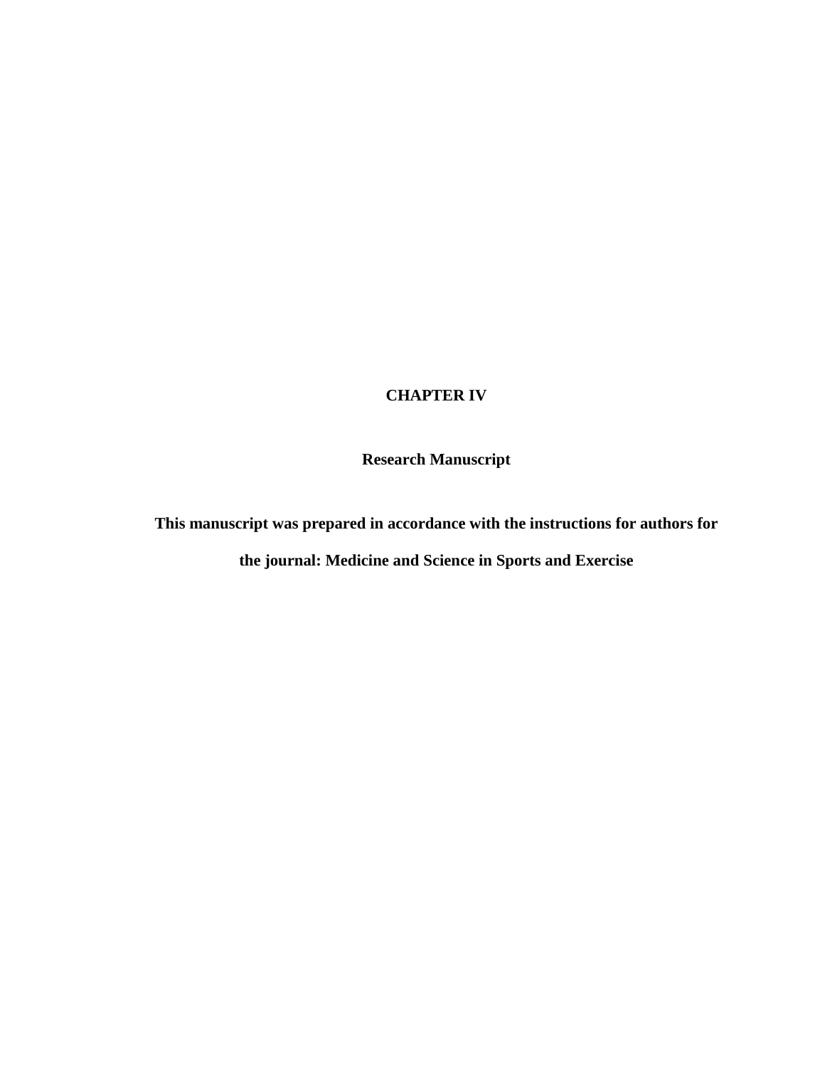# CHAPTER IV

## Research Manuscript

**This manuscript was prepared in accordance with the instructions for authors for the journal: Medicine and Science in Sports and Exercise**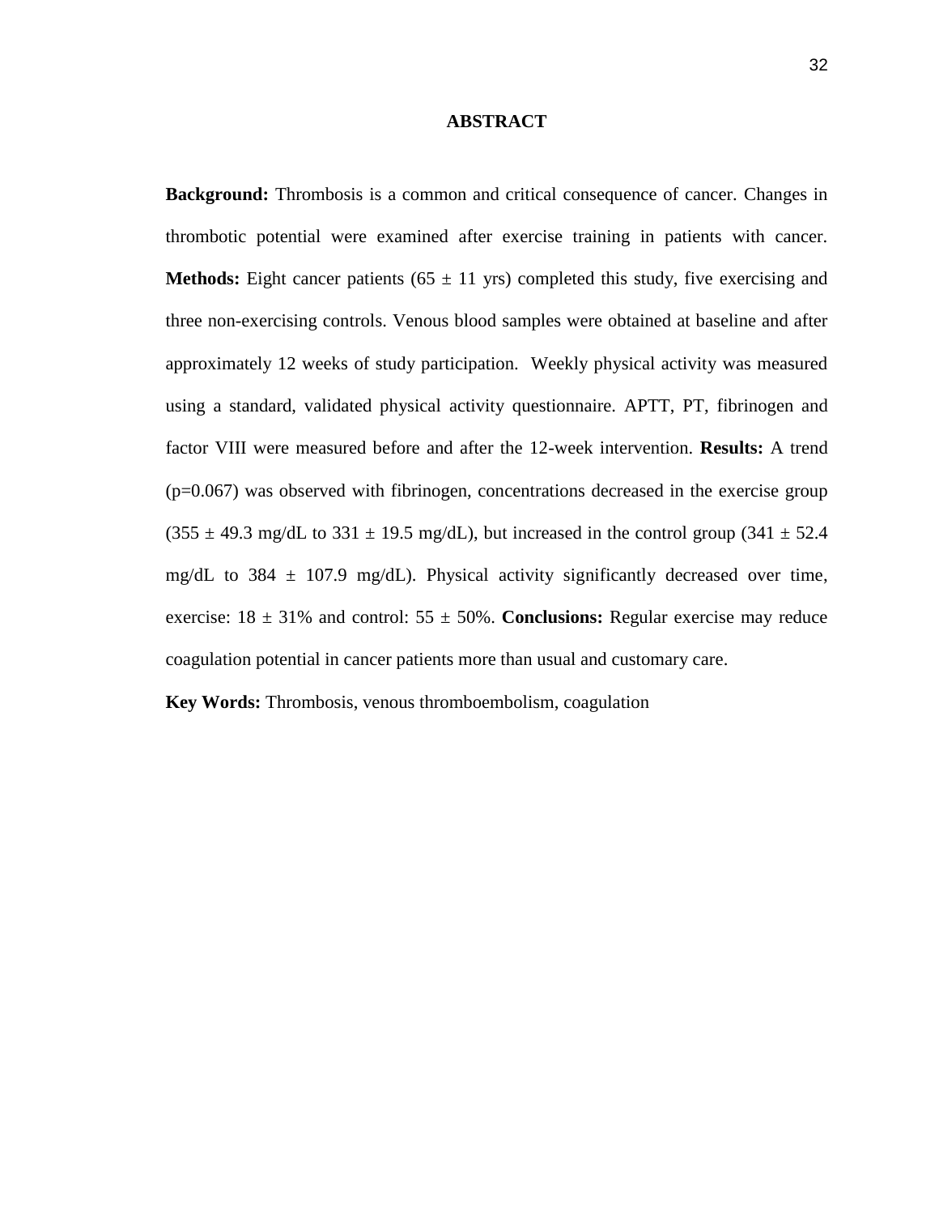# ABSTRACT

**Background:** Thrombosis is a common and critical consequence of cancer. Changes in thrombotic potential were examined after exercise training in patients with cancer. **Methods:** Eight cancer patients (65 ± 11 yrs) completed this study, five exercising and three non-exercising controls. Venous blood samples were obtained at baseline and after approximately 12 weeks of study participation. Weekly physical activity was measured using a standard, validated physical activity questionnaire. APTT, PT, fibrinogen and factor VIII were measured before and after the 12-week intervention. **Results:** A trend (p=0.067) was observed with fibrinogen, concentrations decreased in the exercise group (355 ± 49.3 mg/dL to 331 ± 19.5 mg/dL), but increased in the control group (341 ± 52.4 mg/dL to 384 ± 107.9 mg/dL). Physical activity significantly decreased over time, exercise: 18 ± 31% and control: 55 ± 50%. **Conclusions:** Regular exercise may reduce coagulation potential in cancer patients more than usual and customary care.

**Key Words:** Thrombosis, venous thromboembolism, coagulation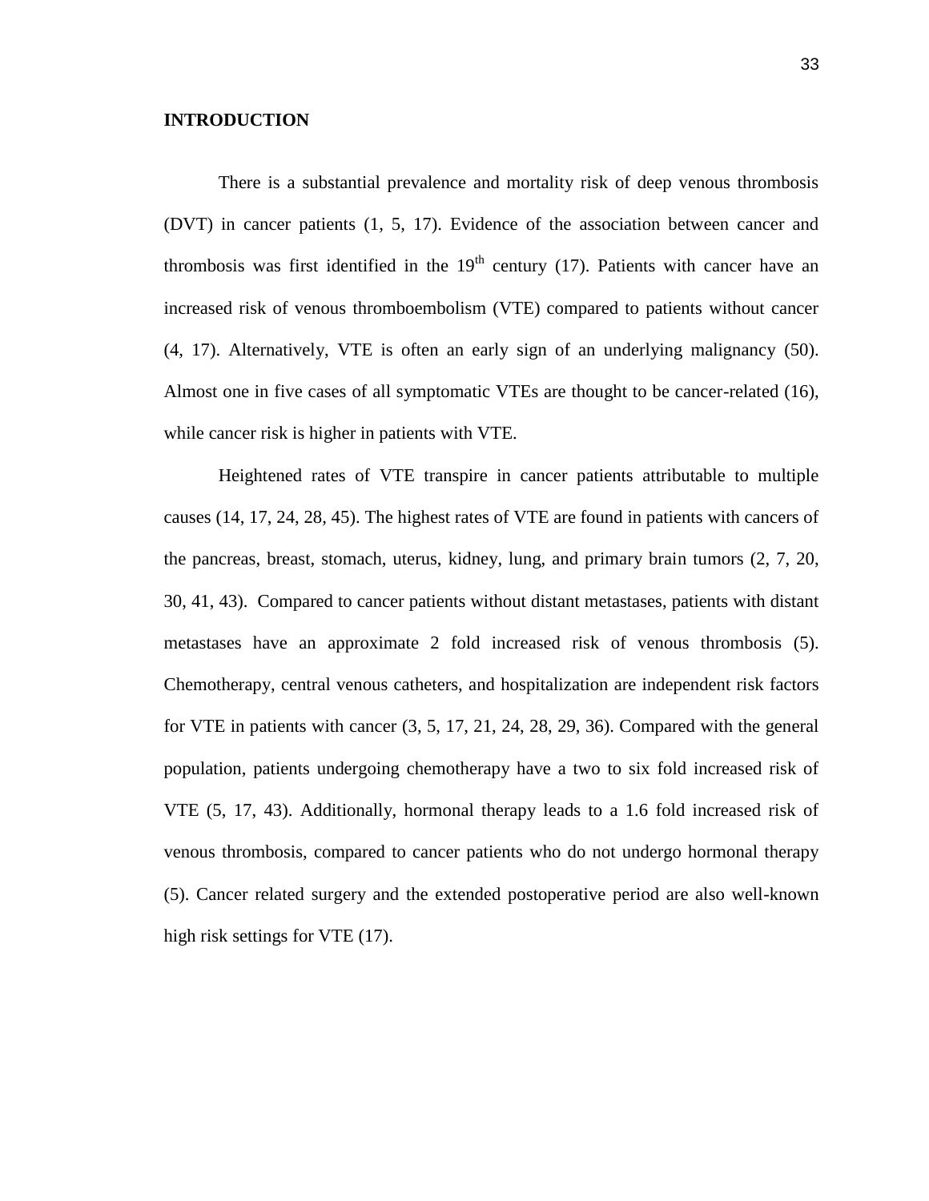## INTRODUCTION

There is a substantial prevalence and mortality risk of deep venous thrombosis (DVT) in cancer patients (1, 5, 17). Evidence of the association between cancer and thrombosis was first identified in the 19$^{th}$ century (17). Patients with cancer have an increased risk of venous thromboembolism (VTE) compared to patients without cancer (4, 17). Alternatively, VTE is often an early sign of an underlying malignancy (50). Almost one in five cases of all symptomatic VTEs are thought to be cancer-related (16), while cancer risk is higher in patients with VTE.

Heightened rates of VTE transpire in cancer patients attributable to multiple causes (14, 17, 24, 28, 45). The highest rates of VTE are found in patients with cancers of the pancreas, breast, stomach, uterus, kidney, lung, and primary brain tumors (2, 7, 20, 30, 41, 43). Compared to cancer patients without distant metastases, patients with distant metastases have an approximate 2 fold increased risk of venous thrombosis (5). Chemotherapy, central venous catheters, and hospitalization are independent risk factors for VTE in patients with cancer (3, 5, 17, 21, 24, 28, 29, 36). Compared with the general population, patients undergoing chemotherapy have a two to six fold increased risk of VTE (5, 17, 43). Additionally, hormonal therapy leads to a 1.6 fold increased risk of venous thrombosis, compared to cancer patients who do not undergo hormonal therapy (5). Cancer related surgery and the extended postoperative period are also well-known high risk settings for VTE (17).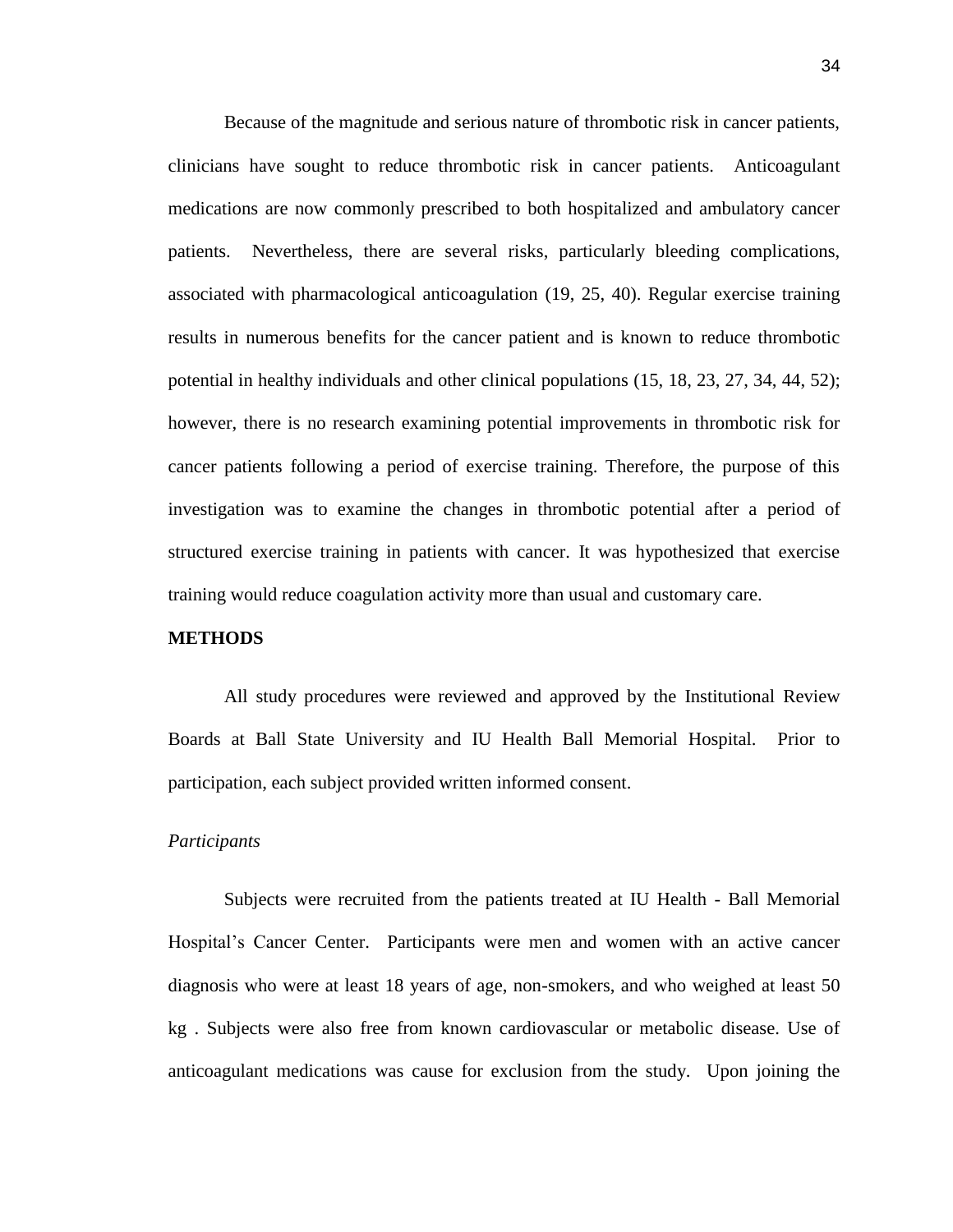Because of the magnitude and serious nature of thrombotic risk in cancer patients, clinicians have sought to reduce thrombotic risk in cancer patients. Anticoagulant medications are now commonly prescribed to both hospitalized and ambulatory cancer patients. Nevertheless, there are several risks, particularly bleeding complications, associated with pharmacological anticoagulation (19, 25, 40). Regular exercise training results in numerous benefits for the cancer patient and is known to reduce thrombotic potential in healthy individuals and other clinical populations (15, 18, 23, 27, 34, 44, 52); however, there is no research examining potential improvements in thrombotic risk for cancer patients following a period of exercise training. Therefore, the purpose of this investigation was to examine the changes in thrombotic potential after a period of structured exercise training in patients with cancer. It was hypothesized that exercise training would reduce coagulation activity more than usual and customary care.

**METHODS**

All study procedures were reviewed and approved by the Institutional Review Boards at Ball State University and IU Health Ball Memorial Hospital. Prior to participation, each subject provided written informed consent.

*Participants*

Subjects were recruited from the patients treated at IU Health - Ball Memorial Hospital's Cancer Center. Participants were men and women with an active cancer diagnosis who were at least 18 years of age, non-smokers, and who weighed at least 50 kg . Subjects were also free from known cardiovascular or metabolic disease. Use of anticoagulant medications was cause for exclusion from the study. Upon joining the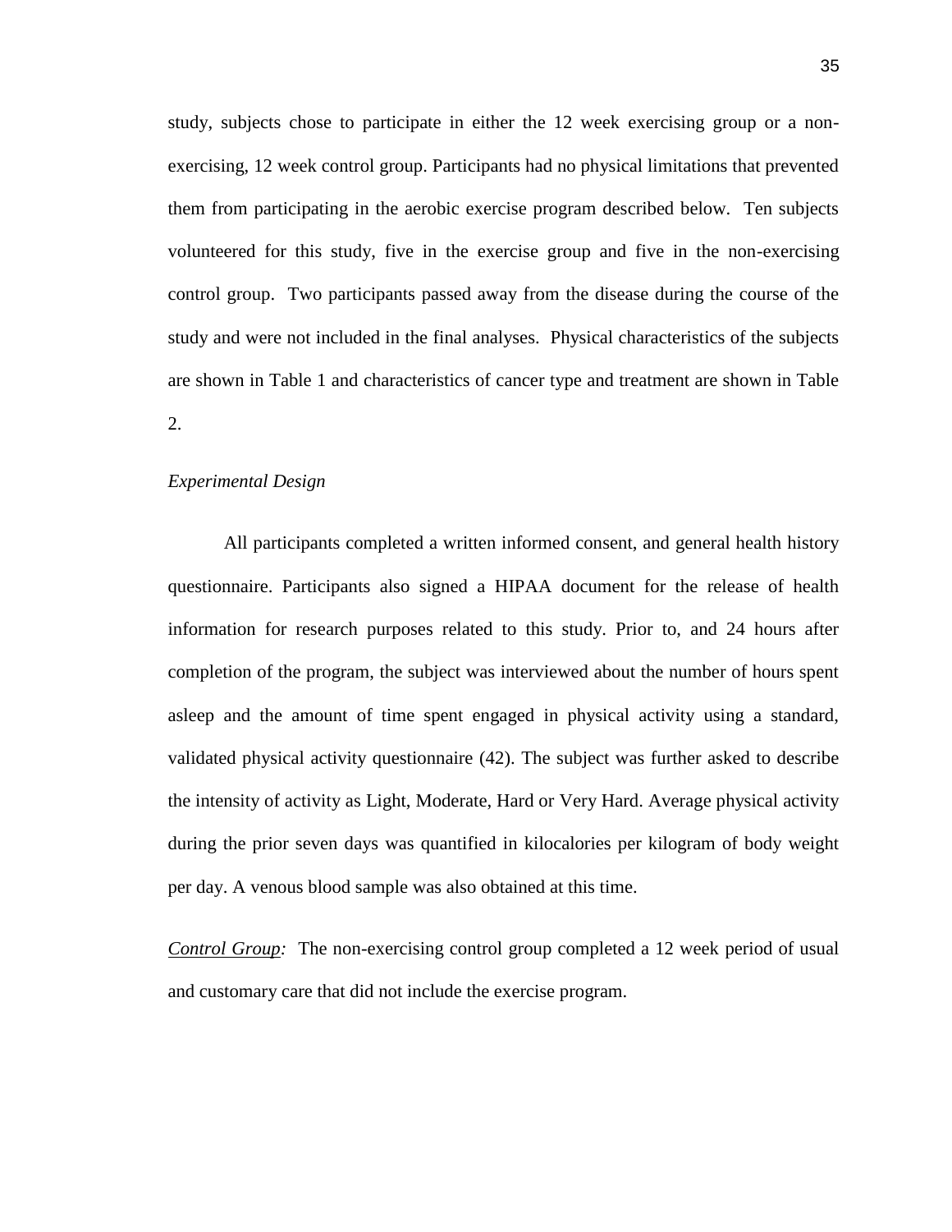study, subjects chose to participate in either the 12 week exercising group or a non-exercising, 12 week control group. Participants had no physical limitations that prevented them from participating in the aerobic exercise program described below. Ten subjects volunteered for this study, five in the exercise group and five in the non-exercising control group. Two participants passed away from the disease during the course of the study and were not included in the final analyses. Physical characteristics of the subjects are shown in Table 1 and characteristics of cancer type and treatment are shown in Table 2.

*Experimental Design*

All participants completed a written informed consent, and general health history questionnaire. Participants also signed a HIPAA document for the release of health information for research purposes related to this study. Prior to, and 24 hours after completion of the program, the subject was interviewed about the number of hours spent asleep and the amount of time spent engaged in physical activity using a standard, validated physical activity questionnaire (42). The subject was further asked to describe the intensity of activity as Light, Moderate, Hard or Very Hard. Average physical activity during the prior seven days was quantified in kilocalories per kilogram of body weight per day. A venous blood sample was also obtained at this time.

*Control Group:* The non-exercising control group completed a 12 week period of usual and customary care that did not include the exercise program.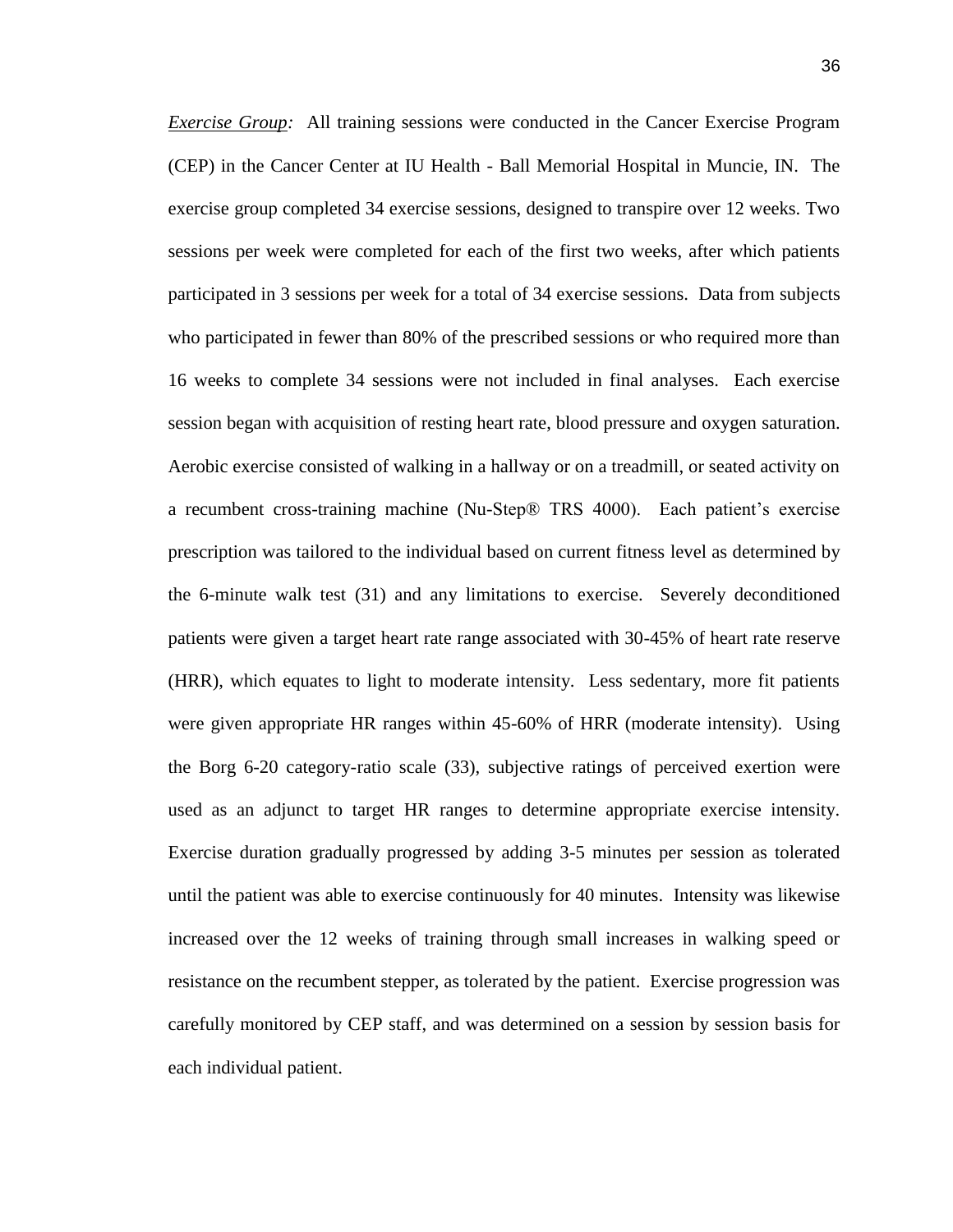*<u>Exercise Group</u>:* All training sessions were conducted in the Cancer Exercise Program (CEP) in the Cancer Center at IU Health - Ball Memorial Hospital in Muncie, IN. The exercise group completed 34 exercise sessions, designed to transpire over 12 weeks. Two sessions per week were completed for each of the first two weeks, after which patients participated in 3 sessions per week for a total of 34 exercise sessions. Data from subjects who participated in fewer than 80% of the prescribed sessions or who required more than 16 weeks to complete 34 sessions were not included in final analyses. Each exercise session began with acquisition of resting heart rate, blood pressure and oxygen saturation. Aerobic exercise consisted of walking in a hallway or on a treadmill, or seated activity on a recumbent cross-training machine (Nu-Step® TRS 4000). Each patient's exercise prescription was tailored to the individual based on current fitness level as determined by the 6-minute walk test (31) and any limitations to exercise. Severely deconditioned patients were given a target heart rate range associated with 30-45% of heart rate reserve (HRR), which equates to light to moderate intensity. Less sedentary, more fit patients were given appropriate HR ranges within 45-60% of HRR (moderate intensity). Using the Borg 6-20 category-ratio scale (33), subjective ratings of perceived exertion were used as an adjunct to target HR ranges to determine appropriate exercise intensity. Exercise duration gradually progressed by adding 3-5 minutes per session as tolerated until the patient was able to exercise continuously for 40 minutes. Intensity was likewise increased over the 12 weeks of training through small increases in walking speed or resistance on the recumbent stepper, as tolerated by the patient. Exercise progression was carefully monitored by CEP staff, and was determined on a session by session basis for each individual patient.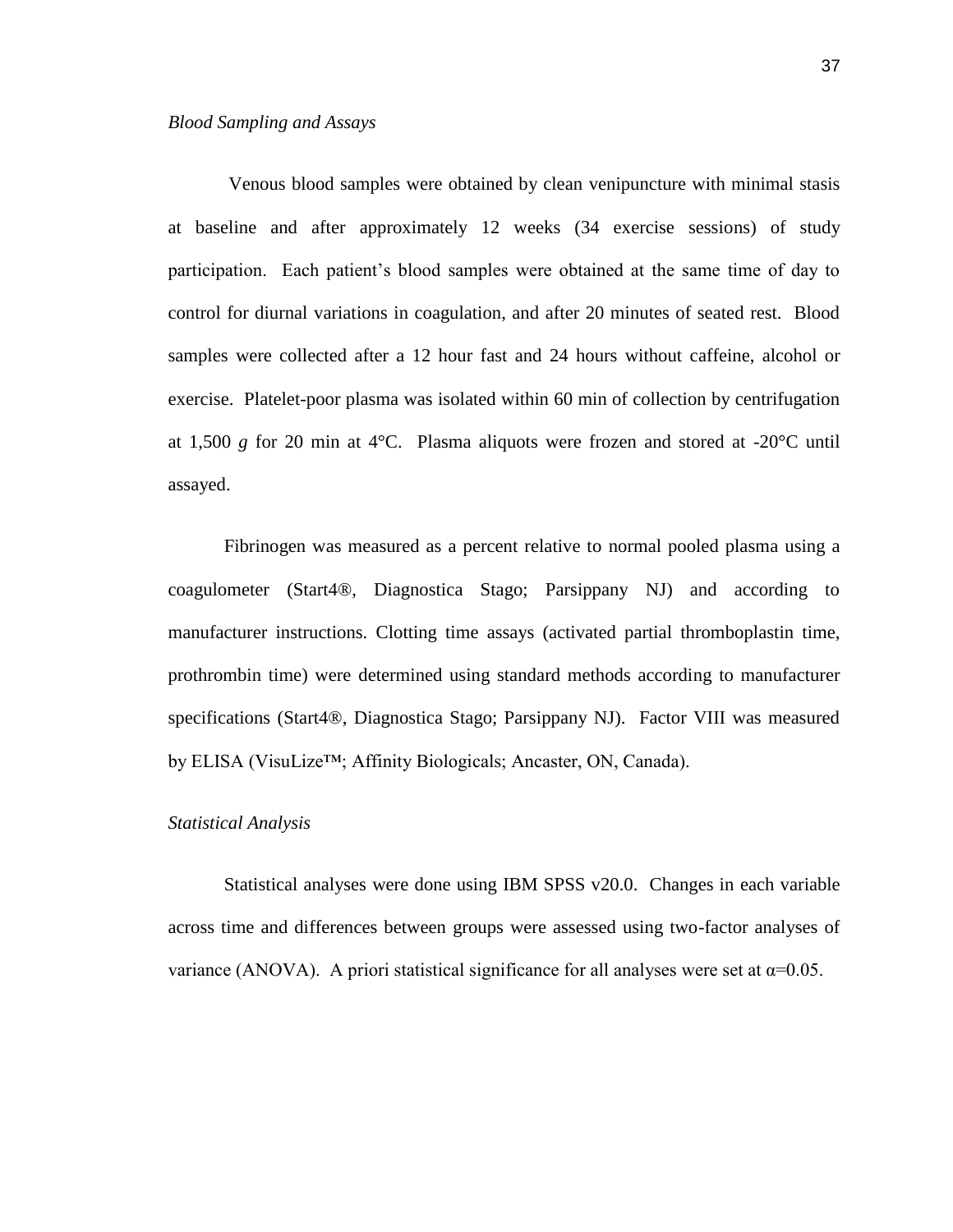*Blood Sampling and Assays*

Venous blood samples were obtained by clean venipuncture with minimal stasis at baseline and after approximately 12 weeks (34 exercise sessions) of study participation. Each patient's blood samples were obtained at the same time of day to control for diurnal variations in coagulation, and after 20 minutes of seated rest. Blood samples were collected after a 12 hour fast and 24 hours without caffeine, alcohol or exercise. Platelet-poor plasma was isolated within 60 min of collection by centrifugation at 1,500 *g* for 20 min at 4°C. Plasma aliquots were frozen and stored at -20°C until assayed.

Fibrinogen was measured as a percent relative to normal pooled plasma using a coagulometer (Start4®, Diagnostica Stago; Parsippany NJ) and according to manufacturer instructions. Clotting time assays (activated partial thromboplastin time, prothrombin time) were determined using standard methods according to manufacturer specifications (Start4®, Diagnostica Stago; Parsippany NJ). Factor VIII was measured by ELISA (VisuLize™; Affinity Biologicals; Ancaster, ON, Canada).

*Statistical Analysis*

Statistical analyses were done using IBM SPSS v20.0. Changes in each variable across time and differences between groups were assessed using two-factor analyses of variance (ANOVA). A priori statistical significance for all analyses were set at $\alpha=0.05$.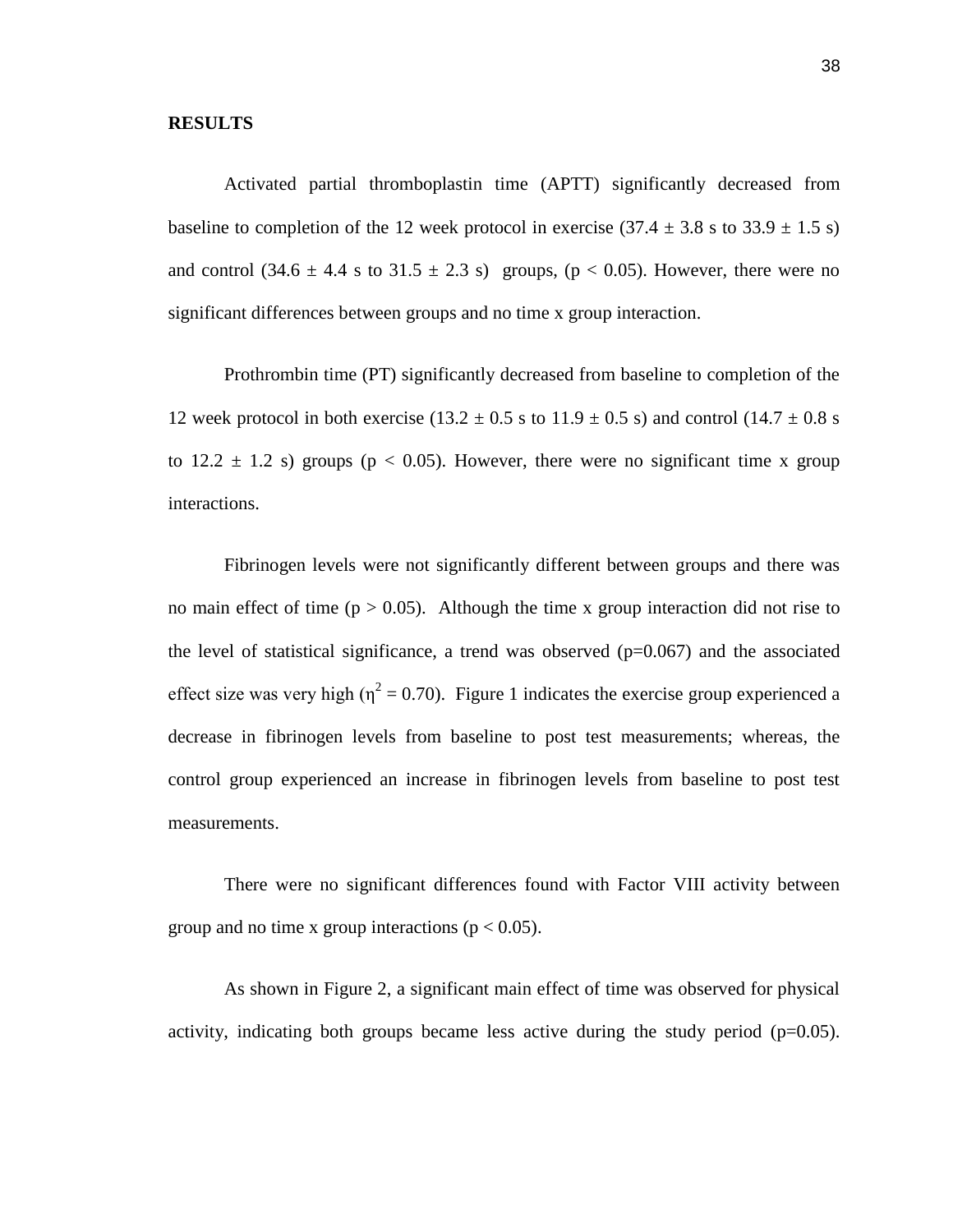**RESULTS**

Activated partial thromboplastin time (APTT) significantly decreased from baseline to completion of the 12 week protocol in exercise (37.4 ± 3.8 s to 33.9 ± 1.5 s) and control (34.6 ± 4.4 s to 31.5 ± 2.3 s) groups, ($p < 0.05$). However, there were no significant differences between groups and no time x group interaction.

Prothrombin time (PT) significantly decreased from baseline to completion of the 12 week protocol in both exercise (13.2 ± 0.5 s to 11.9 ± 0.5 s) and control (14.7 ± 0.8 s to 12.2 ± 1.2 s) groups ($p < 0.05$). However, there were no significant time x group interactions.

Fibrinogen levels were not significantly different between groups and there was no main effect of time ($p > 0.05$). Although the time x group interaction did not rise to the level of statistical significance, a trend was observed ($p=0.067$) and the associated effect size was very high ($\eta^2 = 0.70$). Figure 1 indicates the exercise group experienced a decrease in fibrinogen levels from baseline to post test measurements; whereas, the control group experienced an increase in fibrinogen levels from baseline to post test measurements.

There were no significant differences found with Factor VIII activity between group and no time x group interactions ($p < 0.05$).

As shown in Figure 2, a significant main effect of time was observed for physical activity, indicating both groups became less active during the study period ($p=0.05$).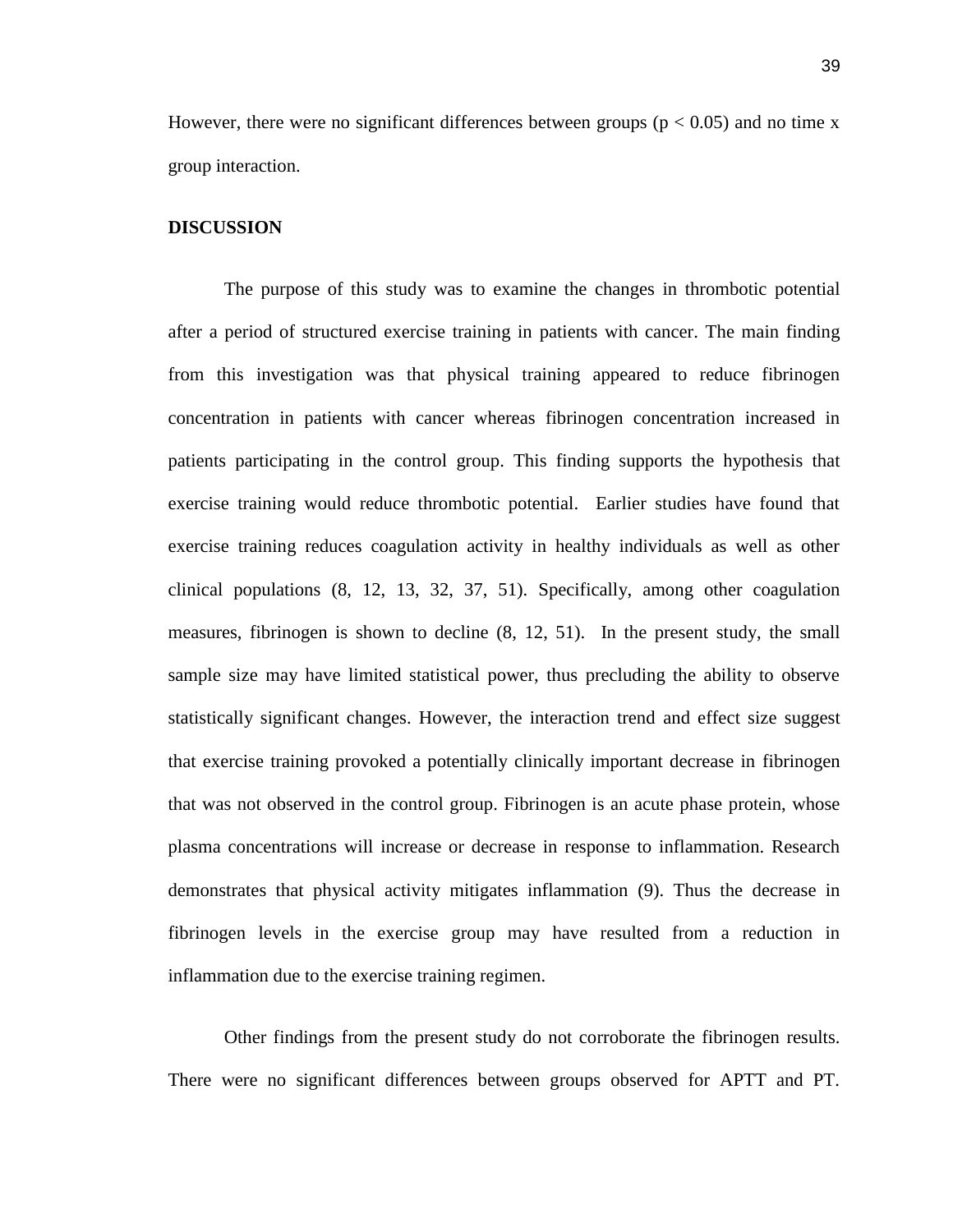However, there were no significant differences between groups ($p < 0.05$) and no time x group interaction.

## DISCUSSION

The purpose of this study was to examine the changes in thrombotic potential after a period of structured exercise training in patients with cancer. The main finding from this investigation was that physical training appeared to reduce fibrinogen concentration in patients with cancer whereas fibrinogen concentration increased in patients participating in the control group. This finding supports the hypothesis that exercise training would reduce thrombotic potential. Earlier studies have found that exercise training reduces coagulation activity in healthy individuals as well as other clinical populations (8, 12, 13, 32, 37, 51). Specifically, among other coagulation measures, fibrinogen is shown to decline (8, 12, 51). In the present study, the small sample size may have limited statistical power, thus precluding the ability to observe statistically significant changes. However, the interaction trend and effect size suggest that exercise training provoked a potentially clinically important decrease in fibrinogen that was not observed in the control group. Fibrinogen is an acute phase protein, whose plasma concentrations will increase or decrease in response to inflammation. Research demonstrates that physical activity mitigates inflammation (9). Thus the decrease in fibrinogen levels in the exercise group may have resulted from a reduction in inflammation due to the exercise training regimen.

Other findings from the present study do not corroborate the fibrinogen results. There were no significant differences between groups observed for APTT and PT.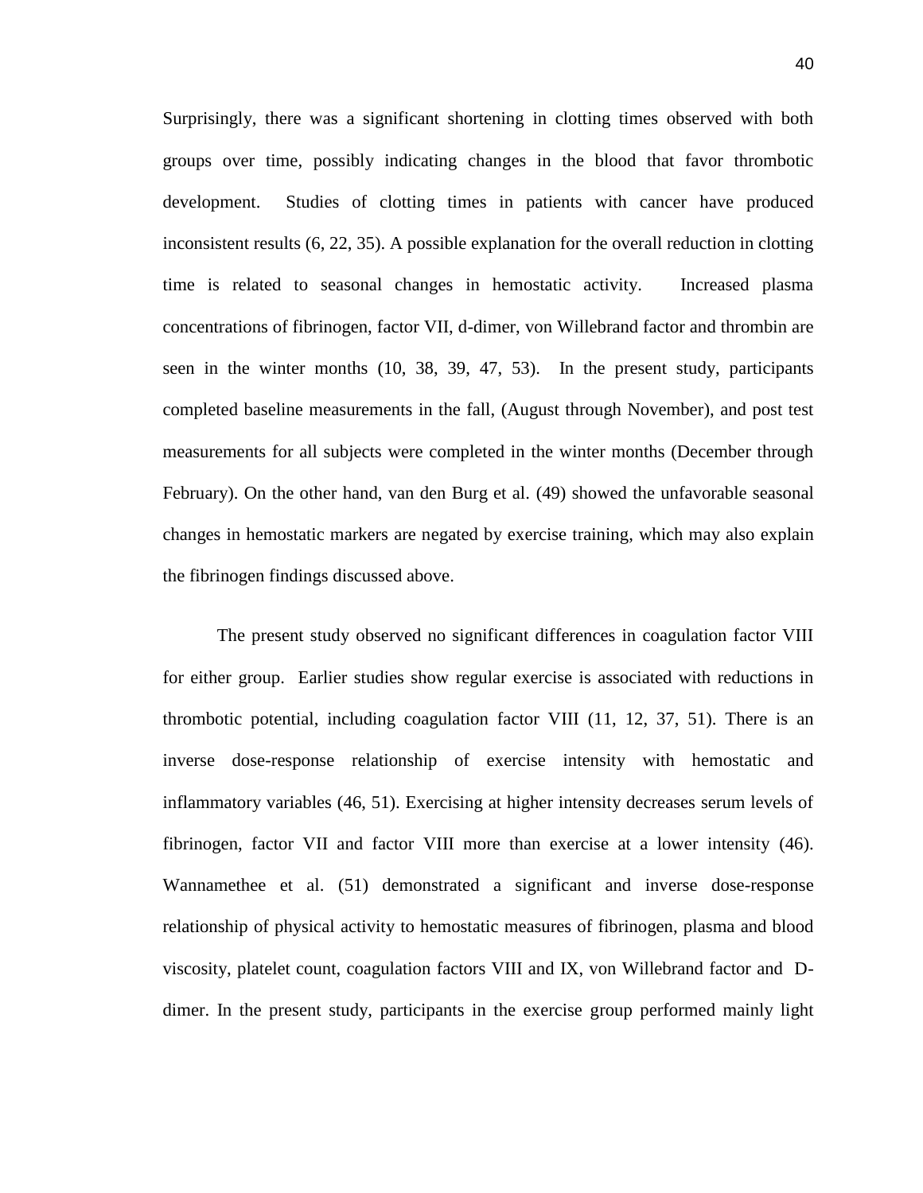Surprisingly, there was a significant shortening in clotting times observed with both groups over time, possibly indicating changes in the blood that favor thrombotic development. Studies of clotting times in patients with cancer have produced inconsistent results (6, 22, 35). A possible explanation for the overall reduction in clotting time is related to seasonal changes in hemostatic activity. Increased plasma concentrations of fibrinogen, factor VII, d-dimer, von Willebrand factor and thrombin are seen in the winter months (10, 38, 39, 47, 53). In the present study, participants completed baseline measurements in the fall, (August through November), and post test measurements for all subjects were completed in the winter months (December through February). On the other hand, van den Burg et al. (49) showed the unfavorable seasonal changes in hemostatic markers are negated by exercise training, which may also explain the fibrinogen findings discussed above.

The present study observed no significant differences in coagulation factor VIII for either group. Earlier studies show regular exercise is associated with reductions in thrombotic potential, including coagulation factor VIII (11, 12, 37, 51). There is an inverse dose-response relationship of exercise intensity with hemostatic and inflammatory variables (46, 51). Exercising at higher intensity decreases serum levels of fibrinogen, factor VII and factor VIII more than exercise at a lower intensity (46). Wannamethee et al. (51) demonstrated a significant and inverse dose-response relationship of physical activity to hemostatic measures of fibrinogen, plasma and blood viscosity, platelet count, coagulation factors VIII and IX, von Willebrand factor and D-dimer. In the present study, participants in the exercise group performed mainly light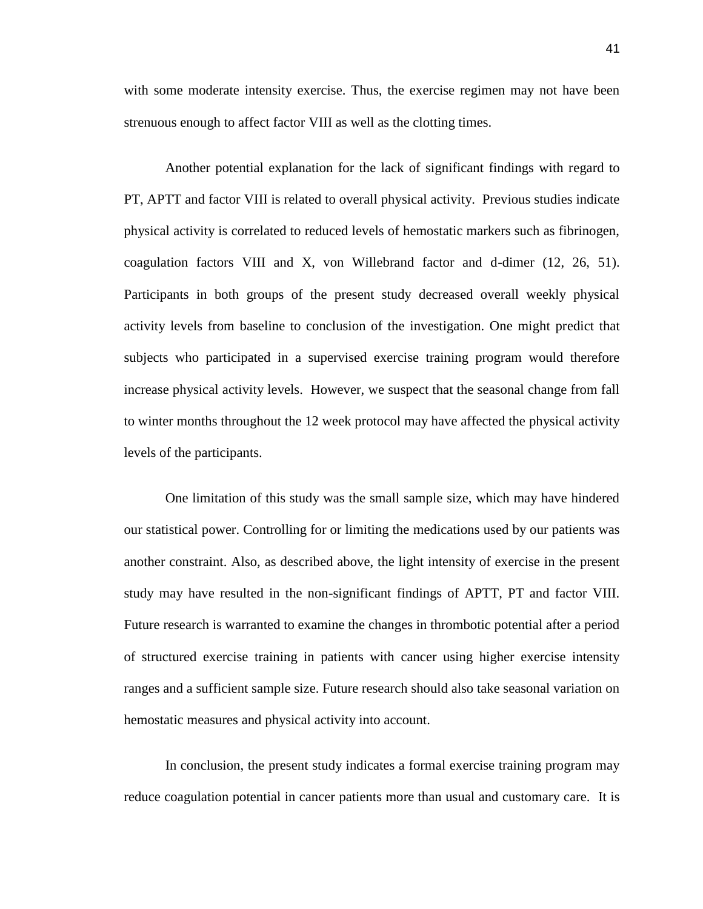with some moderate intensity exercise. Thus, the exercise regimen may not have been strenuous enough to affect factor VIII as well as the clotting times.

Another potential explanation for the lack of significant findings with regard to PT, APTT and factor VIII is related to overall physical activity. Previous studies indicate physical activity is correlated to reduced levels of hemostatic markers such as fibrinogen, coagulation factors VIII and X, von Willebrand factor and d-dimer (12, 26, 51). Participants in both groups of the present study decreased overall weekly physical activity levels from baseline to conclusion of the investigation. One might predict that subjects who participated in a supervised exercise training program would therefore increase physical activity levels. However, we suspect that the seasonal change from fall to winter months throughout the 12 week protocol may have affected the physical activity levels of the participants.

One limitation of this study was the small sample size, which may have hindered our statistical power. Controlling for or limiting the medications used by our patients was another constraint. Also, as described above, the light intensity of exercise in the present study may have resulted in the non-significant findings of APTT, PT and factor VIII. Future research is warranted to examine the changes in thrombotic potential after a period of structured exercise training in patients with cancer using higher exercise intensity ranges and a sufficient sample size. Future research should also take seasonal variation on hemostatic measures and physical activity into account.

In conclusion, the present study indicates a formal exercise training program may reduce coagulation potential in cancer patients more than usual and customary care. It is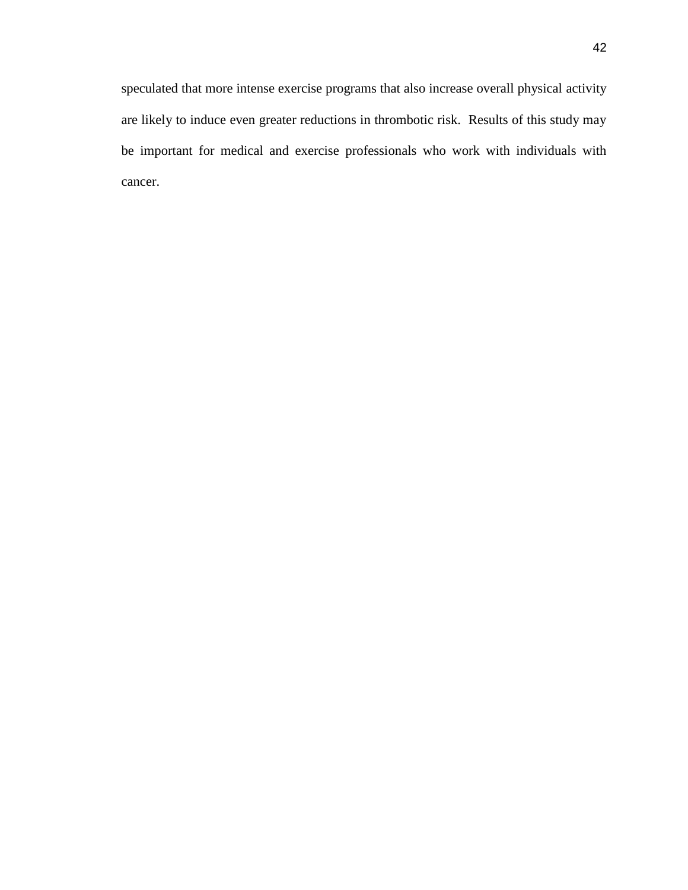speculated that more intense exercise programs that also increase overall physical activity are likely to induce even greater reductions in thrombotic risk. Results of this study may be important for medical and exercise professionals who work with individuals with cancer.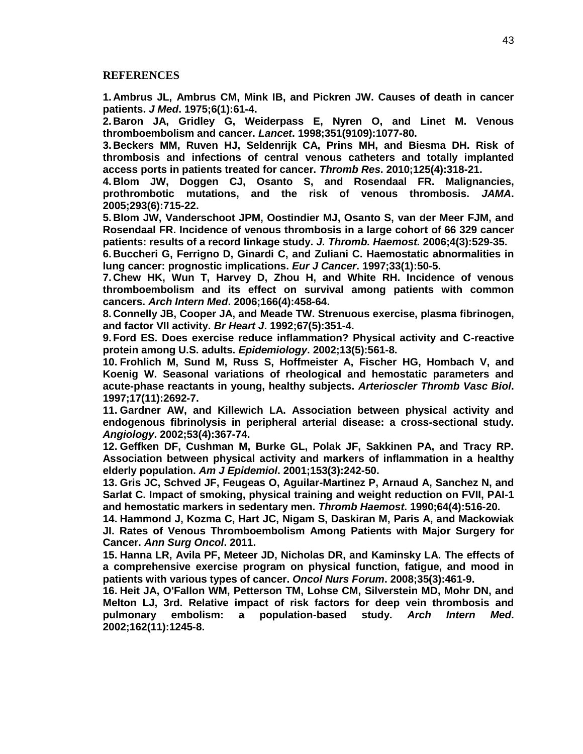## REFERENCES

1. **Ambrus JL, Ambrus CM, Mink IB, and Pickren JW. Causes of death in cancer patients. *J Med*. 1975;6(1):61-4.**
2. **Baron JA, Gridley G, Weiderpass E, Nyren O, and Linet M. Venous thromboembolism and cancer. *Lancet*. 1998;351(9109):1077-80.**
3. **Beckers MM, Ruven HJ, Seldenrijk CA, Prins MH, and Biesma DH. Risk of thrombosis and infections of central venous catheters and totally implanted access ports in patients treated for cancer. *Thromb Res*. 2010;125(4):318-21.**
4. **Blom JW, Doggen CJ, Osanto S, and Rosendaal FR. Malignancies, prothrombotic mutations, and the risk of venous thrombosis. *JAMA*. 2005;293(6):715-22.**
5. **Blom JW, Vanderschoot JPM, Oostindier MJ, Osanto S, van der Meer FJM, and Rosendaal FR. Incidence of venous thrombosis in a large cohort of 66 329 cancer patients: results of a record linkage study. *J. Thromb. Haemost.* 2006;4(3):529-35.**
6. **Buccheri G, Ferrigno D, Ginardi C, and Zuliani C. Haemostatic abnormalities in lung cancer: prognostic implications. *Eur J Cancer*. 1997;33(1):50-5.**
7. **Chew HK, Wun T, Harvey D, Zhou H, and White RH. Incidence of venous thromboembolism and its effect on survival among patients with common cancers. *Arch Intern Med*. 2006;166(4):458-64.**
8. **Connelly JB, Cooper JA, and Meade TW. Strenuous exercise, plasma fibrinogen, and factor VII activity. *Br Heart J*. 1992;67(5):351-4.**
9. **Ford ES. Does exercise reduce inflammation? Physical activity and C-reactive protein among U.S. adults. *Epidemiology*. 2002;13(5):561-8.**
10. **Frohlich M, Sund M, Russ S, Hoffmeister A, Fischer HG, Hombach V, and Koenig W. Seasonal variations of rheological and hemostatic parameters and acute-phase reactants in young, healthy subjects. *Arterioscler Thromb Vasc Biol*. 1997;17(11):2692-7.**
11. **Gardner AW, and Killewich LA. Association between physical activity and endogenous fibrinolysis in peripheral arterial disease: a cross-sectional study. *Angiology*. 2002;53(4):367-74.**
12. **Geffken DF, Cushman M, Burke GL, Polak JF, Sakkinen PA, and Tracy RP. Association between physical activity and markers of inflammation in a healthy elderly population. *Am J Epidemiol*. 2001;153(3):242-50.**
13. **Gris JC, Schved JF, Feugeas O, Aguilar-Martinez P, Arnaud A, Sanchez N, and Sarlat C. Impact of smoking, physical training and weight reduction on FVII, PAI-1 and hemostatic markers in sedentary men. *Thromb Haemost*. 1990;64(4):516-20.**
14. **Hammond J, Kozma C, Hart JC, Nigam S, Daskiran M, Paris A, and Mackowiak JI. Rates of Venous Thromboembolism Among Patients with Major Surgery for Cancer. *Ann Surg Oncol*. 2011.**
15. **Hanna LR, Avila PF, Meteer JD, Nicholas DR, and Kaminsky LA. The effects of a comprehensive exercise program on physical function, fatigue, and mood in patients with various types of cancer. *Oncol Nurs Forum*. 2008;35(3):461-9.**
16. **Heit JA, O'Fallon WM, Petterson TM, Lohse CM, Silverstein MD, Mohr DN, and Melton LJ, 3rd. Relative impact of risk factors for deep vein thrombosis and pulmonary embolism: a population-based study. *Arch Intern Med*. 2002;162(11):1245-8.**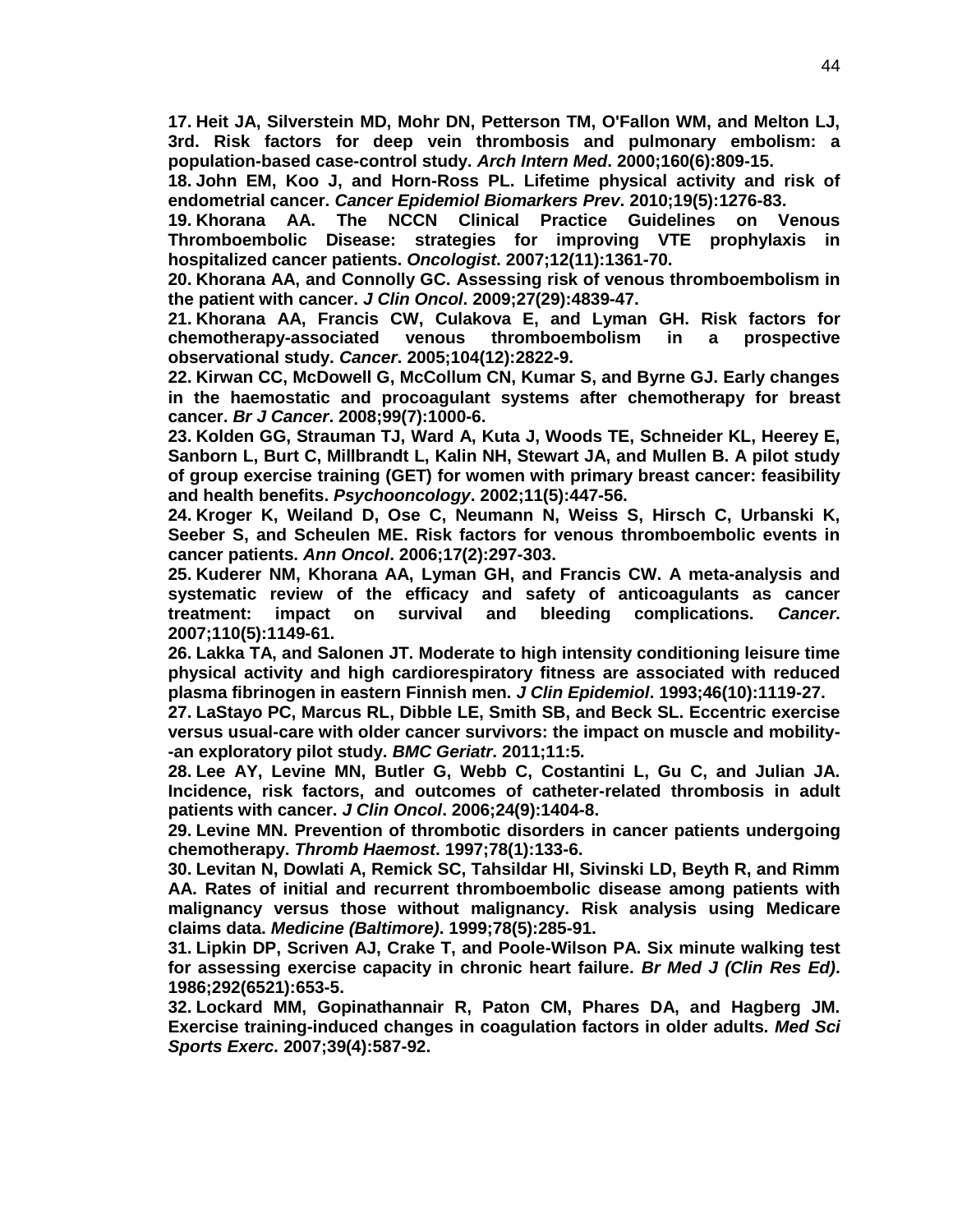**17. Heit JA, Silverstein MD, Mohr DN, Petterson TM, O'Fallon WM, and Melton LJ, 3rd. Risk factors for deep vein thrombosis and pulmonary embolism: a population-based case-control study. *Arch Intern Med*. 2000;160(6):809-15.**

**18. John EM, Koo J, and Horn-Ross PL. Lifetime physical activity and risk of endometrial cancer. *Cancer Epidemiol Biomarkers Prev*. 2010;19(5):1276-83.**

**19. Khorana AA. The NCCN Clinical Practice Guidelines on Venous Thromboembolic Disease: strategies for improving VTE prophylaxis in hospitalized cancer patients. *Oncologist*. 2007;12(11):1361-70.**

**20. Khorana AA, and Connolly GC. Assessing risk of venous thromboembolism in the patient with cancer. *J Clin Oncol*. 2009;27(29):4839-47.**

**21. Khorana AA, Francis CW, Culakova E, and Lyman GH. Risk factors for chemotherapy-associated venous thromboembolism in a prospective observational study. *Cancer*. 2005;104(12):2822-9.**

**22. Kirwan CC, McDowell G, McCollum CN, Kumar S, and Byrne GJ. Early changes in the haemostatic and procoagulant systems after chemotherapy for breast cancer. *Br J Cancer*. 2008;99(7):1000-6.**

**23. Kolden GG, Strauman TJ, Ward A, Kuta J, Woods TE, Schneider KL, Heerey E, Sanborn L, Burt C, Millbrandt L, Kalin NH, Stewart JA, and Mullen B. A pilot study of group exercise training (GET) for women with primary breast cancer: feasibility and health benefits. *Psychooncology*. 2002;11(5):447-56.**

**24. Kroger K, Weiland D, Ose C, Neumann N, Weiss S, Hirsch C, Urbanski K, Seeber S, and Scheulen ME. Risk factors for venous thromboembolic events in cancer patients. *Ann Oncol*. 2006;17(2):297-303.**

**25. Kuderer NM, Khorana AA, Lyman GH, and Francis CW. A meta-analysis and systematic review of the efficacy and safety of anticoagulants as cancer treatment: impact on survival and bleeding complications. *Cancer*. 2007;110(5):1149-61.**

**26. Lakka TA, and Salonen JT. Moderate to high intensity conditioning leisure time physical activity and high cardiorespiratory fitness are associated with reduced plasma fibrinogen in eastern Finnish men. *J Clin Epidemiol*. 1993;46(10):1119-27.**

**27. LaStayo PC, Marcus RL, Dibble LE, Smith SB, and Beck SL. Eccentric exercise versus usual-care with older cancer survivors: the impact on muscle and mobility--an exploratory pilot study. *BMC Geriatr*. 2011;11:5.**

**28. Lee AY, Levine MN, Butler G, Webb C, Costantini L, Gu C, and Julian JA. Incidence, risk factors, and outcomes of catheter-related thrombosis in adult patients with cancer. *J Clin Oncol*. 2006;24(9):1404-8.**

**29. Levine MN. Prevention of thrombotic disorders in cancer patients undergoing chemotherapy. *Thromb Haemost*. 1997;78(1):133-6.**

**30. Levitan N, Dowlati A, Remick SC, Tahsildar HI, Sivinski LD, Beyth R, and Rimm AA. Rates of initial and recurrent thromboembolic disease among patients with malignancy versus those without malignancy. Risk analysis using Medicare claims data. *Medicine (Baltimore)*. 1999;78(5):285-91.**

**31. Lipkin DP, Scriven AJ, Crake T, and Poole-Wilson PA. Six minute walking test for assessing exercise capacity in chronic heart failure. *Br Med J (Clin Res Ed)*. 1986;292(6521):653-5.**

**32. Lockard MM, Gopinathannair R, Paton CM, Phares DA, and Hagberg JM. Exercise training-induced changes in coagulation factors in older adults. *Med Sci Sports Exerc*. 2007;39(4):587-92.**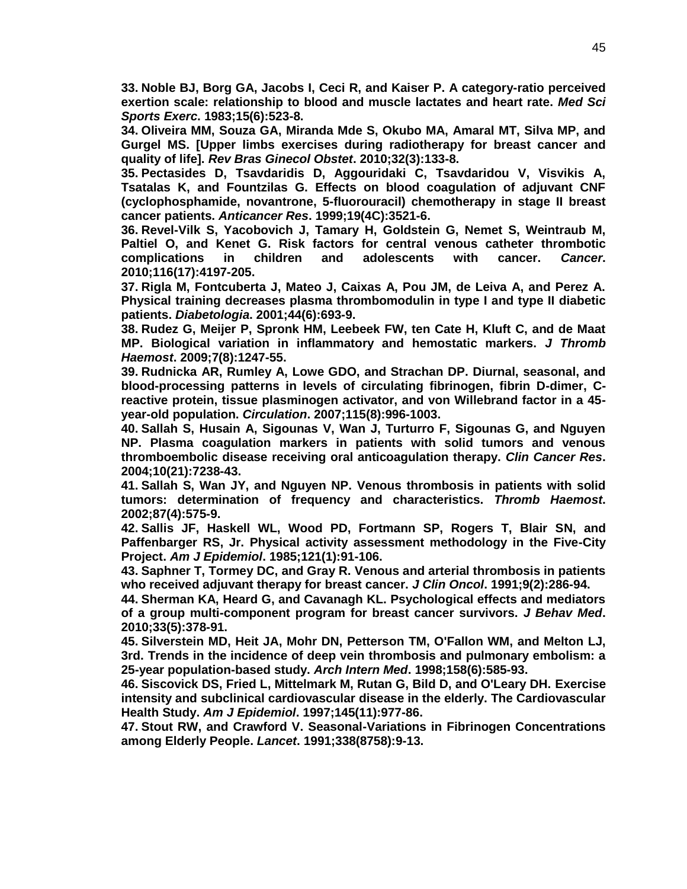**33. Noble BJ, Borg GA, Jacobs I, Ceci R, and Kaiser P. A category-ratio perceived exertion scale: relationship to blood and muscle lactates and heart rate. *Med Sci Sports Exerc*. 1983;15(6):523-8.**

**34. Oliveira MM, Souza GA, Miranda Mde S, Okubo MA, Amaral MT, Silva MP, and Gurgel MS. [Upper limbs exercises during radiotherapy for breast cancer and quality of life]. *Rev Bras Ginecol Obstet*. 2010;32(3):133-8.**

**35. Pectasides D, Tsavdaridis D, Aggouridaki C, Tsavdaridou V, Visvikis A, Tsatalas K, and Fountzilas G. Effects on blood coagulation of adjuvant CNF (cyclophosphamide, novantrone, 5-fluorouracil) chemotherapy in stage II breast cancer patients. *Anticancer Res*. 1999;19(4C):3521-6.**

**36. Revel-Vilk S, Yacobovich J, Tamary H, Goldstein G, Nemet S, Weintraub M, Paltiel O, and Kenet G. Risk factors for central venous catheter thrombotic complications in children and adolescents with cancer. *Cancer*. 2010;116(17):4197-205.**

**37. Rigla M, Fontcuberta J, Mateo J, Caixas A, Pou JM, de Leiva A, and Perez A. Physical training decreases plasma thrombomodulin in type I and type II diabetic patients. *Diabetologia*. 2001;44(6):693-9.**

**38. Rudez G, Meijer P, Spronk HM, Leebeek FW, ten Cate H, Kluft C, and de Maat MP. Biological variation in inflammatory and hemostatic markers. *J Thromb Haemost*. 2009;7(8):1247-55.**

**39. Rudnicka AR, Rumley A, Lowe GDO, and Strachan DP. Diurnal, seasonal, and blood-processing patterns in levels of circulating fibrinogen, fibrin D-dimer, C-reactive protein, tissue plasminogen activator, and von Willebrand factor in a 45-year-old population. *Circulation*. 2007;115(8):996-1003.**

**40. Sallah S, Husain A, Sigounas V, Wan J, Turturro F, Sigounas G, and Nguyen NP. Plasma coagulation markers in patients with solid tumors and venous thromboembolic disease receiving oral anticoagulation therapy. *Clin Cancer Res*. 2004;10(21):7238-43.**

**41. Sallah S, Wan JY, and Nguyen NP. Venous thrombosis in patients with solid tumors: determination of frequency and characteristics. *Thromb Haemost*. 2002;87(4):575-9.**

**42. Sallis JF, Haskell WL, Wood PD, Fortmann SP, Rogers T, Blair SN, and Paffenbarger RS, Jr. Physical activity assessment methodology in the Five-City Project. *Am J Epidemiol*. 1985;121(1):91-106.**

**43. Saphner T, Tormey DC, and Gray R. Venous and arterial thrombosis in patients who received adjuvant therapy for breast cancer. *J Clin Oncol*. 1991;9(2):286-94.**

**44. Sherman KA, Heard G, and Cavanagh KL. Psychological effects and mediators of a group multi-component program for breast cancer survivors. *J Behav Med*. 2010;33(5):378-91.**

**45. Silverstein MD, Heit JA, Mohr DN, Petterson TM, O'Fallon WM, and Melton LJ, 3rd. Trends in the incidence of deep vein thrombosis and pulmonary embolism: a 25-year population-based study. *Arch Intern Med*. 1998;158(6):585-93.**

**46. Siscovick DS, Fried L, Mittelmark M, Rutan G, Bild D, and O'Leary DH. Exercise intensity and subclinical cardiovascular disease in the elderly. The Cardiovascular Health Study. *Am J Epidemiol*. 1997;145(11):977-86.**

**47. Stout RW, and Crawford V. Seasonal-Variations in Fibrinogen Concentrations among Elderly People. *Lancet*. 1991;338(8758):9-13.**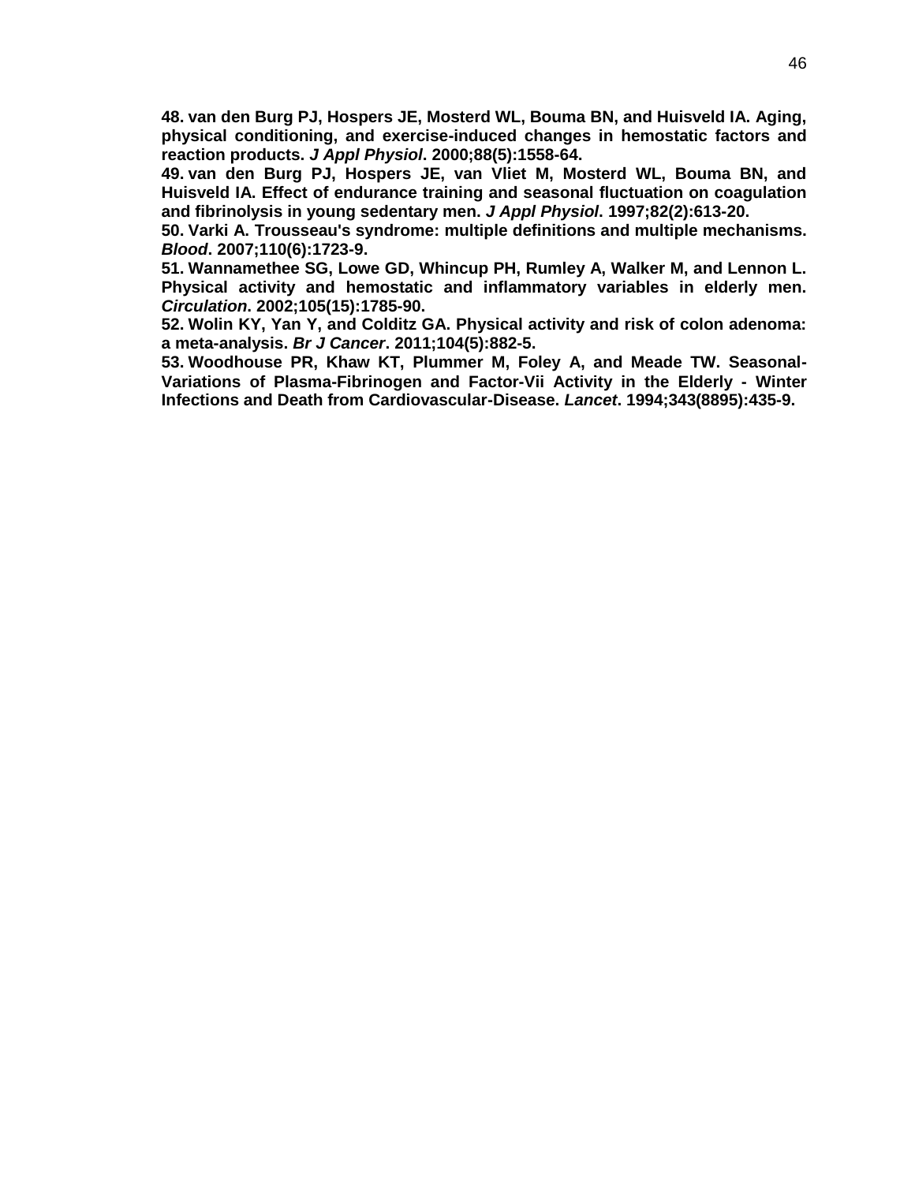**48. van den Burg PJ, Hospers JE, Mosterd WL, Bouma BN, and Huisveld IA. Aging, physical conditioning, and exercise-induced changes in hemostatic factors and reaction products. *J Appl Physiol*. 2000;88(5):1558-64.**

**49. van den Burg PJ, Hospers JE, van Vliet M, Mosterd WL, Bouma BN, and Huisveld IA. Effect of endurance training and seasonal fluctuation on coagulation and fibrinolysis in young sedentary men. *J Appl Physiol*. 1997;82(2):613-20.**

**50. Varki A. Trousseau's syndrome: multiple definitions and multiple mechanisms. *Blood*. 2007;110(6):1723-9.**

**51. Wannamethee SG, Lowe GD, Whincup PH, Rumley A, Walker M, and Lennon L. Physical activity and hemostatic and inflammatory variables in elderly men. *Circulation*. 2002;105(15):1785-90.**

**52. Wolin KY, Yan Y, and Colditz GA. Physical activity and risk of colon adenoma: a meta-analysis. *Br J Cancer*. 2011;104(5):882-5.**

**53. Woodhouse PR, Khaw KT, Plummer M, Foley A, and Meade TW. Seasonal-Variations of Plasma-Fibrinogen and Factor-Vii Activity in the Elderly - Winter Infections and Death from Cardiovascular-Disease. *Lancet*. 1994;343(8895):435-9.**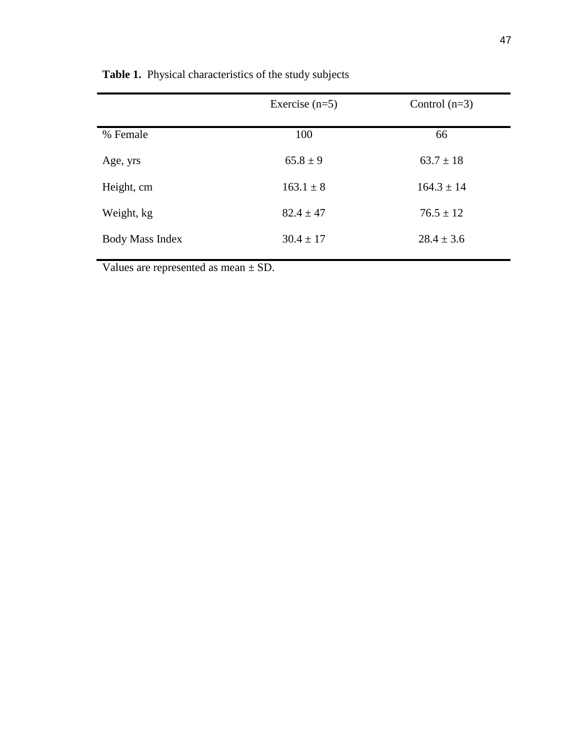**Table 1.** Physical characteristics of the study subjects

| | Exercise (n=5) | Control (n=3) |
|---|---|---|
| % Female | 100 | 66 |
| Age, yrs | 65.8 ± 9 | 63.7 ± 18 |
| Height, cm | 163.1 ± 8 | 164.3 ± 14 |
| Weight, kg | 82.4 ± 47 | 76.5 ± 12 |
| Body Mass Index | 30.4 ± 17 | 28.4 ± 3.6 |

Values are represented as mean ± SD.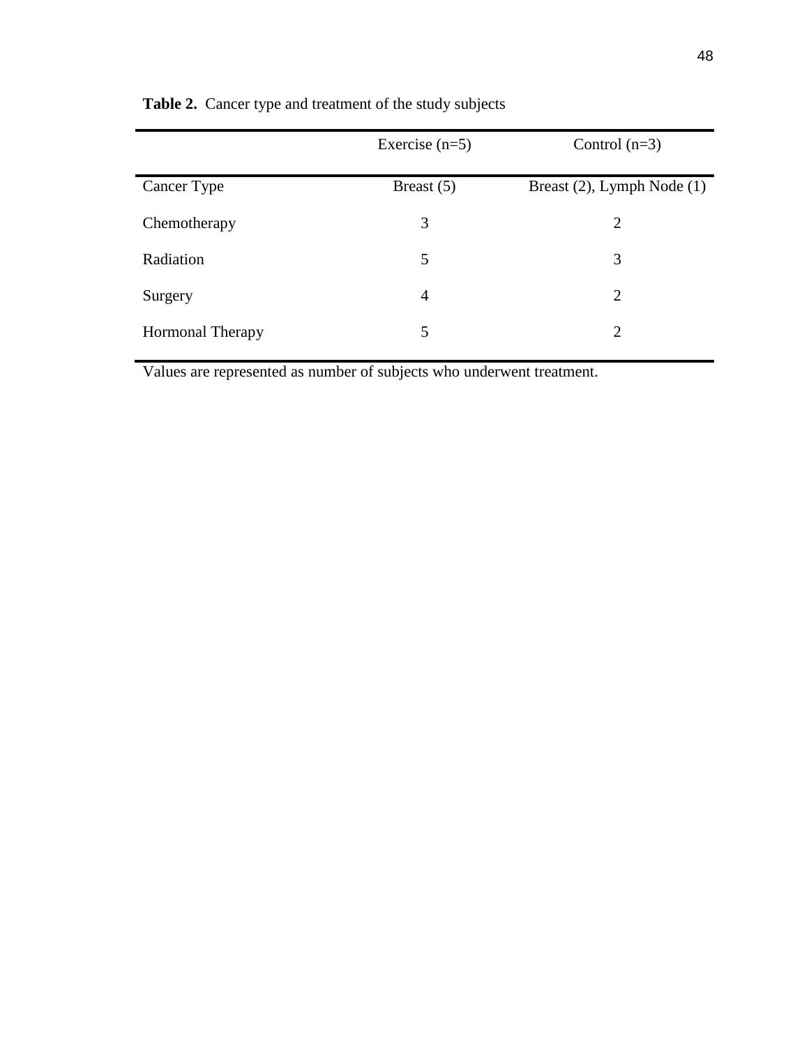**Table 2.** Cancer type and treatment of the study subjects

| | Exercise (n=5) | Control (n=3) |
|---|---|---|
| Cancer Type | Breast (5) | Breast (2), Lymph Node (1) |
| Chemotherapy | 3 | 2 |
| Radiation | 5 | 3 |
| Surgery | 4 | 2 |
| Hormonal Therapy | 5 | 2 |

Values are represented as number of subjects who underwent treatment.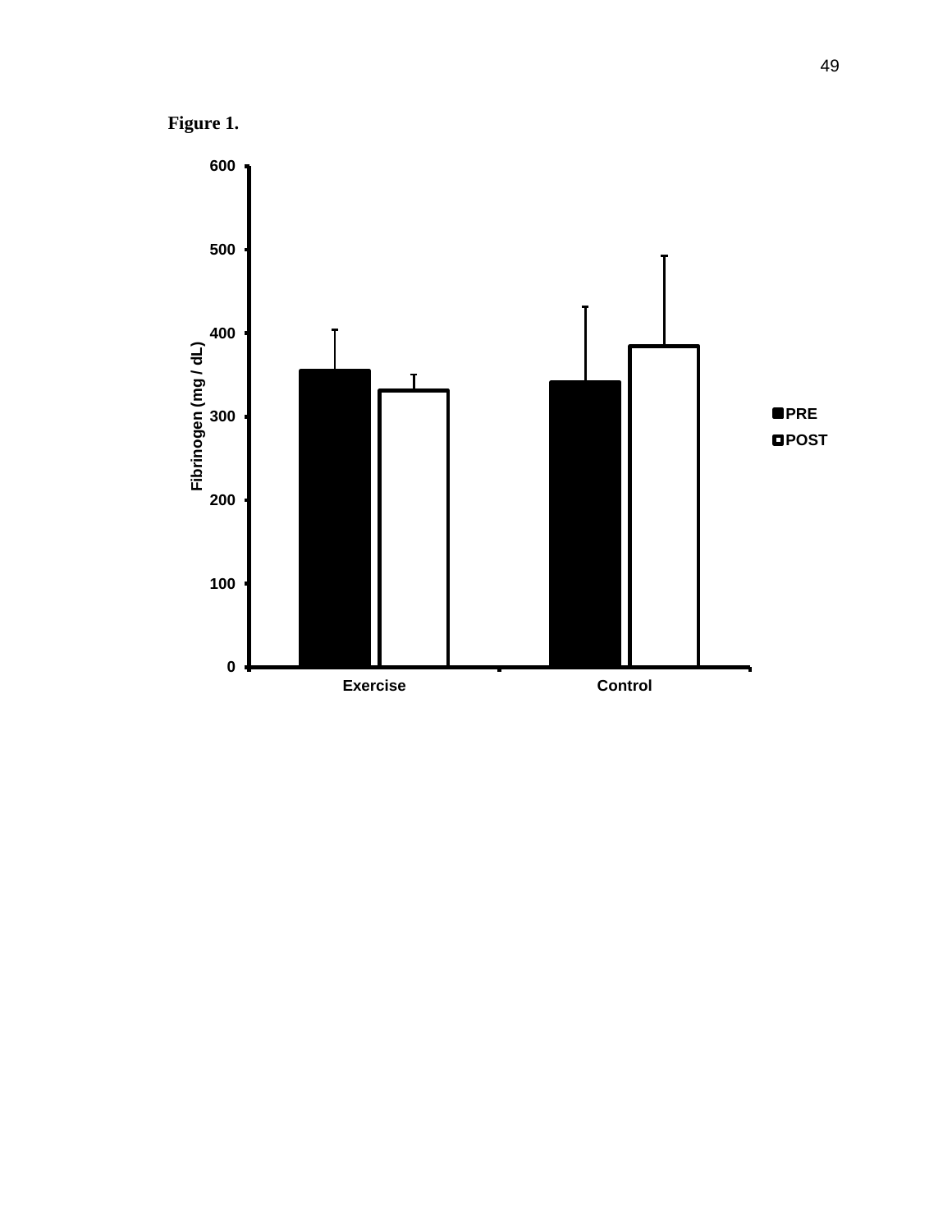**Figure 1.**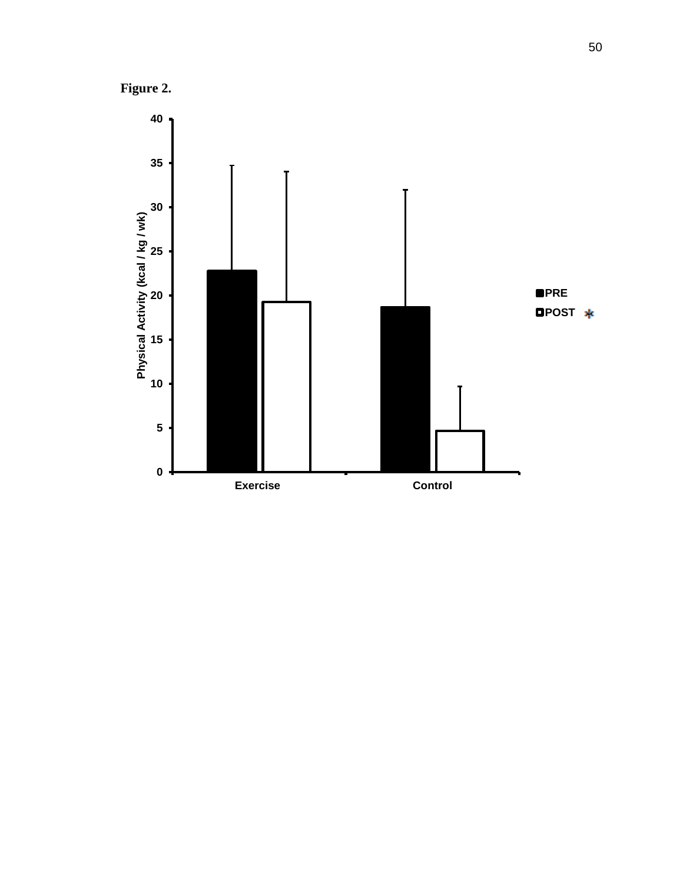**Figure 2.**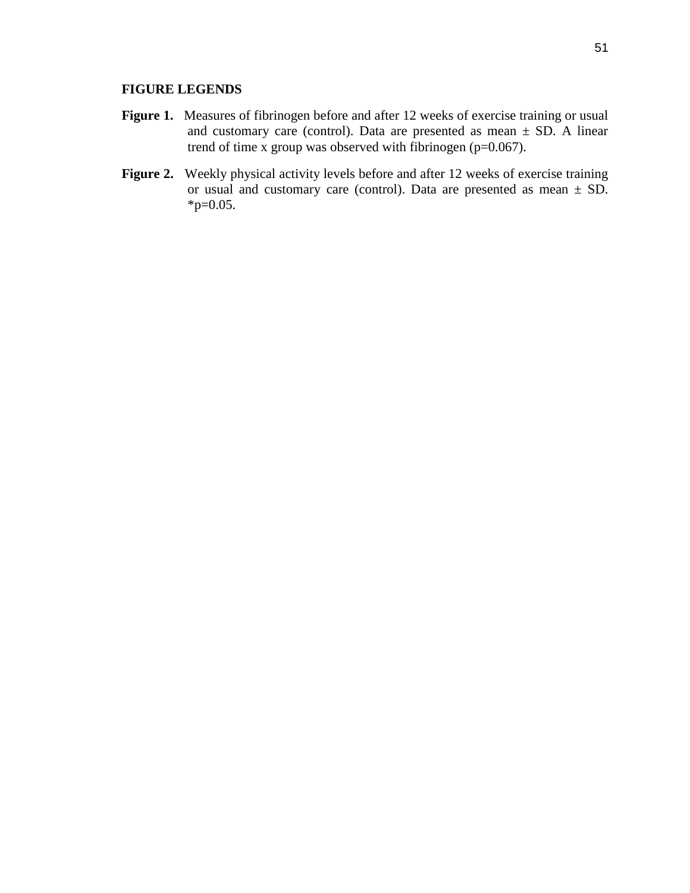## FIGURE LEGENDS

**Figure 1.** Measures of fibrinogen before and after 12 weeks of exercise training or usual and customary care (control). Data are presented as mean ± SD. A linear trend of time x group was observed with fibrinogen ($p=0.067$).

**Figure 2.** Weekly physical activity levels before and after 12 weeks of exercise training or usual and customary care (control). Data are presented as mean ± SD. *$p=0.05$.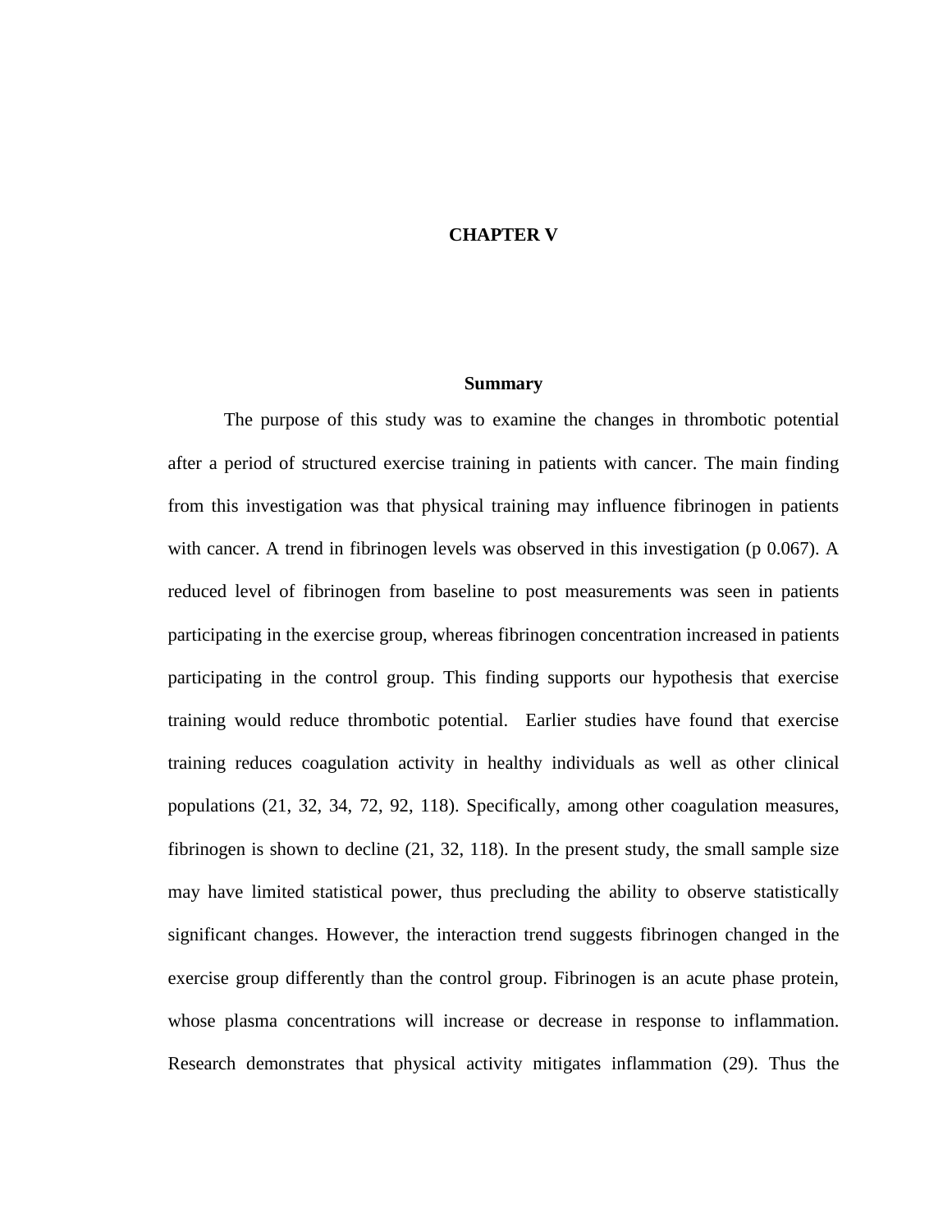# CHAPTER V

## Summary

The purpose of this study was to examine the changes in thrombotic potential after a period of structured exercise training in patients with cancer. The main finding from this investigation was that physical training may influence fibrinogen in patients with cancer. A trend in fibrinogen levels was observed in this investigation (p 0.067). A reduced level of fibrinogen from baseline to post measurements was seen in patients participating in the exercise group, whereas fibrinogen concentration increased in patients participating in the control group. This finding supports our hypothesis that exercise training would reduce thrombotic potential. Earlier studies have found that exercise training reduces coagulation activity in healthy individuals as well as other clinical populations (21, 32, 34, 72, 92, 118). Specifically, among other coagulation measures, fibrinogen is shown to decline (21, 32, 118). In the present study, the small sample size may have limited statistical power, thus precluding the ability to observe statistically significant changes. However, the interaction trend suggests fibrinogen changed in the exercise group differently than the control group. Fibrinogen is an acute phase protein, whose plasma concentrations will increase or decrease in response to inflammation. Research demonstrates that physical activity mitigates inflammation (29). Thus the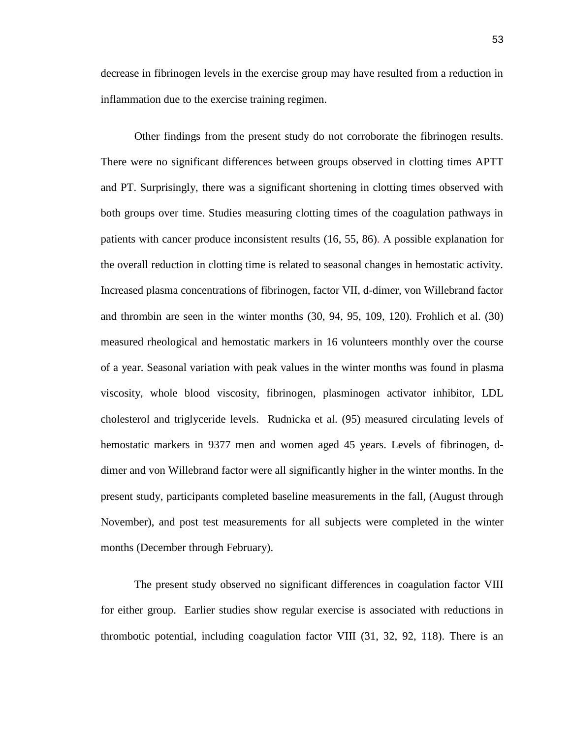decrease in fibrinogen levels in the exercise group may have resulted from a reduction in inflammation due to the exercise training regimen.

Other findings from the present study do not corroborate the fibrinogen results. There were no significant differences between groups observed in clotting times APTT and PT. Surprisingly, there was a significant shortening in clotting times observed with both groups over time. Studies measuring clotting times of the coagulation pathways in patients with cancer produce inconsistent results (16, 55, 86). A possible explanation for the overall reduction in clotting time is related to seasonal changes in hemostatic activity. Increased plasma concentrations of fibrinogen, factor VII, d-dimer, von Willebrand factor and thrombin are seen in the winter months (30, 94, 95, 109, 120). Frohlich et al. (30) measured rheological and hemostatic markers in 16 volunteers monthly over the course of a year. Seasonal variation with peak values in the winter months was found in plasma viscosity, whole blood viscosity, fibrinogen, plasminogen activator inhibitor, LDL cholesterol and triglyceride levels. Rudnicka et al. (95) measured circulating levels of hemostatic markers in 9377 men and women aged 45 years. Levels of fibrinogen, d-dimer and von Willebrand factor were all significantly higher in the winter months. In the present study, participants completed baseline measurements in the fall, (August through November), and post test measurements for all subjects were completed in the winter months (December through February).

The present study observed no significant differences in coagulation factor VIII for either group. Earlier studies show regular exercise is associated with reductions in thrombotic potential, including coagulation factor VIII (31, 32, 92, 118). There is an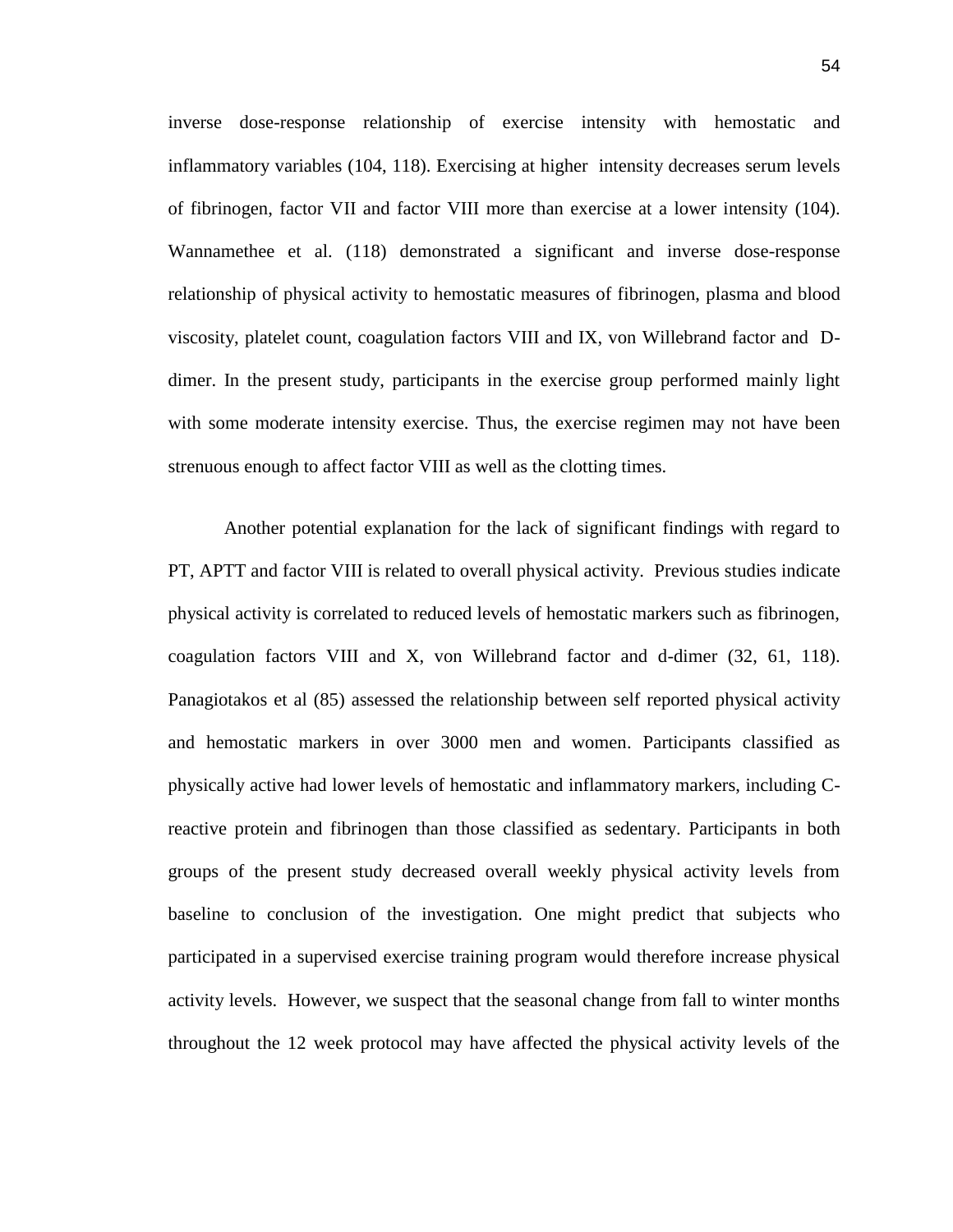inverse dose-response relationship of exercise intensity with hemostatic and inflammatory variables (104, 118). Exercising at higher intensity decreases serum levels of fibrinogen, factor VII and factor VIII more than exercise at a lower intensity (104). Wannamethee et al. (118) demonstrated a significant and inverse dose-response relationship of physical activity to hemostatic measures of fibrinogen, plasma and blood viscosity, platelet count, coagulation factors VIII and IX, von Willebrand factor and D-dimer. In the present study, participants in the exercise group performed mainly light with some moderate intensity exercise. Thus, the exercise regimen may not have been strenuous enough to affect factor VIII as well as the clotting times.

Another potential explanation for the lack of significant findings with regard to PT, APTT and factor VIII is related to overall physical activity. Previous studies indicate physical activity is correlated to reduced levels of hemostatic markers such as fibrinogen, coagulation factors VIII and X, von Willebrand factor and d-dimer (32, 61, 118). Panagiotakos et al (85) assessed the relationship between self reported physical activity and hemostatic markers in over 3000 men and women. Participants classified as physically active had lower levels of hemostatic and inflammatory markers, including C-reactive protein and fibrinogen than those classified as sedentary. Participants in both groups of the present study decreased overall weekly physical activity levels from baseline to conclusion of the investigation. One might predict that subjects who participated in a supervised exercise training program would therefore increase physical activity levels. However, we suspect that the seasonal change from fall to winter months throughout the 12 week protocol may have affected the physical activity levels of the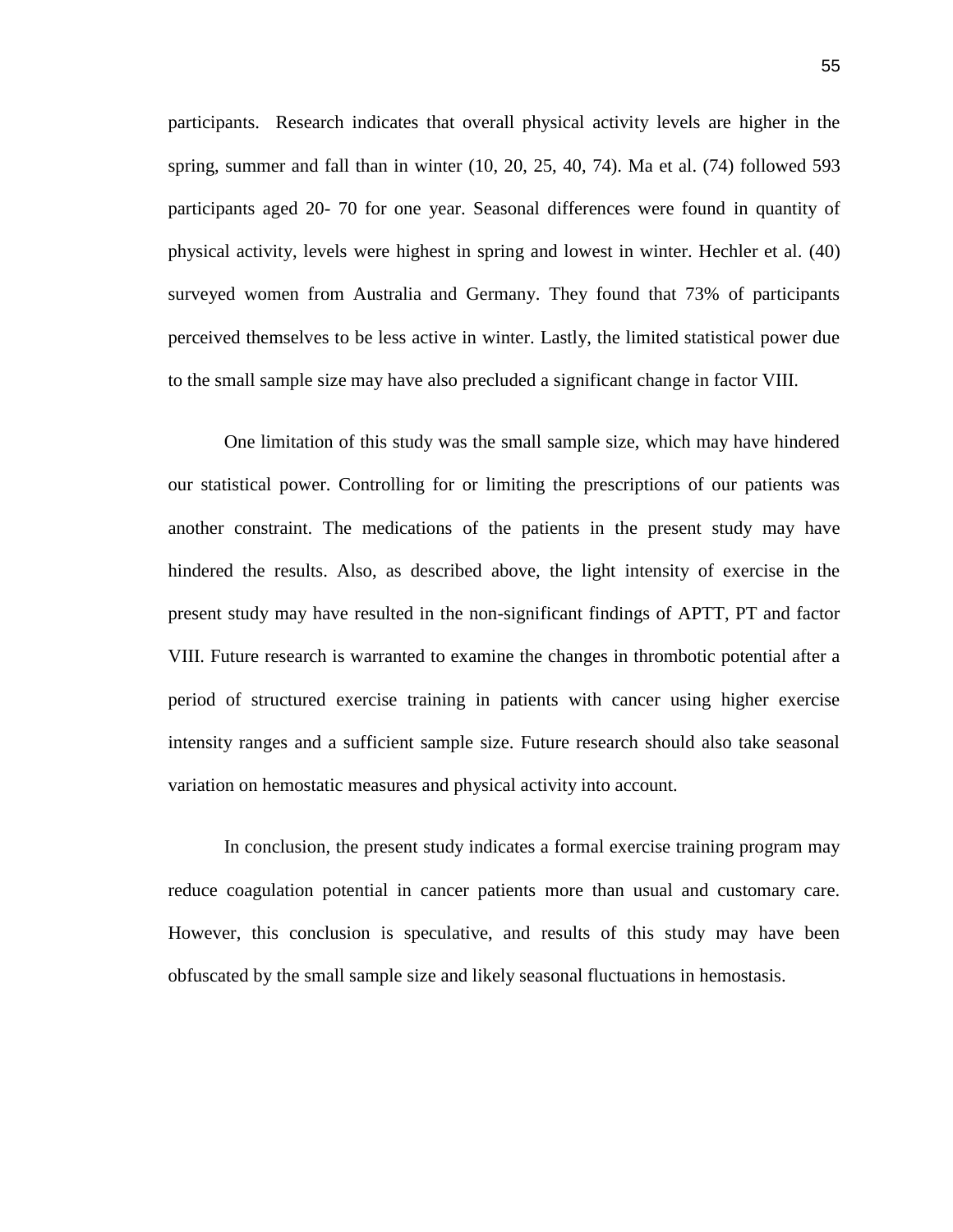participants. Research indicates that overall physical activity levels are higher in the spring, summer and fall than in winter (10, 20, 25, 40, 74). Ma et al. (74) followed 593 participants aged 20- 70 for one year. Seasonal differences were found in quantity of physical activity, levels were highest in spring and lowest in winter. Hechler et al. (40) surveyed women from Australia and Germany. They found that 73% of participants perceived themselves to be less active in winter. Lastly, the limited statistical power due to the small sample size may have also precluded a significant change in factor VIII.

One limitation of this study was the small sample size, which may have hindered our statistical power. Controlling for or limiting the prescriptions of our patients was another constraint. The medications of the patients in the present study may have hindered the results. Also, as described above, the light intensity of exercise in the present study may have resulted in the non-significant findings of APTT, PT and factor VIII. Future research is warranted to examine the changes in thrombotic potential after a period of structured exercise training in patients with cancer using higher exercise intensity ranges and a sufficient sample size. Future research should also take seasonal variation on hemostatic measures and physical activity into account.

In conclusion, the present study indicates a formal exercise training program may reduce coagulation potential in cancer patients more than usual and customary care. However, this conclusion is speculative, and results of this study may have been obfuscated by the small sample size and likely seasonal fluctuations in hemostasis.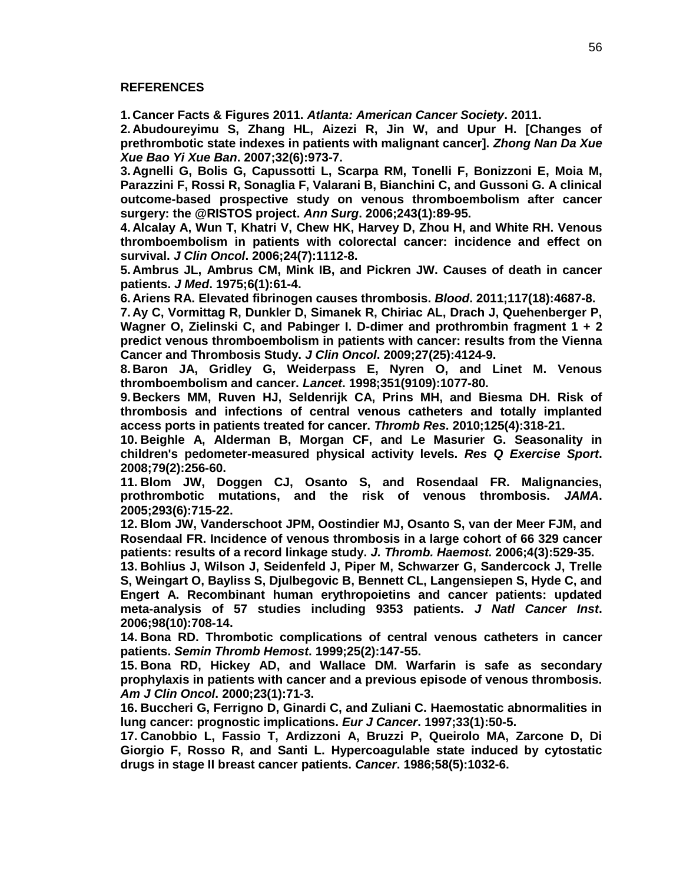**REFERENCES**

**1. Cancer Facts & Figures 2011. *Atlanta: American Cancer Society*. 2011.**

**2. Abudoureyimu S, Zhang HL, Aizezi R, Jin W, and Upur H. [Changes of prethrombotic state indexes in patients with malignant cancer]. *Zhong Nan Da Xue Xue Bao Yi Xue Ban*. 2007;32(6):973-7.**

**3. Agnelli G, Bolis G, Capussotti L, Scarpa RM, Tonelli F, Bonizzoni E, Moia M, Parazzini F, Rossi R, Sonaglia F, Valarani B, Bianchini C, and Gussoni G. A clinical outcome-based prospective study on venous thromboembolism after cancer surgery: the @RISTOS project. *Ann Surg*. 2006;243(1):89-95.**

**4. Alcalay A, Wun T, Khatri V, Chew HK, Harvey D, Zhou H, and White RH. Venous thromboembolism in patients with colorectal cancer: incidence and effect on survival. *J Clin Oncol*. 2006;24(7):1112-8.**

**5. Ambrus JL, Ambrus CM, Mink IB, and Pickren JW. Causes of death in cancer patients. *J Med*. 1975;6(1):61-4.**

**6. Ariens RA. Elevated fibrinogen causes thrombosis. *Blood*. 2011;117(18):4687-8.**

**7. Ay C, Vormittag R, Dunkler D, Simanek R, Chiriac AL, Drach J, Quehenberger P, Wagner O, Zielinski C, and Pabinger I. D-dimer and prothrombin fragment 1 + 2 predict venous thromboembolism in patients with cancer: results from the Vienna Cancer and Thrombosis Study. *J Clin Oncol*. 2009;27(25):4124-9.**

**8. Baron JA, Gridley G, Weiderpass E, Nyren O, and Linet M. Venous thromboembolism and cancer. *Lancet*. 1998;351(9109):1077-80.**

**9. Beckers MM, Ruven HJ, Seldenrijk CA, Prins MH, and Biesma DH. Risk of thrombosis and infections of central venous catheters and totally implanted access ports in patients treated for cancer. *Thromb Res*. 2010;125(4):318-21.**

**10. Beighle A, Alderman B, Morgan CF, and Le Masurier G. Seasonality in children's pedometer-measured physical activity levels. *Res Q Exercise Sport*. 2008;79(2):256-60.**

**11. Blom JW, Doggen CJ, Osanto S, and Rosendaal FR. Malignancies, prothrombotic mutations, and the risk of venous thrombosis. *JAMA*. 2005;293(6):715-22.**

**12. Blom JW, Vanderschoot JPM, Oostindier MJ, Osanto S, van der Meer FJM, and Rosendaal FR. Incidence of venous thrombosis in a large cohort of 66 329 cancer patients: results of a record linkage study. *J. Thromb. Haemost.* 2006;4(3):529-35.**

**13. Bohlius J, Wilson J, Seidenfeld J, Piper M, Schwarzer G, Sandercock J, Trelle S, Weingart O, Bayliss S, Djulbegovic B, Bennett CL, Langensiepen S, Hyde C, and Engert A. Recombinant human erythropoietins and cancer patients: updated meta-analysis of 57 studies including 9353 patients. *J Natl Cancer Inst*. 2006;98(10):708-14.**

**14. Bona RD. Thrombotic complications of central venous catheters in cancer patients. *Semin Thromb Hemost*. 1999;25(2):147-55.**

**15. Bona RD, Hickey AD, and Wallace DM. Warfarin is safe as secondary prophylaxis in patients with cancer and a previous episode of venous thrombosis. *Am J Clin Oncol*. 2000;23(1):71-3.**

**16. Buccheri G, Ferrigno D, Ginardi C, and Zuliani C. Haemostatic abnormalities in lung cancer: prognostic implications. *Eur J Cancer*. 1997;33(1):50-5.**

**17. Canobbio L, Fassio T, Ardizzoni A, Bruzzi P, Queirolo MA, Zarcone D, Di Giorgio F, Rosso R, and Santi L. Hypercoagulable state induced by cytostatic drugs in stage II breast cancer patients. *Cancer*. 1986;58(5):1032-6.**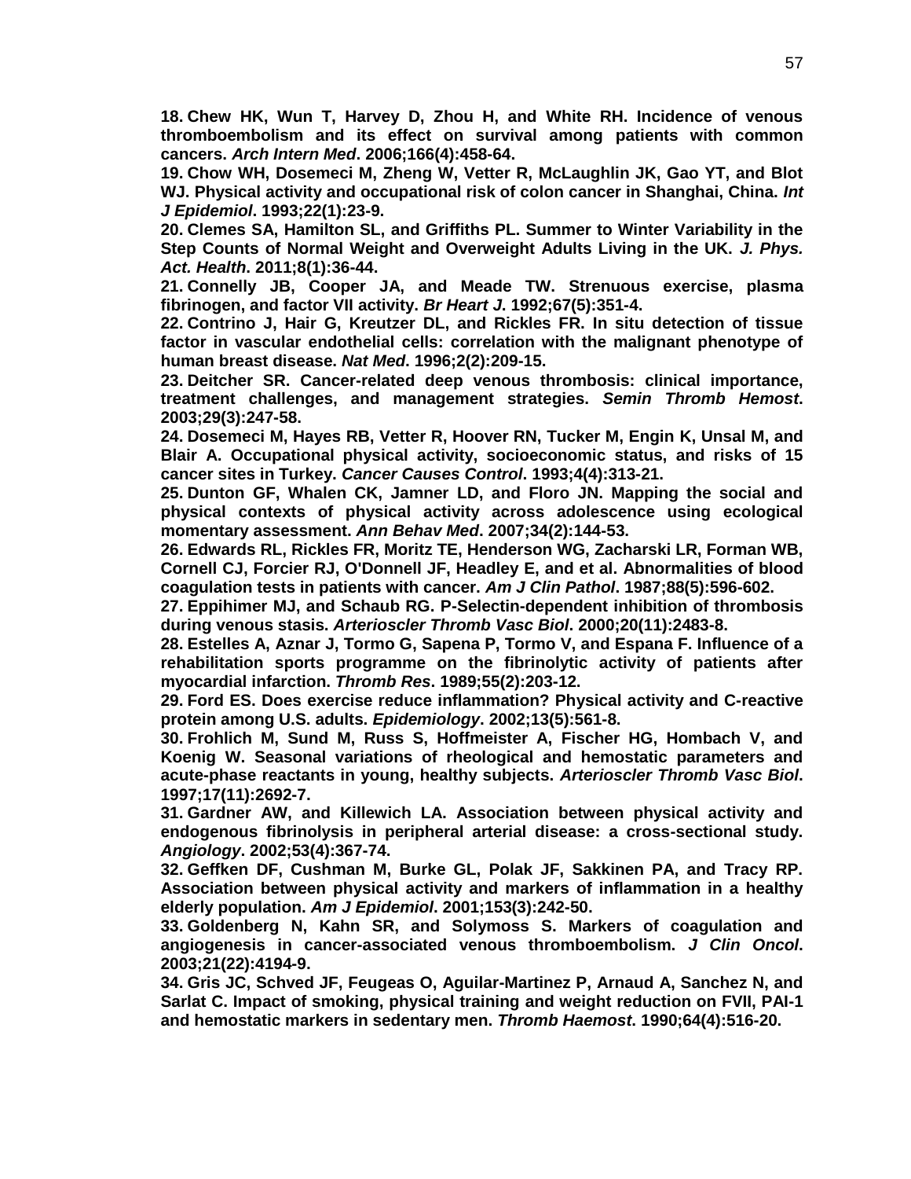**18. Chew HK, Wun T, Harvey D, Zhou H, and White RH. Incidence of venous thromboembolism and its effect on survival among patients with common cancers. *Arch Intern Med*. 2006;166(4):458-64.**

**19. Chow WH, Dosemeci M, Zheng W, Vetter R, McLaughlin JK, Gao YT, and Blot WJ. Physical activity and occupational risk of colon cancer in Shanghai, China. *Int J Epidemiol*. 1993;22(1):23-9.**

**20. Clemes SA, Hamilton SL, and Griffiths PL. Summer to Winter Variability in the Step Counts of Normal Weight and Overweight Adults Living in the UK. *J. Phys. Act. Health*. 2011;8(1):36-44.**

**21. Connelly JB, Cooper JA, and Meade TW. Strenuous exercise, plasma fibrinogen, and factor VII activity. *Br Heart J*. 1992;67(5):351-4.**

**22. Contrino J, Hair G, Kreutzer DL, and Rickles FR. In situ detection of tissue factor in vascular endothelial cells: correlation with the malignant phenotype of human breast disease. *Nat Med*. 1996;2(2):209-15.**

**23. Deitcher SR. Cancer-related deep venous thrombosis: clinical importance, treatment challenges, and management strategies. *Semin Thromb Hemost*. 2003;29(3):247-58.**

**24. Dosemeci M, Hayes RB, Vetter R, Hoover RN, Tucker M, Engin K, Unsal M, and Blair A. Occupational physical activity, socioeconomic status, and risks of 15 cancer sites in Turkey. *Cancer Causes Control*. 1993;4(4):313-21.**

**25. Dunton GF, Whalen CK, Jamner LD, and Floro JN. Mapping the social and physical contexts of physical activity across adolescence using ecological momentary assessment. *Ann Behav Med*. 2007;34(2):144-53.**

**26. Edwards RL, Rickles FR, Moritz TE, Henderson WG, Zacharski LR, Forman WB, Cornell CJ, Forcier RJ, O'Donnell JF, Headley E, and et al. Abnormalities of blood coagulation tests in patients with cancer. *Am J Clin Pathol*. 1987;88(5):596-602.**

**27. Eppihimer MJ, and Schaub RG. P-Selectin-dependent inhibition of thrombosis during venous stasis. *Arterioscler Thromb Vasc Biol*. 2000;20(11):2483-8.**

**28. Estelles A, Aznar J, Tormo G, Sapena P, Tormo V, and Espana F. Influence of a rehabilitation sports programme on the fibrinolytic activity of patients after myocardial infarction. *Thromb Res*. 1989;55(2):203-12.**

**29. Ford ES. Does exercise reduce inflammation? Physical activity and C-reactive protein among U.S. adults. *Epidemiology*. 2002;13(5):561-8.**

**30. Frohlich M, Sund M, Russ S, Hoffmeister A, Fischer HG, Hombach V, and Koenig W. Seasonal variations of rheological and hemostatic parameters and acute-phase reactants in young, healthy subjects. *Arterioscler Thromb Vasc Biol*. 1997;17(11):2692-7.**

**31. Gardner AW, and Killewich LA. Association between physical activity and endogenous fibrinolysis in peripheral arterial disease: a cross-sectional study. *Angiology*. 2002;53(4):367-74.**

**32. Geffken DF, Cushman M, Burke GL, Polak JF, Sakkinen PA, and Tracy RP. Association between physical activity and markers of inflammation in a healthy elderly population. *Am J Epidemiol*. 2001;153(3):242-50.**

**33. Goldenberg N, Kahn SR, and Solymoss S. Markers of coagulation and angiogenesis in cancer-associated venous thromboembolism. *J Clin Oncol*. 2003;21(22):4194-9.**

**34. Gris JC, Schved JF, Feugeas O, Aguilar-Martinez P, Arnaud A, Sanchez N, and Sarlat C. Impact of smoking, physical training and weight reduction on FVII, PAI-1 and hemostatic markers in sedentary men. *Thromb Haemost*. 1990;64(4):516-20.**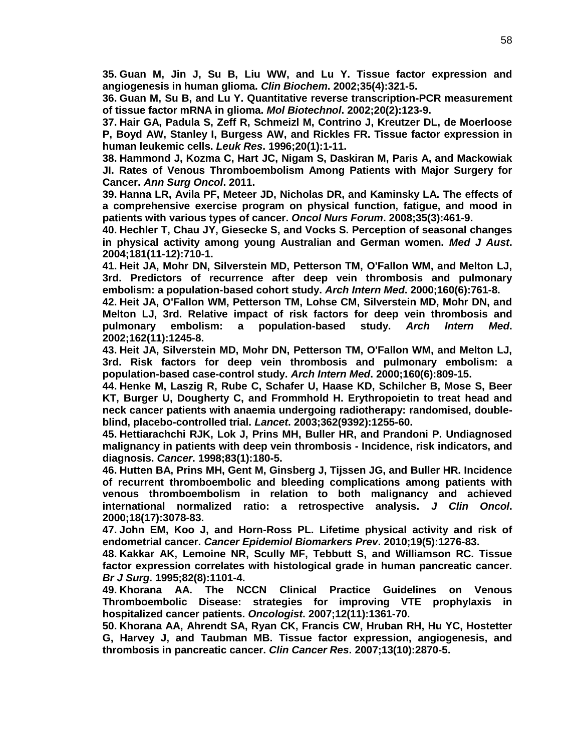**35. Guan M, Jin J, Su B, Liu WW, and Lu Y. Tissue factor expression and angiogenesis in human glioma. *Clin Biochem*. 2002;35(4):321-5.**

**36. Guan M, Su B, and Lu Y. Quantitative reverse transcription-PCR measurement of tissue factor mRNA in glioma. *Mol Biotechnol*. 2002;20(2):123-9.**

**37. Hair GA, Padula S, Zeff R, Schmeizl M, Contrino J, Kreutzer DL, de Moerloose P, Boyd AW, Stanley I, Burgess AW, and Rickles FR. Tissue factor expression in human leukemic cells. *Leuk Res*. 1996;20(1):1-11.**

**38. Hammond J, Kozma C, Hart JC, Nigam S, Daskiran M, Paris A, and Mackowiak JI. Rates of Venous Thromboembolism Among Patients with Major Surgery for Cancer. *Ann Surg Oncol*. 2011.**

**39. Hanna LR, Avila PF, Meteer JD, Nicholas DR, and Kaminsky LA. The effects of a comprehensive exercise program on physical function, fatigue, and mood in patients with various types of cancer. *Oncol Nurs Forum*. 2008;35(3):461-9.**

**40. Hechler T, Chau JY, Giesecke S, and Vocks S. Perception of seasonal changes in physical activity among young Australian and German women. *Med J Aust*. 2004;181(11-12):710-1.**

**41. Heit JA, Mohr DN, Silverstein MD, Petterson TM, O'Fallon WM, and Melton LJ, 3rd. Predictors of recurrence after deep vein thrombosis and pulmonary embolism: a population-based cohort study. *Arch Intern Med*. 2000;160(6):761-8.**

**42. Heit JA, O'Fallon WM, Petterson TM, Lohse CM, Silverstein MD, Mohr DN, and Melton LJ, 3rd. Relative impact of risk factors for deep vein thrombosis and pulmonary embolism: a population-based study. *Arch Intern Med*. 2002;162(11):1245-8.**

**43. Heit JA, Silverstein MD, Mohr DN, Petterson TM, O'Fallon WM, and Melton LJ, 3rd. Risk factors for deep vein thrombosis and pulmonary embolism: a population-based case-control study. *Arch Intern Med*. 2000;160(6):809-15.**

**44. Henke M, Laszig R, Rube C, Schafer U, Haase KD, Schilcher B, Mose S, Beer KT, Burger U, Dougherty C, and Frommhold H. Erythropoietin to treat head and neck cancer patients with anaemia undergoing radiotherapy: randomised, double-blind, placebo-controlled trial. *Lancet*. 2003;362(9392):1255-60.**

**45. Hettiarachchi RJK, Lok J, Prins MH, Buller HR, and Prandoni P. Undiagnosed malignancy in patients with deep vein thrombosis - Incidence, risk indicators, and diagnosis. *Cancer*. 1998;83(1):180-5.**

**46. Hutten BA, Prins MH, Gent M, Ginsberg J, Tijssen JG, and Buller HR. Incidence of recurrent thromboembolic and bleeding complications among patients with venous thromboembolism in relation to both malignancy and achieved international normalized ratio: a retrospective analysis. *J Clin Oncol*. 2000;18(17):3078-83.**

**47. John EM, Koo J, and Horn-Ross PL. Lifetime physical activity and risk of endometrial cancer. *Cancer Epidemiol Biomarkers Prev*. 2010;19(5):1276-83.**

**48. Kakkar AK, Lemoine NR, Scully MF, Tebbutt S, and Williamson RC. Tissue factor expression correlates with histological grade in human pancreatic cancer. *Br J Surg*. 1995;82(8):1101-4.**

**49. Khorana AA. The NCCN Clinical Practice Guidelines on Venous Thromboembolic Disease: strategies for improving VTE prophylaxis in hospitalized cancer patients. *Oncologist*. 2007;12(11):1361-70.**

**50. Khorana AA, Ahrendt SA, Ryan CK, Francis CW, Hruban RH, Hu YC, Hostetter G, Harvey J, and Taubman MB. Tissue factor expression, angiogenesis, and thrombosis in pancreatic cancer. *Clin Cancer Res*. 2007;13(10):2870-5.**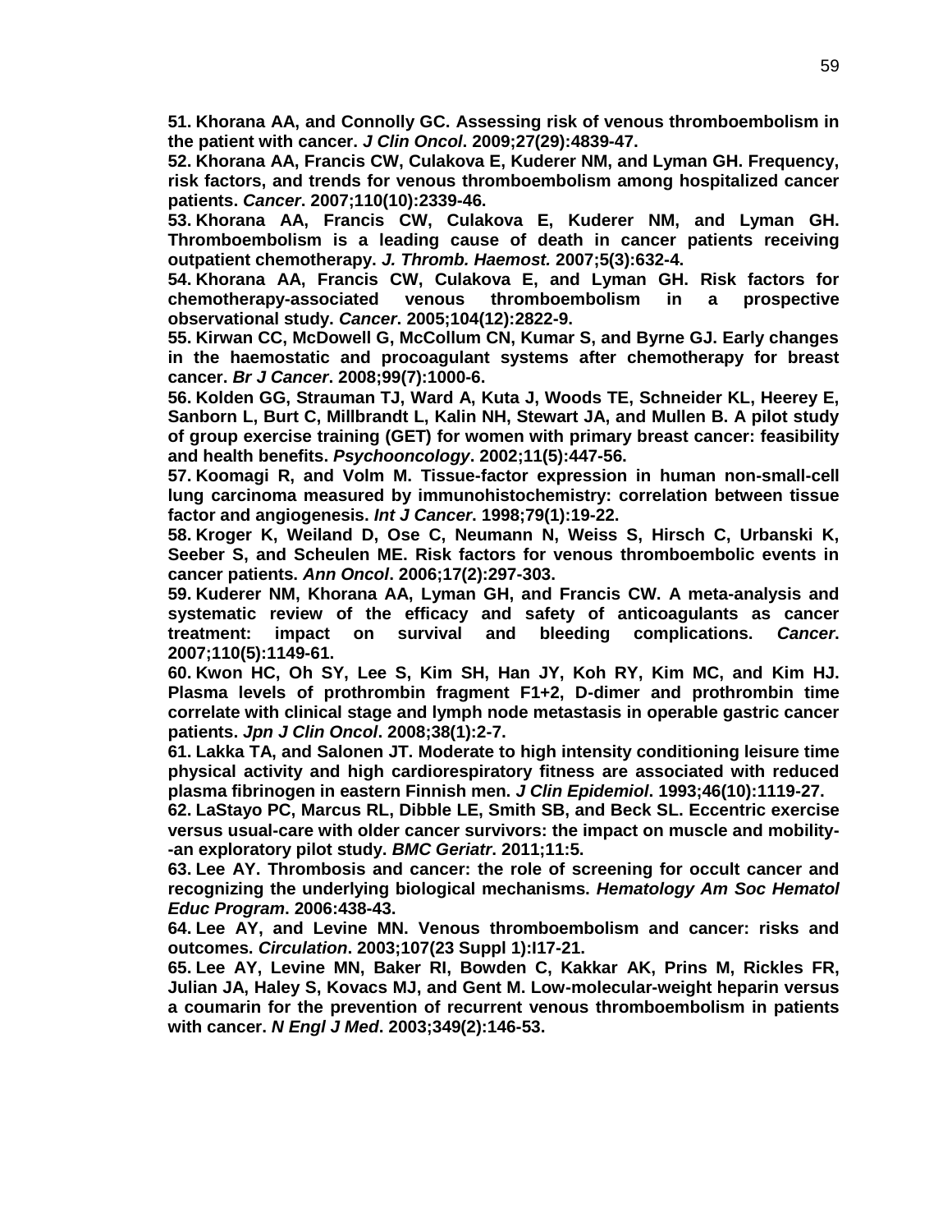**51. Khorana AA, and Connolly GC. Assessing risk of venous thromboembolism in the patient with cancer. *J Clin Oncol*. 2009;27(29):4839-47.**

**52. Khorana AA, Francis CW, Culakova E, Kuderer NM, and Lyman GH. Frequency, risk factors, and trends for venous thromboembolism among hospitalized cancer patients. *Cancer*. 2007;110(10):2339-46.**

**53. Khorana AA, Francis CW, Culakova E, Kuderer NM, and Lyman GH. Thromboembolism is a leading cause of death in cancer patients receiving outpatient chemotherapy. *J. Thromb. Haemost.* 2007;5(3):632-4.**

**54. Khorana AA, Francis CW, Culakova E, and Lyman GH. Risk factors for chemotherapy-associated venous thromboembolism in a prospective observational study. *Cancer*. 2005;104(12):2822-9.**

**55. Kirwan CC, McDowell G, McCollum CN, Kumar S, and Byrne GJ. Early changes in the haemostatic and procoagulant systems after chemotherapy for breast cancer. *Br J Cancer*. 2008;99(7):1000-6.**

**56. Kolden GG, Strauman TJ, Ward A, Kuta J, Woods TE, Schneider KL, Heerey E, Sanborn L, Burt C, Millbrandt L, Kalin NH, Stewart JA, and Mullen B. A pilot study of group exercise training (GET) for women with primary breast cancer: feasibility and health benefits. *Psychooncology*. 2002;11(5):447-56.**

**57. Koomagi R, and Volm M. Tissue-factor expression in human non-small-cell lung carcinoma measured by immunohistochemistry: correlation between tissue factor and angiogenesis. *Int J Cancer*. 1998;79(1):19-22.**

**58. Kroger K, Weiland D, Ose C, Neumann N, Weiss S, Hirsch C, Urbanski K, Seeber S, and Scheulen ME. Risk factors for venous thromboembolic events in cancer patients. *Ann Oncol*. 2006;17(2):297-303.**

**59. Kuderer NM, Khorana AA, Lyman GH, and Francis CW. A meta-analysis and systematic review of the efficacy and safety of anticoagulants as cancer treatment: impact on survival and bleeding complications. *Cancer*. 2007;110(5):1149-61.**

**60. Kwon HC, Oh SY, Lee S, Kim SH, Han JY, Koh RY, Kim MC, and Kim HJ. Plasma levels of prothrombin fragment F1+2, D-dimer and prothrombin time correlate with clinical stage and lymph node metastasis in operable gastric cancer patients. *Jpn J Clin Oncol*. 2008;38(1):2-7.**

**61. Lakka TA, and Salonen JT. Moderate to high intensity conditioning leisure time physical activity and high cardiorespiratory fitness are associated with reduced plasma fibrinogen in eastern Finnish men. *J Clin Epidemiol*. 1993;46(10):1119-27.**

**62. LaStayo PC, Marcus RL, Dibble LE, Smith SB, and Beck SL. Eccentric exercise versus usual-care with older cancer survivors: the impact on muscle and mobility--an exploratory pilot study. *BMC Geriatr*. 2011;11:5.**

**63. Lee AY. Thrombosis and cancer: the role of screening for occult cancer and recognizing the underlying biological mechanisms. *Hematology Am Soc Hematol Educ Program*. 2006:438-43.**

**64. Lee AY, and Levine MN. Venous thromboembolism and cancer: risks and outcomes. *Circulation*. 2003;107(23 Suppl 1):I17-21.**

**65. Lee AY, Levine MN, Baker RI, Bowden C, Kakkar AK, Prins M, Rickles FR, Julian JA, Haley S, Kovacs MJ, and Gent M. Low-molecular-weight heparin versus a coumarin for the prevention of recurrent venous thromboembolism in patients with cancer. *N Engl J Med*. 2003;349(2):146-53.**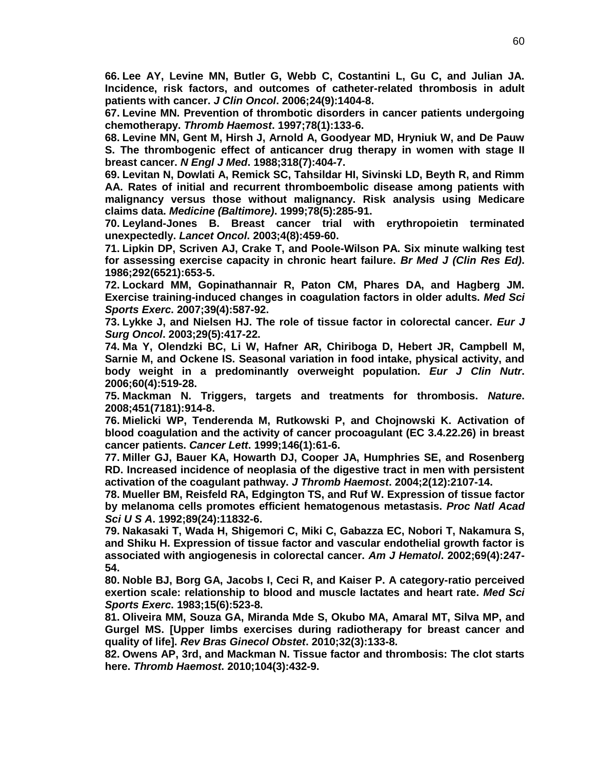**66. Lee AY, Levine MN, Butler G, Webb C, Costantini L, Gu C, and Julian JA. Incidence, risk factors, and outcomes of catheter-related thrombosis in adult patients with cancer. *J Clin Oncol*. 2006;24(9):1404-8.**

**67. Levine MN. Prevention of thrombotic disorders in cancer patients undergoing chemotherapy. *Thromb Haemost*. 1997;78(1):133-6.**

**68. Levine MN, Gent M, Hirsh J, Arnold A, Goodyear MD, Hryniuk W, and De Pauw S. The thrombogenic effect of anticancer drug therapy in women with stage II breast cancer. *N Engl J Med*. 1988;318(7):404-7.**

**69. Levitan N, Dowlati A, Remick SC, Tahsildar HI, Sivinski LD, Beyth R, and Rimm AA. Rates of initial and recurrent thromboembolic disease among patients with malignancy versus those without malignancy. Risk analysis using Medicare claims data. *Medicine (Baltimore)*. 1999;78(5):285-91.**

**70. Leyland-Jones B. Breast cancer trial with erythropoietin terminated unexpectedly. *Lancet Oncol*. 2003;4(8):459-60.**

**71. Lipkin DP, Scriven AJ, Crake T, and Poole-Wilson PA. Six minute walking test for assessing exercise capacity in chronic heart failure. *Br Med J (Clin Res Ed)*. 1986;292(6521):653-5.**

**72. Lockard MM, Gopinathannair R, Paton CM, Phares DA, and Hagberg JM. Exercise training-induced changes in coagulation factors in older adults. *Med Sci Sports Exerc*. 2007;39(4):587-92.**

**73. Lykke J, and Nielsen HJ. The role of tissue factor in colorectal cancer. *Eur J Surg Oncol*. 2003;29(5):417-22.**

**74. Ma Y, Olendzki BC, Li W, Hafner AR, Chiriboga D, Hebert JR, Campbell M, Sarnie M, and Ockene IS. Seasonal variation in food intake, physical activity, and body weight in a predominantly overweight population. *Eur J Clin Nutr*. 2006;60(4):519-28.**

**75. Mackman N. Triggers, targets and treatments for thrombosis. *Nature*. 2008;451(7181):914-8.**

**76. Mielicki WP, Tenderenda M, Rutkowski P, and Chojnowski K. Activation of blood coagulation and the activity of cancer procoagulant (EC 3.4.22.26) in breast cancer patients. *Cancer Lett*. 1999;146(1):61-6.**

**77. Miller GJ, Bauer KA, Howarth DJ, Cooper JA, Humphries SE, and Rosenberg RD. Increased incidence of neoplasia of the digestive tract in men with persistent activation of the coagulant pathway. *J Thromb Haemost*. 2004;2(12):2107-14.**

**78. Mueller BM, Reisfeld RA, Edgington TS, and Ruf W. Expression of tissue factor by melanoma cells promotes efficient hematogenous metastasis. *Proc Natl Acad Sci U S A*. 1992;89(24):11832-6.**

**79. Nakasaki T, Wada H, Shigemori C, Miki C, Gabazza EC, Nobori T, Nakamura S, and Shiku H. Expression of tissue factor and vascular endothelial growth factor is associated with angiogenesis in colorectal cancer. *Am J Hematol*. 2002;69(4):247-54.**

**80. Noble BJ, Borg GA, Jacobs I, Ceci R, and Kaiser P. A category-ratio perceived exertion scale: relationship to blood and muscle lactates and heart rate. *Med Sci Sports Exerc*. 1983;15(6):523-8.**

**81. Oliveira MM, Souza GA, Miranda Mde S, Okubo MA, Amaral MT, Silva MP, and Gurgel MS. [Upper limbs exercises during radiotherapy for breast cancer and quality of life]. *Rev Bras Ginecol Obstet*. 2010;32(3):133-8.**

**82. Owens AP, 3rd, and Mackman N. Tissue factor and thrombosis: The clot starts here. *Thromb Haemost*. 2010;104(3):432-9.**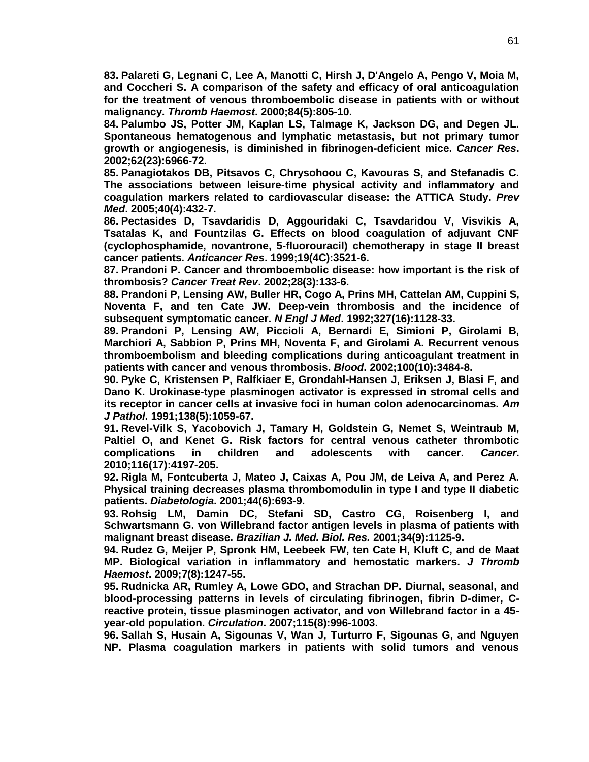**83. Palareti G, Legnani C, Lee A, Manotti C, Hirsh J, D'Angelo A, Pengo V, Moia M, and Coccheri S. A comparison of the safety and efficacy of oral anticoagulation for the treatment of venous thromboembolic disease in patients with or without malignancy. *Thromb Haemost*. 2000;84(5):805-10.**

**84. Palumbo JS, Potter JM, Kaplan LS, Talmage K, Jackson DG, and Degen JL. Spontaneous hematogenous and lymphatic metastasis, but not primary tumor growth or angiogenesis, is diminished in fibrinogen-deficient mice. *Cancer Res*. 2002;62(23):6966-72.**

**85. Panagiotakos DB, Pitsavos C, Chrysohoou C, Kavouras S, and Stefanadis C. The associations between leisure-time physical activity and inflammatory and coagulation markers related to cardiovascular disease: the ATTICA Study. *Prev Med*. 2005;40(4):432-7.**

**86. Pectasides D, Tsavdaridis D, Aggouridaki C, Tsavdaridou V, Visvikis A, Tsatalas K, and Fountzilas G. Effects on blood coagulation of adjuvant CNF (cyclophosphamide, novantrone, 5-fluorouracil) chemotherapy in stage II breast cancer patients. *Anticancer Res*. 1999;19(4C):3521-6.**

**87. Prandoni P. Cancer and thromboembolic disease: how important is the risk of thrombosis? *Cancer Treat Rev*. 2002;28(3):133-6.**

**88. Prandoni P, Lensing AW, Buller HR, Cogo A, Prins MH, Cattelan AM, Cuppini S, Noventa F, and ten Cate JW. Deep-vein thrombosis and the incidence of subsequent symptomatic cancer. *N Engl J Med*. 1992;327(16):1128-33.**

**89. Prandoni P, Lensing AW, Piccioli A, Bernardi E, Simioni P, Girolami B, Marchiori A, Sabbion P, Prins MH, Noventa F, and Girolami A. Recurrent venous thromboembolism and bleeding complications during anticoagulant treatment in patients with cancer and venous thrombosis. *Blood*. 2002;100(10):3484-8.**

**90. Pyke C, Kristensen P, Ralfkiaer E, Grondahl-Hansen J, Eriksen J, Blasi F, and Dano K. Urokinase-type plasminogen activator is expressed in stromal cells and its receptor in cancer cells at invasive foci in human colon adenocarcinomas. *Am J Pathol*. 1991;138(5):1059-67.**

**91. Revel-Vilk S, Yacobovich J, Tamary H, Goldstein G, Nemet S, Weintraub M, Paltiel O, and Kenet G. Risk factors for central venous catheter thrombotic complications in children and adolescents with cancer. *Cancer*. 2010;116(17):4197-205.**

**92. Rigla M, Fontcuberta J, Mateo J, Caixas A, Pou JM, de Leiva A, and Perez A. Physical training decreases plasma thrombomodulin in type I and type II diabetic patients. *Diabetologia*. 2001;44(6):693-9.**

**93. Rohsig LM, Damin DC, Stefani SD, Castro CG, Roisenberg I, and Schwartsmann G. von Willebrand factor antigen levels in plasma of patients with malignant breast disease. *Brazilian J. Med. Biol. Res.* 2001;34(9):1125-9.**

**94. Rudez G, Meijer P, Spronk HM, Leebeek FW, ten Cate H, Kluft C, and de Maat MP. Biological variation in inflammatory and hemostatic markers. *J Thromb Haemost*. 2009;7(8):1247-55.**

**95. Rudnicka AR, Rumley A, Lowe GDO, and Strachan DP. Diurnal, seasonal, and blood-processing patterns in levels of circulating fibrinogen, fibrin D-dimer, C-reactive protein, tissue plasminogen activator, and von Willebrand factor in a 45-year-old population. *Circulation*. 2007;115(8):996-1003.**

**96. Sallah S, Husain A, Sigounas V, Wan J, Turturro F, Sigounas G, and Nguyen NP. Plasma coagulation markers in patients with solid tumors and venous**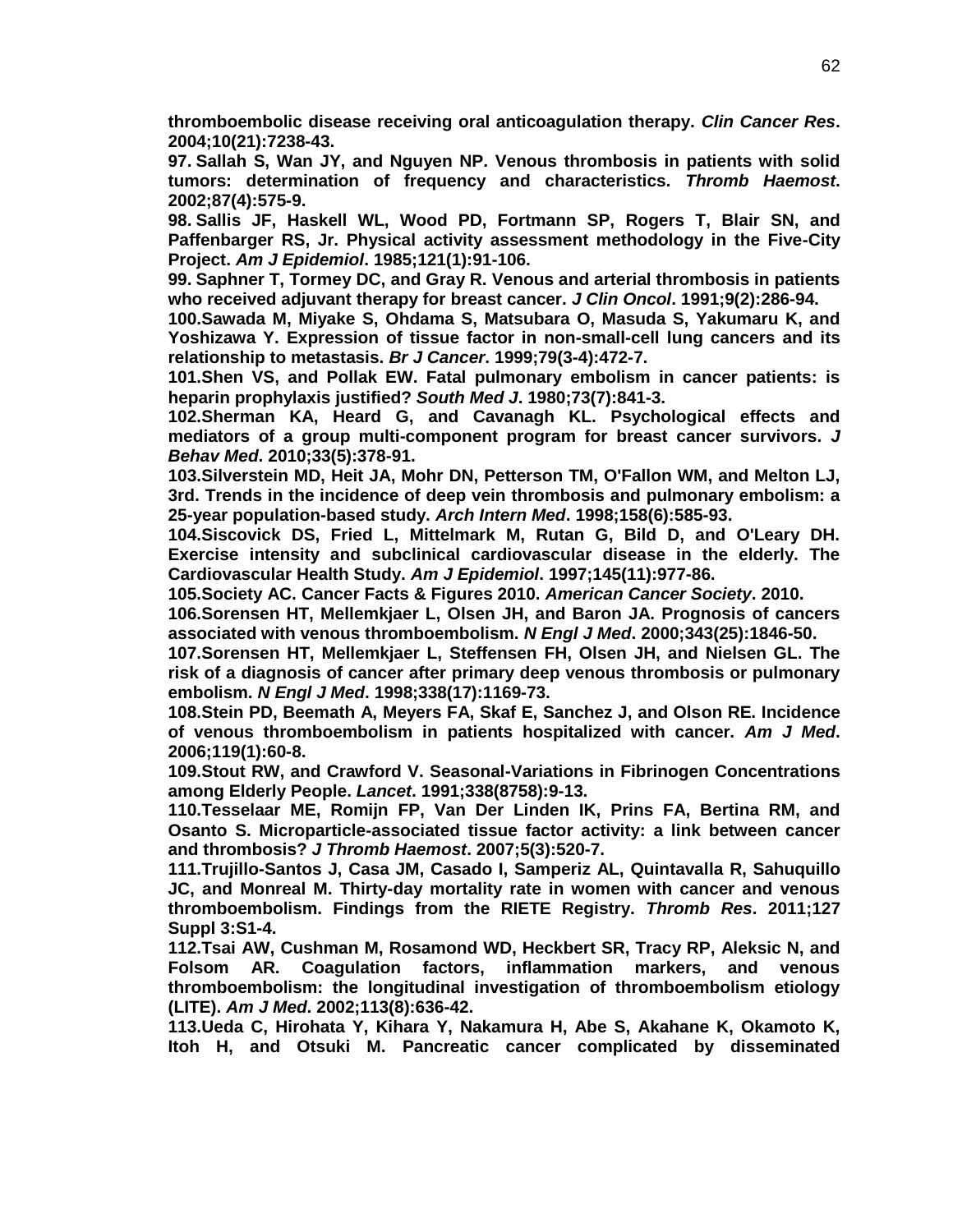**thromboembolic disease receiving oral anticoagulation therapy. *Clin Cancer Res*. 2004;10(21):7238-43.**

**97. Sallah S, Wan JY, and Nguyen NP. Venous thrombosis in patients with solid tumors: determination of frequency and characteristics. *Thromb Haemost*. 2002;87(4):575-9.**

**98. Sallis JF, Haskell WL, Wood PD, Fortmann SP, Rogers T, Blair SN, and Paffenbarger RS, Jr. Physical activity assessment methodology in the Five-City Project. *Am J Epidemiol*. 1985;121(1):91-106.**

**99. Saphner T, Tormey DC, and Gray R. Venous and arterial thrombosis in patients who received adjuvant therapy for breast cancer. *J Clin Oncol*. 1991;9(2):286-94.**

**100.Sawada M, Miyake S, Ohdama S, Matsubara O, Masuda S, Yakumaru K, and Yoshizawa Y. Expression of tissue factor in non-small-cell lung cancers and its relationship to metastasis. *Br J Cancer*. 1999;79(3-4):472-7.**

**101.Shen VS, and Pollak EW. Fatal pulmonary embolism in cancer patients: is heparin prophylaxis justified? *South Med J*. 1980;73(7):841-3.**

**102.Sherman KA, Heard G, and Cavanagh KL. Psychological effects and mediators of a group multi-component program for breast cancer survivors. *J Behav Med*. 2010;33(5):378-91.**

**103.Silverstein MD, Heit JA, Mohr DN, Petterson TM, O'Fallon WM, and Melton LJ, 3rd. Trends in the incidence of deep vein thrombosis and pulmonary embolism: a 25-year population-based study. *Arch Intern Med*. 1998;158(6):585-93.**

**104.Siscovick DS, Fried L, Mittelmark M, Rutan G, Bild D, and O'Leary DH. Exercise intensity and subclinical cardiovascular disease in the elderly. The Cardiovascular Health Study. *Am J Epidemiol*. 1997;145(11):977-86.**

**105.Society AC. Cancer Facts & Figures 2010. *American Cancer Society*. 2010.**

**106.Sorensen HT, Mellemkjaer L, Olsen JH, and Baron JA. Prognosis of cancers associated with venous thromboembolism. *N Engl J Med*. 2000;343(25):1846-50.**

**107.Sorensen HT, Mellemkjaer L, Steffensen FH, Olsen JH, and Nielsen GL. The risk of a diagnosis of cancer after primary deep venous thrombosis or pulmonary embolism. *N Engl J Med*. 1998;338(17):1169-73.**

**108.Stein PD, Beemath A, Meyers FA, Skaf E, Sanchez J, and Olson RE. Incidence of venous thromboembolism in patients hospitalized with cancer. *Am J Med*. 2006;119(1):60-8.**

**109.Stout RW, and Crawford V. Seasonal-Variations in Fibrinogen Concentrations among Elderly People. *Lancet*. 1991;338(8758):9-13.**

**110.Tesselaar ME, Romijn FP, Van Der Linden IK, Prins FA, Bertina RM, and Osanto S. Microparticle-associated tissue factor activity: a link between cancer and thrombosis? *J Thromb Haemost*. 2007;5(3):520-7.**

**111.Trujillo-Santos J, Casa JM, Casado I, Samperiz AL, Quintavalla R, Sahuquillo JC, and Monreal M. Thirty-day mortality rate in women with cancer and venous thromboembolism. Findings from the RIETE Registry. *Thromb Res*. 2011;127 Suppl 3:S1-4.**

**112.Tsai AW, Cushman M, Rosamond WD, Heckbert SR, Tracy RP, Aleksic N, and Folsom AR. Coagulation factors, inflammation markers, and venous thromboembolism: the longitudinal investigation of thromboembolism etiology (LITE). *Am J Med*. 2002;113(8):636-42.**

**113.Ueda C, Hirohata Y, Kihara Y, Nakamura H, Abe S, Akahane K, Okamoto K, Itoh H, and Otsuki M. Pancreatic cancer complicated by disseminated**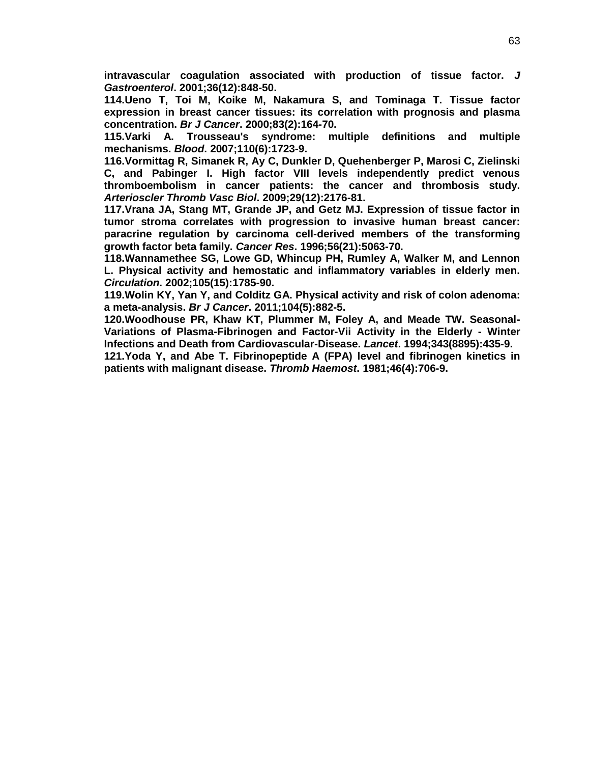**intravascular coagulation associated with production of tissue factor. *J Gastroenterol*. 2001;36(12):848-50.**

**114.Ueno T, Toi M, Koike M, Nakamura S, and Tominaga T. Tissue factor expression in breast cancer tissues: its correlation with prognosis and plasma concentration. *Br J Cancer*. 2000;83(2):164-70.**

**115.Varki A. Trousseau's syndrome: multiple definitions and multiple mechanisms. *Blood*. 2007;110(6):1723-9.**

**116.Vormittag R, Simanek R, Ay C, Dunkler D, Quehenberger P, Marosi C, Zielinski C, and Pabinger I. High factor VIII levels independently predict venous thromboembolism in cancer patients: the cancer and thrombosis study. *Arterioscler Thromb Vasc Biol*. 2009;29(12):2176-81.**

**117.Vrana JA, Stang MT, Grande JP, and Getz MJ. Expression of tissue factor in tumor stroma correlates with progression to invasive human breast cancer: paracrine regulation by carcinoma cell-derived members of the transforming growth factor beta family. *Cancer Res*. 1996;56(21):5063-70.**

**118.Wannamethee SG, Lowe GD, Whincup PH, Rumley A, Walker M, and Lennon L. Physical activity and hemostatic and inflammatory variables in elderly men. *Circulation*. 2002;105(15):1785-90.**

**119.Wolin KY, Yan Y, and Colditz GA. Physical activity and risk of colon adenoma: a meta-analysis. *Br J Cancer*. 2011;104(5):882-5.**

**120.Woodhouse PR, Khaw KT, Plummer M, Foley A, and Meade TW. Seasonal-Variations of Plasma-Fibrinogen and Factor-Vii Activity in the Elderly - Winter Infections and Death from Cardiovascular-Disease. *Lancet*. 1994;343(8895):435-9.**

**121.Yoda Y, and Abe T. Fibrinopeptide A (FPA) level and fibrinogen kinetics in patients with malignant disease. *Thromb Haemost*. 1981;46(4):706-9.**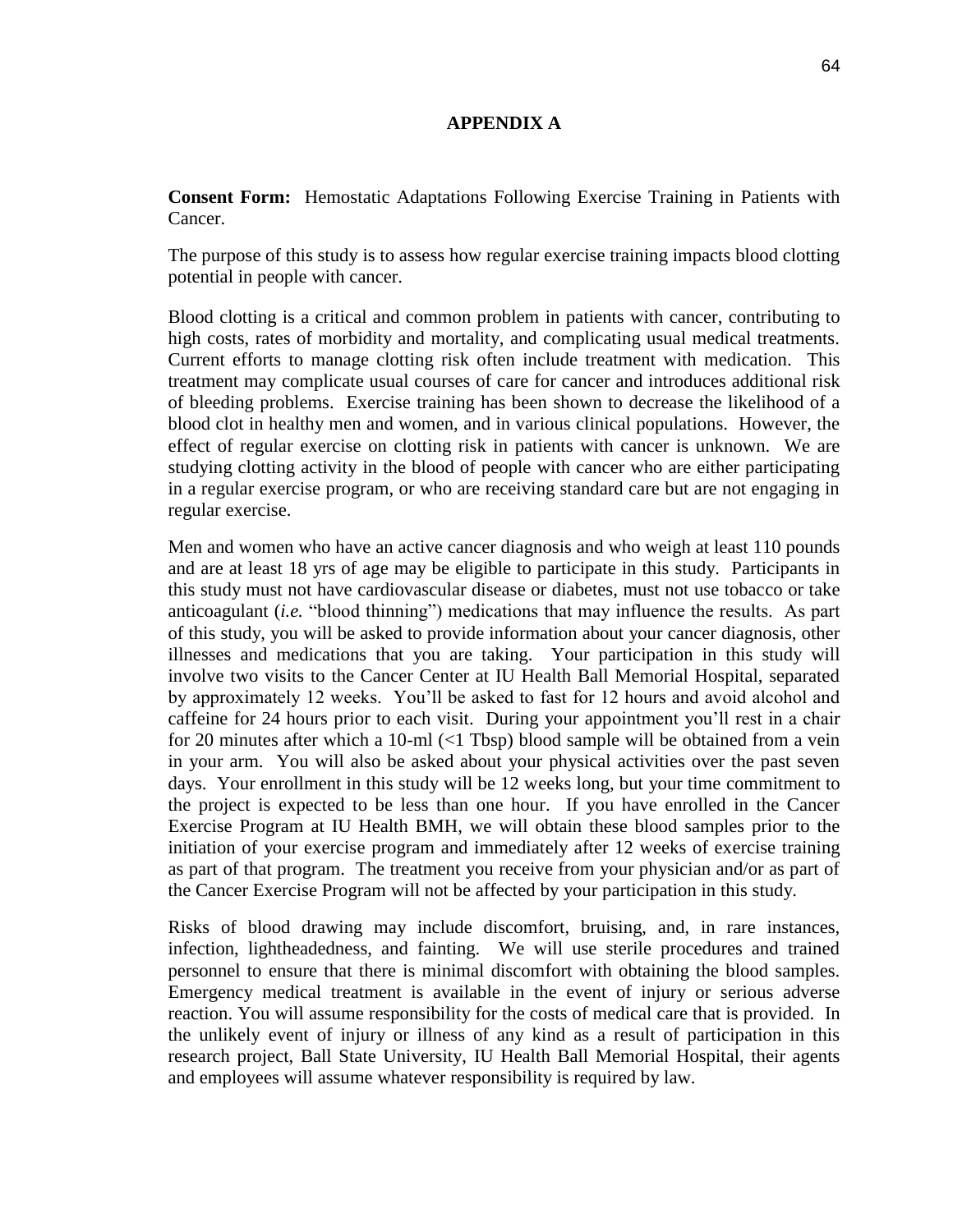# APPENDIX A

**Consent Form:** Hemostatic Adaptations Following Exercise Training in Patients with Cancer.

The purpose of this study is to assess how regular exercise training impacts blood clotting potential in people with cancer.

Blood clotting is a critical and common problem in patients with cancer, contributing to high costs, rates of morbidity and mortality, and complicating usual medical treatments. Current efforts to manage clotting risk often include treatment with medication. This treatment may complicate usual courses of care for cancer and introduces additional risk of bleeding problems. Exercise training has been shown to decrease the likelihood of a blood clot in healthy men and women, and in various clinical populations. However, the effect of regular exercise on clotting risk in patients with cancer is unknown. We are studying clotting activity in the blood of people with cancer who are either participating in a regular exercise program, or who are receiving standard care but are not engaging in regular exercise.

Men and women who have an active cancer diagnosis and who weigh at least 110 pounds and are at least 18 yrs of age may be eligible to participate in this study. Participants in this study must not have cardiovascular disease or diabetes, must not use tobacco or take anticoagulant (*i.e.* "blood thinning") medications that may influence the results. As part of this study, you will be asked to provide information about your cancer diagnosis, other illnesses and medications that you are taking. Your participation in this study will involve two visits to the Cancer Center at IU Health Ball Memorial Hospital, separated by approximately 12 weeks. You'll be asked to fast for 12 hours and avoid alcohol and caffeine for 24 hours prior to each visit. During your appointment you'll rest in a chair for 20 minutes after which a 10-ml (<1 Tbsp) blood sample will be obtained from a vein in your arm. You will also be asked about your physical activities over the past seven days. Your enrollment in this study will be 12 weeks long, but your time commitment to the project is expected to be less than one hour. If you have enrolled in the Cancer Exercise Program at IU Health BMH, we will obtain these blood samples prior to the initiation of your exercise program and immediately after 12 weeks of exercise training as part of that program. The treatment you receive from your physician and/or as part of the Cancer Exercise Program will not be affected by your participation in this study.

Risks of blood drawing may include discomfort, bruising, and, in rare instances, infection, lightheadedness, and fainting. We will use sterile procedures and trained personnel to ensure that there is minimal discomfort with obtaining the blood samples. Emergency medical treatment is available in the event of injury or serious adverse reaction. You will assume responsibility for the costs of medical care that is provided. In the unlikely event of injury or illness of any kind as a result of participation in this research project, Ball State University, IU Health Ball Memorial Hospital, their agents and employees will assume whatever responsibility is required by law.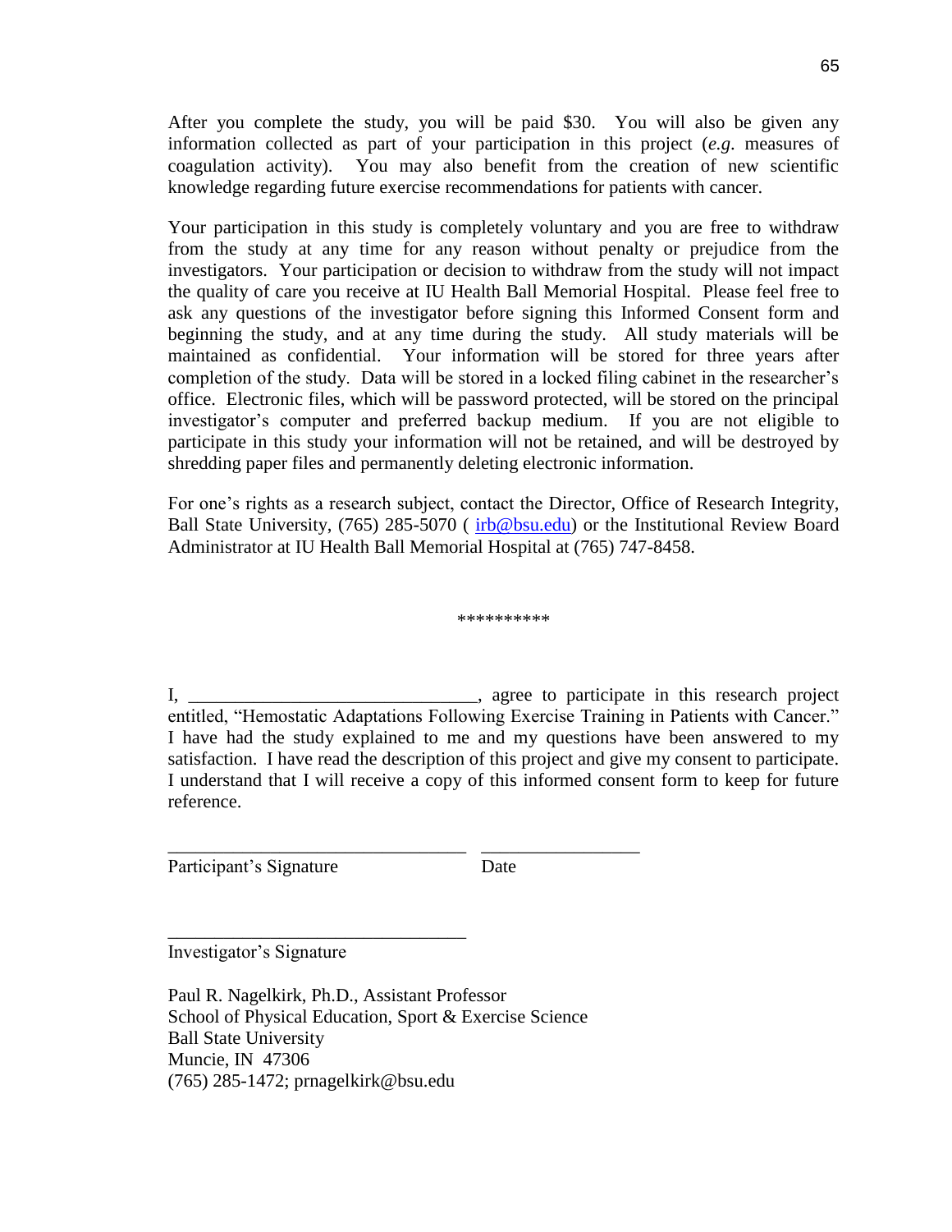After you complete the study, you will be paid $30. You will also be given any information collected as part of your participation in this project (*e.g*. measures of coagulation activity). You may also benefit from the creation of new scientific knowledge regarding future exercise recommendations for patients with cancer.

Your participation in this study is completely voluntary and you are free to withdraw from the study at any time for any reason without penalty or prejudice from the investigators. Your participation or decision to withdraw from the study will not impact the quality of care you receive at IU Health Ball Memorial Hospital. Please feel free to ask any questions of the investigator before signing this Informed Consent form and beginning the study, and at any time during the study. All study materials will be maintained as confidential. Your information will be stored for three years after completion of the study. Data will be stored in a locked filing cabinet in the researcher's office. Electronic files, which will be password protected, will be stored on the principal investigator's computer and preferred backup medium. If you are not eligible to participate in this study your information will not be retained, and will be destroyed by shredding paper files and permanently deleting electronic information.

For one's rights as a research subject, contact the Director, Office of Research Integrity, Ball State University, (765) 285-5070 ( irb@bsu.edu) or the Institutional Review Board Administrator at IU Health Ball Memorial Hospital at (765) 747-8458.

**********

I, ______________________________, agree to participate in this research project entitled, "Hemostatic Adaptations Following Exercise Training in Patients with Cancer." I have had the study explained to me and my questions have been answered to my satisfaction. I have read the description of this project and give my consent to participate. I understand that I will receive a copy of this informed consent form to keep for future reference.

________________________________ ________________

Participant's Signature Date

________________________________

Investigator's Signature

Paul R. Nagelkirk, Ph.D., Assistant Professor
School of Physical Education, Sport & Exercise Science
Ball State University
Muncie, IN 47306
(765) 285-1472; prnagelkirk@bsu.edu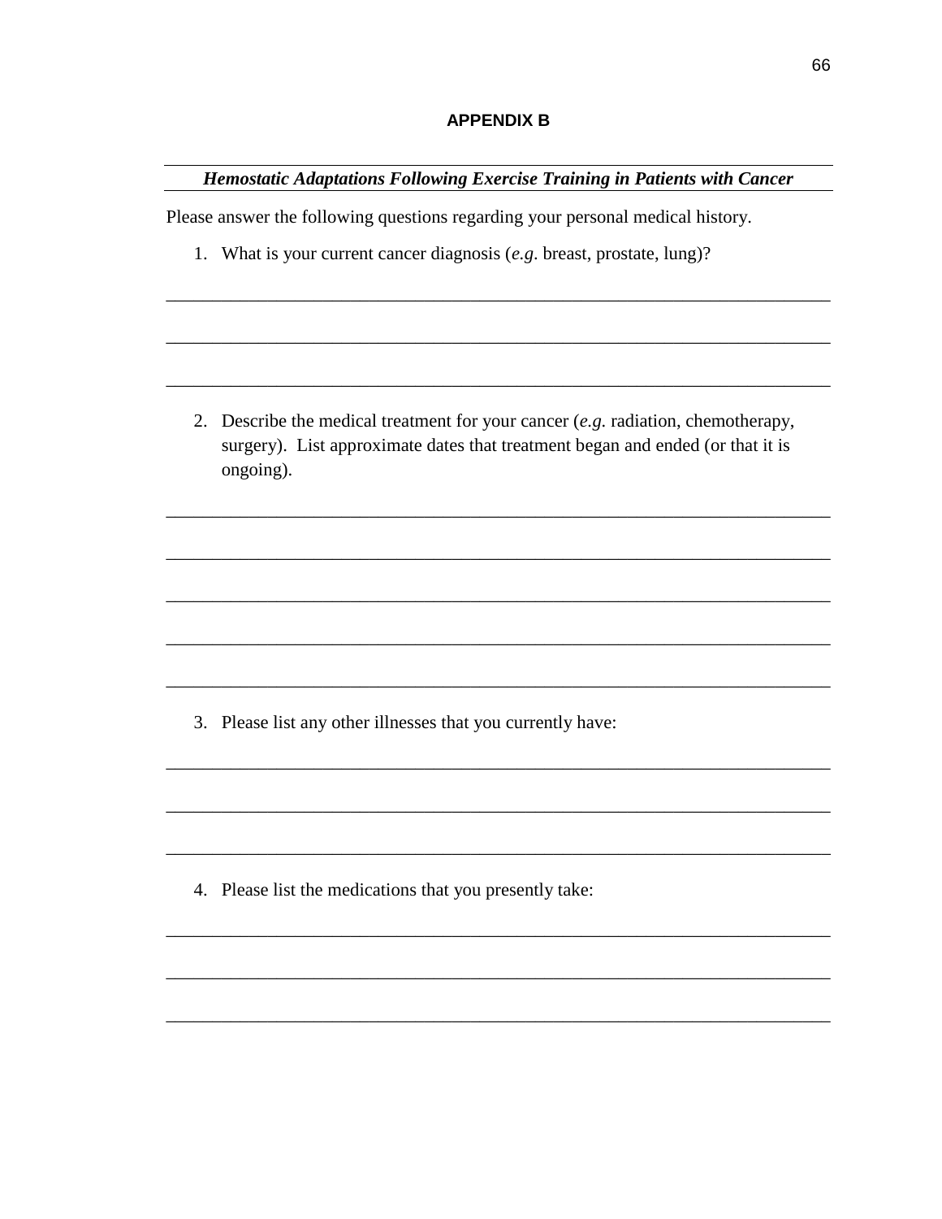## APPENDIX B

***Hemostatic Adaptations Following Exercise Training in Patients with Cancer***

Please answer the following questions regarding your personal medical history.

1. What is your current cancer diagnosis (*e.g*. breast, prostate, lung)?

\_\_\_\_\_\_\_\_\_\_\_\_\_\_\_\_\_\_\_\_\_\_\_\_\_\_\_\_\_\_\_\_\_\_\_\_\_\_\_\_\_\_\_\_\_\_\_\_\_\_\_\_\_\_\_\_\_\_\_\_\_\_\_\_\_\_\_\_\_\_

\_\_\_\_\_\_\_\_\_\_\_\_\_\_\_\_\_\_\_\_\_\_\_\_\_\_\_\_\_\_\_\_\_\_\_\_\_\_\_\_\_\_\_\_\_\_\_\_\_\_\_\_\_\_\_\_\_\_\_\_\_\_\_\_\_\_\_\_\_\_

\_\_\_\_\_\_\_\_\_\_\_\_\_\_\_\_\_\_\_\_\_\_\_\_\_\_\_\_\_\_\_\_\_\_\_\_\_\_\_\_\_\_\_\_\_\_\_\_\_\_\_\_\_\_\_\_\_\_\_\_\_\_\_\_\_\_\_\_\_\_

2. Describe the medical treatment for your cancer (*e.g.* radiation, chemotherapy, surgery). List approximate dates that treatment began and ended (or that it is ongoing).

\_\_\_\_\_\_\_\_\_\_\_\_\_\_\_\_\_\_\_\_\_\_\_\_\_\_\_\_\_\_\_\_\_\_\_\_\_\_\_\_\_\_\_\_\_\_\_\_\_\_\_\_\_\_\_\_\_\_\_\_\_\_\_\_\_\_\_\_\_\_

\_\_\_\_\_\_\_\_\_\_\_\_\_\_\_\_\_\_\_\_\_\_\_\_\_\_\_\_\_\_\_\_\_\_\_\_\_\_\_\_\_\_\_\_\_\_\_\_\_\_\_\_\_\_\_\_\_\_\_\_\_\_\_\_\_\_\_\_\_\_

\_\_\_\_\_\_\_\_\_\_\_\_\_\_\_\_\_\_\_\_\_\_\_\_\_\_\_\_\_\_\_\_\_\_\_\_\_\_\_\_\_\_\_\_\_\_\_\_\_\_\_\_\_\_\_\_\_\_\_\_\_\_\_\_\_\_\_\_\_\_

\_\_\_\_\_\_\_\_\_\_\_\_\_\_\_\_\_\_\_\_\_\_\_\_\_\_\_\_\_\_\_\_\_\_\_\_\_\_\_\_\_\_\_\_\_\_\_\_\_\_\_\_\_\_\_\_\_\_\_\_\_\_\_\_\_\_\_\_\_\_

\_\_\_\_\_\_\_\_\_\_\_\_\_\_\_\_\_\_\_\_\_\_\_\_\_\_\_\_\_\_\_\_\_\_\_\_\_\_\_\_\_\_\_\_\_\_\_\_\_\_\_\_\_\_\_\_\_\_\_\_\_\_\_\_\_\_\_\_\_\_

3. Please list any other illnesses that you currently have:

\_\_\_\_\_\_\_\_\_\_\_\_\_\_\_\_\_\_\_\_\_\_\_\_\_\_\_\_\_\_\_\_\_\_\_\_\_\_\_\_\_\_\_\_\_\_\_\_\_\_\_\_\_\_\_\_\_\_\_\_\_\_\_\_\_\_\_\_\_\_

\_\_\_\_\_\_\_\_\_\_\_\_\_\_\_\_\_\_\_\_\_\_\_\_\_\_\_\_\_\_\_\_\_\_\_\_\_\_\_\_\_\_\_\_\_\_\_\_\_\_\_\_\_\_\_\_\_\_\_\_\_\_\_\_\_\_\_\_\_\_

\_\_\_\_\_\_\_\_\_\_\_\_\_\_\_\_\_\_\_\_\_\_\_\_\_\_\_\_\_\_\_\_\_\_\_\_\_\_\_\_\_\_\_\_\_\_\_\_\_\_\_\_\_\_\_\_\_\_\_\_\_\_\_\_\_\_\_\_\_\_

4. Please list the medications that you presently take:

\_\_\_\_\_\_\_\_\_\_\_\_\_\_\_\_\_\_\_\_\_\_\_\_\_\_\_\_\_\_\_\_\_\_\_\_\_\_\_\_\_\_\_\_\_\_\_\_\_\_\_\_\_\_\_\_\_\_\_\_\_\_\_\_\_\_\_\_\_\_

\_\_\_\_\_\_\_\_\_\_\_\_\_\_\_\_\_\_\_\_\_\_\_\_\_\_\_\_\_\_\_\_\_\_\_\_\_\_\_\_\_\_\_\_\_\_\_\_\_\_\_\_\_\_\_\_\_\_\_\_\_\_\_\_\_\_\_\_\_\_

\_\_\_\_\_\_\_\_\_\_\_\_\_\_\_\_\_\_\_\_\_\_\_\_\_\_\_\_\_\_\_\_\_\_\_\_\_\_\_\_\_\_\_\_\_\_\_\_\_\_\_\_\_\_\_\_\_\_\_\_\_\_\_\_\_\_\_\_\_\_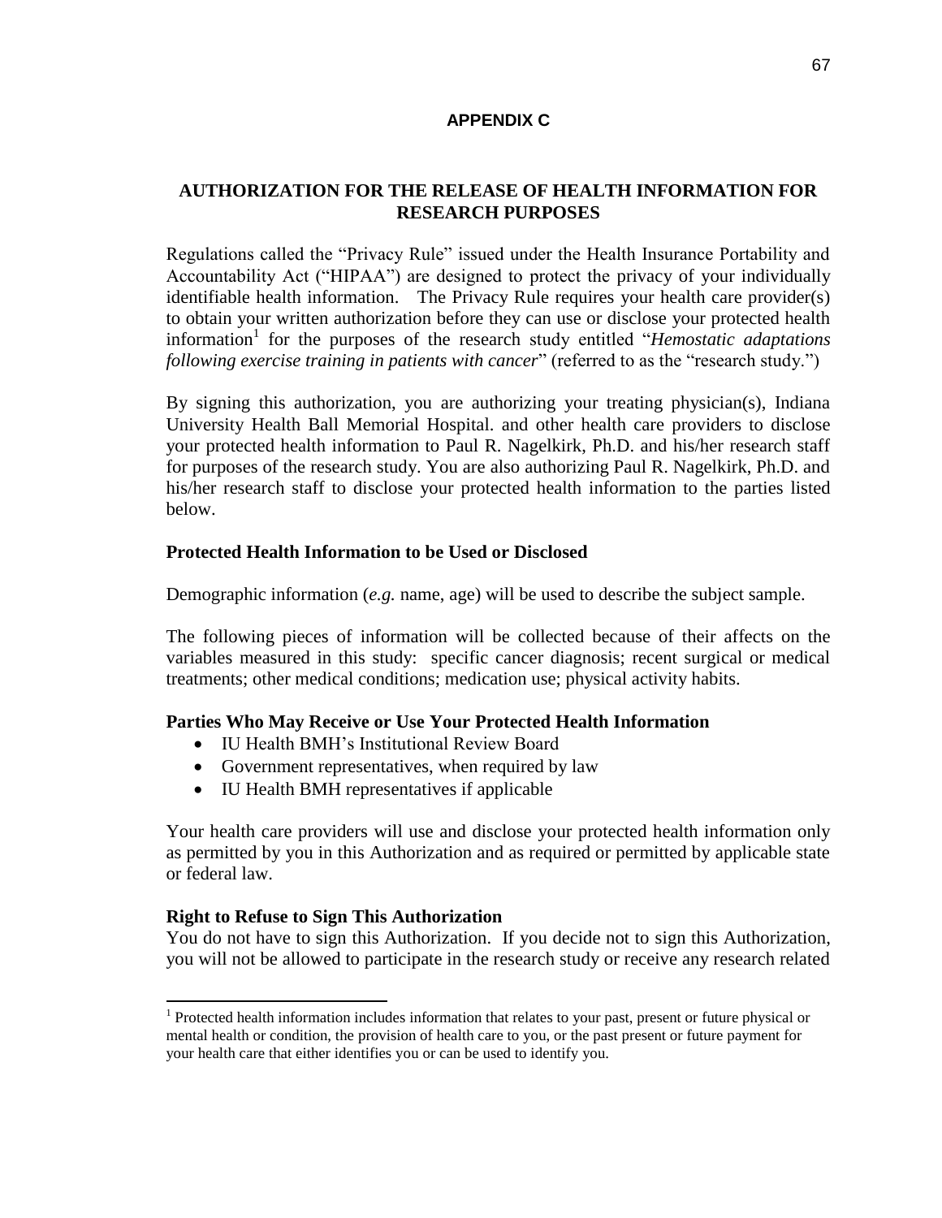## APPENDIX C

## AUTHORIZATION FOR THE RELEASE OF HEALTH INFORMATION FOR RESEARCH PURPOSES

Regulations called the "Privacy Rule" issued under the Health Insurance Portability and Accountability Act ("HIPAA") are designed to protect the privacy of your individually identifiable health information. The Privacy Rule requires your health care provider(s) to obtain your written authorization before they can use or disclose your protected health information[1] for the purposes of the research study entitled "*Hemostatic adaptations following exercise training in patients with cancer*" (referred to as the "research study.")

By signing this authorization, you are authorizing your treating physician(s), Indiana University Health Ball Memorial Hospital. and other health care providers to disclose your protected health information to Paul R. Nagelkirk, Ph.D. and his/her research staff for purposes of the research study. You are also authorizing Paul R. Nagelkirk, Ph.D. and his/her research staff to disclose your protected health information to the parties listed below.

**Protected Health Information to be Used or Disclosed**

Demographic information (*e.g.* name, age) will be used to describe the subject sample.

The following pieces of information will be collected because of their affects on the variables measured in this study: specific cancer diagnosis; recent surgical or medical treatments; other medical conditions; medication use; physical activity habits.

**Parties Who May Receive or Use Your Protected Health Information**

- IU Health BMH's Institutional Review Board
- Government representatives, when required by law
- IU Health BMH representatives if applicable

Your health care providers will use and disclose your protected health information only as permitted by you in this Authorization and as required or permitted by applicable state or federal law.

**Right to Refuse to Sign This Authorization**

You do not have to sign this Authorization. If you decide not to sign this Authorization, you will not be allowed to participate in the research study or receive any research related

[1] Protected health information includes information that relates to your past, present or future physical or mental health or condition, the provision of health care to you, or the past present or future payment for your health care that either identifies you or can be used to identify you.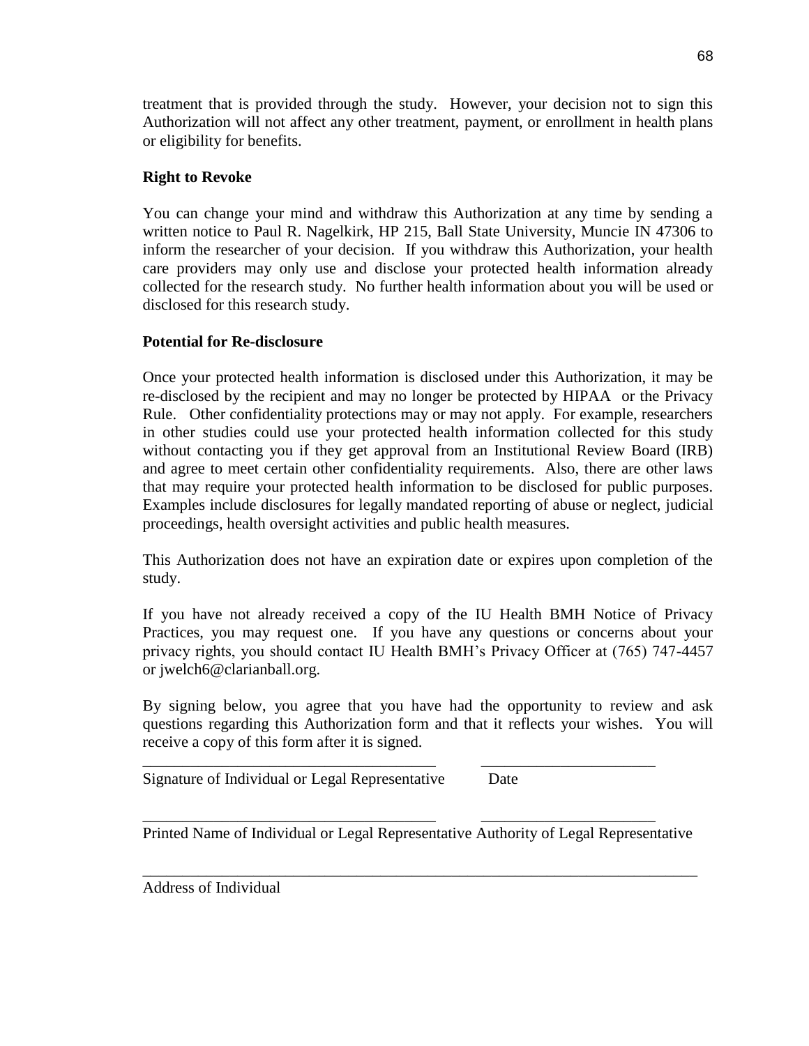treatment that is provided through the study. However, your decision not to sign this Authorization will not affect any other treatment, payment, or enrollment in health plans or eligibility for benefits.

**Right to Revoke**

You can change your mind and withdraw this Authorization at any time by sending a written notice to Paul R. Nagelkirk, HP 215, Ball State University, Muncie IN 47306 to inform the researcher of your decision. If you withdraw this Authorization, your health care providers may only use and disclose your protected health information already collected for the research study. No further health information about you will be used or disclosed for this research study.

**Potential for Re-disclosure**

Once your protected health information is disclosed under this Authorization, it may be re-disclosed by the recipient and may no longer be protected by HIPAA or the Privacy Rule. Other confidentiality protections may or may not apply. For example, researchers in other studies could use your protected health information collected for this study without contacting you if they get approval from an Institutional Review Board (IRB) and agree to meet certain other confidentiality requirements. Also, there are other laws that may require your protected health information to be disclosed for public purposes. Examples include disclosures for legally mandated reporting of abuse or neglect, judicial proceedings, health oversight activities and public health measures.

This Authorization does not have an expiration date or expires upon completion of the study.

If you have not already received a copy of the IU Health BMH Notice of Privacy Practices, you may request one. If you have any questions or concerns about your privacy rights, you should contact IU Health BMH's Privacy Officer at (765) 747-4457 or jwelch6@clarianball.org.

By signing below, you agree that you have had the opportunity to review and ask questions regarding this Authorization form and that it reflects your wishes. You will receive a copy of this form after it is signed.

_____________________________________ _____________________

Signature of Individual or Legal Representative Date

_____________________________________ _____________________

Printed Name of Individual or Legal Representative Authority of Legal Representative

_______________________________________________________________________

Address of Individual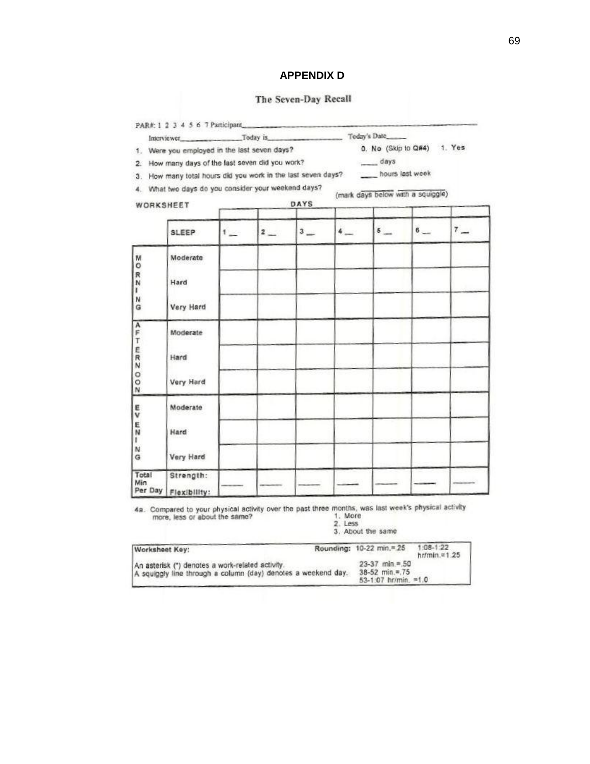## APPENDIX D

### The Seven-Day Recall

PAR#: 1 2 3 4 5 6 7 Participant\_\_\_\_\_\_\_\_\_\_\_\_\_\_\_\_\_\_\_\_\_\_\_\_\_\_\_\_\_\_\_\_\_\_\_\_\_\_\_\_

Interviewer\_\_\_\_\_\_\_\_\_\_\_\_\_\_Today is\_\_\_\_\_\_\_\_\_\_\_\_\_\_\_\_\_ Today's Date\_\_\_\_\_

1. Were you employed in the last seven days? 0. No (Skip to Q#4) 1. Yes
2. How many days of the last seven did you work? \_\_\_\_ days
3. How many total hours did you work in the last seven days? \_\_\_\_ hours last week
4. What two days do you consider your weekend days? (mark days below with a squiggle)

**WORKSHEET**

| | | DAYS | | | | | | |
|---|---|---|---|---|---|---|---|---|
| | SLEEP | 1 \_\_ | 2 \_\_ | 3 \_\_ | 4 \_\_ | 5 \_\_ | 6 \_\_ | 7 \_\_ |
| MORNING | Moderate | | | | | | | |
| | Hard | | | | | | | |
| | Very Hard | | | | | | | |
| AFTERNOON | Moderate | | | | | | | |
| | Hard | | | | | | | |
| | Very Hard | | | | | | | |
| EVENING | Moderate | | | | | | | |
| | Hard | | | | | | | |
| | Very Hard | | | | | | | |
| Total Min Per Day | Strength: Flexibility: | \_\_\_\_ | \_\_\_\_ | \_\_\_\_ | \_\_\_\_ | \_\_\_\_ | \_\_\_\_ | \_\_\_\_ |

4a. Compared to your physical activity over the past three months, was last week's physical activity more, less or about the same?
1. More
2. Less
3. About the same

| Worksheet Key: | Rounding: | |
|---|---|---|
| An asterisk (*) denotes a work-related activity. | 10-22 min.=.25 | 1:08-1:22 hr/min.=1.25 |
| A squiggly line through a column (day) denotes a weekend day. | 23-37 min.=.50 | |
| | 38-52 min.=.75 | |
| | 53-1:07 hr/min. =1.0 | |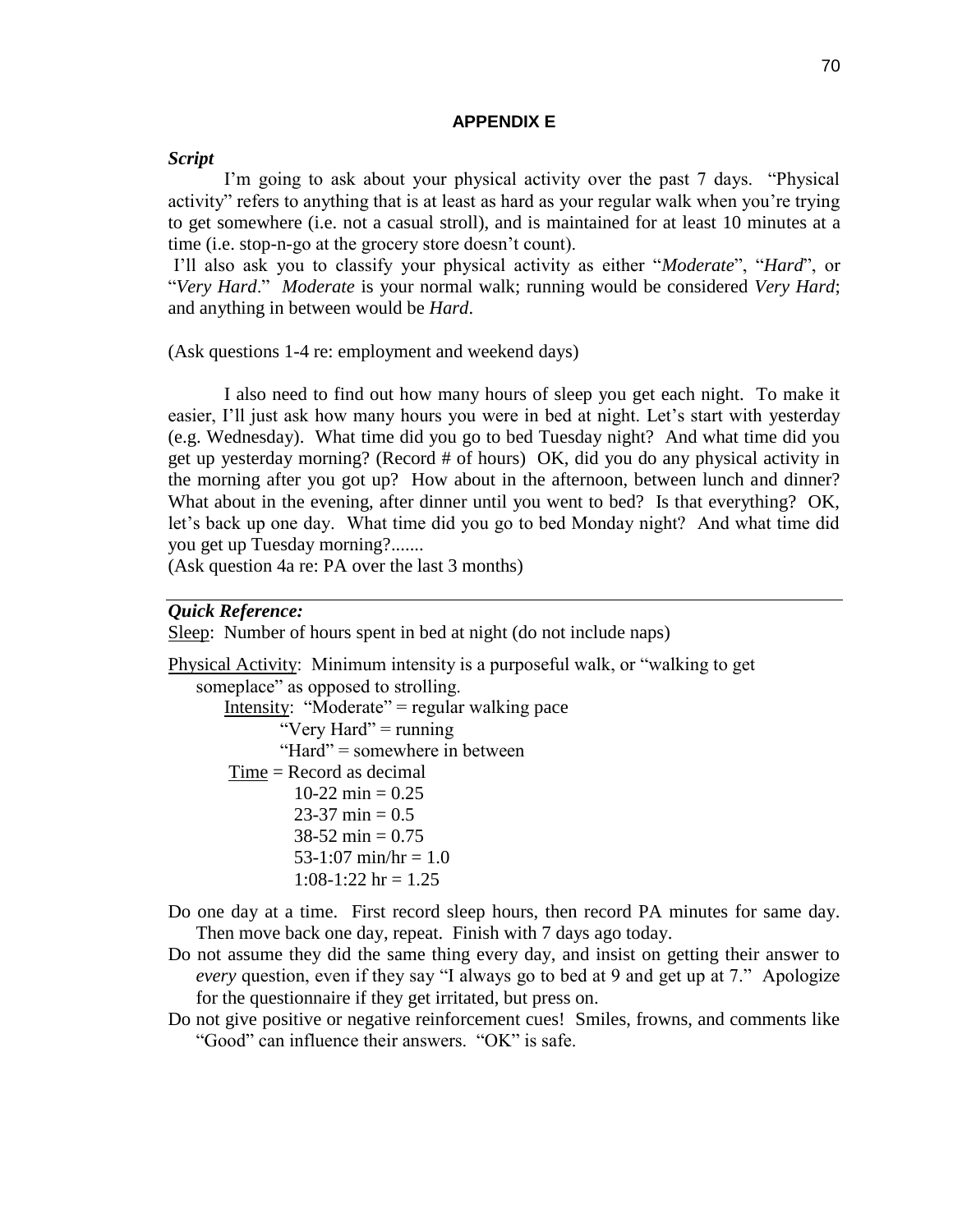## APPENDIX E

***Script***

I'm going to ask about your physical activity over the past 7 days. "Physical activity" refers to anything that is at least as hard as your regular walk when you're trying to get somewhere (i.e. not a casual stroll), and is maintained for at least 10 minutes at a time (i.e. stop-n-go at the grocery store doesn't count).

I'll also ask you to classify your physical activity as either "*Moderate*", "*Hard*", or "*Very Hard*." *Moderate* is your normal walk; running would be considered *Very Hard*; and anything in between would be *Hard*.

(Ask questions 1-4 re: employment and weekend days)

I also need to find out how many hours of sleep you get each night. To make it easier, I'll just ask how many hours you were in bed at night. Let's start with yesterday (e.g. Wednesday). What time did you go to bed Tuesday night? And what time did you get up yesterday morning? (Record # of hours) OK, did you do any physical activity in the morning after you got up? How about in the afternoon, between lunch and dinner? What about in the evening, after dinner until you went to bed? Is that everything? OK, let's back up one day. What time did you go to bed Monday night? And what time did you get up Tuesday morning?.......

(Ask question 4a re: PA over the last 3 months)

---

***Quick Reference:***

Sleep: Number of hours spent in bed at night (do not include naps)

Physical Activity: Minimum intensity is a purposeful walk, or "walking to get someplace" as opposed to strolling.

Intensity: "Moderate" = regular walking pace
"Very Hard" = running
"Hard" = somewhere in between

Time = Record as decimal
10-22 min = 0.25
23-37 min = 0.5
38-52 min = 0.75
53-1:07 min/hr = 1.0
1:08-1:22 hr = 1.25

Do one day at a time. First record sleep hours, then record PA minutes for same day. Then move back one day, repeat. Finish with 7 days ago today.

Do not assume they did the same thing every day, and insist on getting their answer to *every* question, even if they say "I always go to bed at 9 and get up at 7." Apologize for the questionnaire if they get irritated, but press on.

Do not give positive or negative reinforcement cues! Smiles, frowns, and comments like "Good" can influence their answers. "OK" is safe.